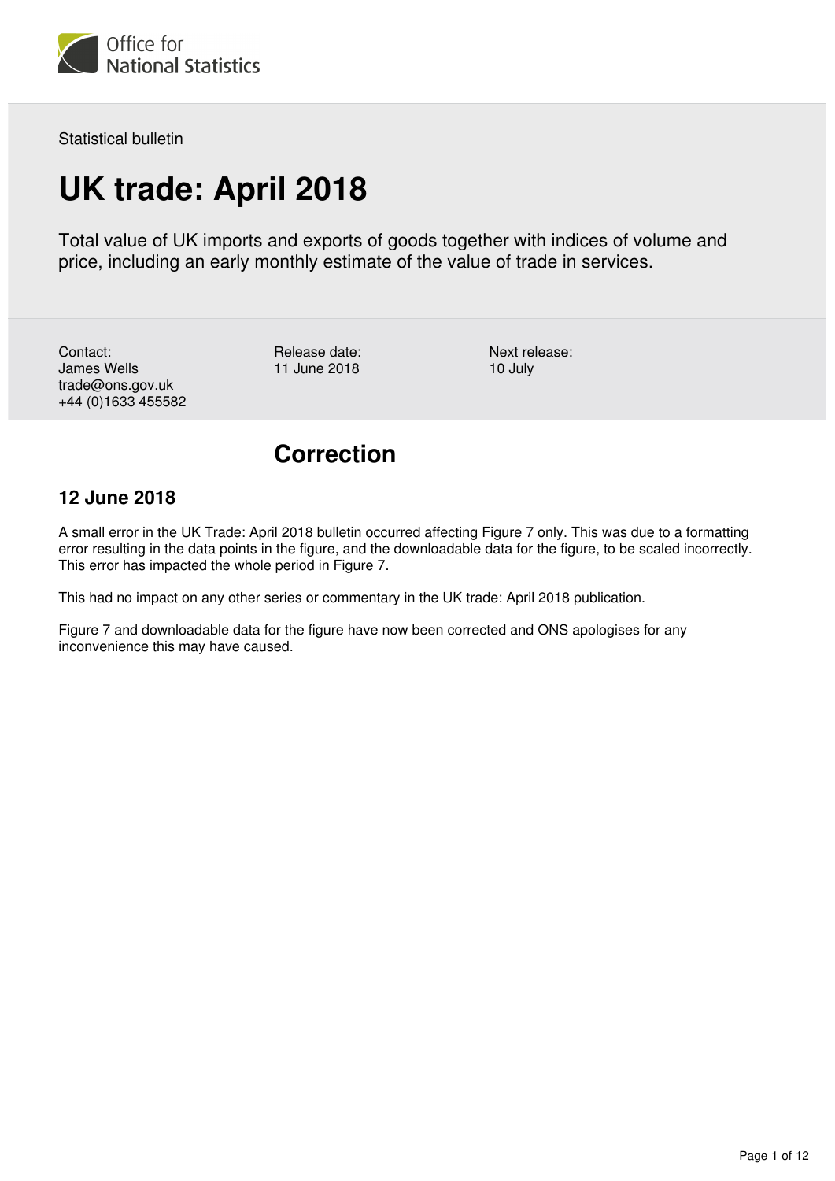Statistical bulletin

# UK trade: April 2018

Total value of UK imports and exports of goods together with indices of volume and price, including an early monthly estimate of the value of trade in services.

Contact:
James Wells
trade@ons.gov.uk
+44 (0)1633 455582

Release date:
11 June 2018

Next release:
10 July

## Correction

### 12 June 2018

A small error in the UK Trade: April 2018 bulletin occurred affecting Figure 7 only. This was due to a formatting error resulting in the data points in the figure, and the downloadable data for the figure, to be scaled incorrectly. This error has impacted the whole period in Figure 7.

This had no impact on any other series or commentary in the UK trade: April 2018 publication.

Figure 7 and downloadable data for the figure have now been corrected and ONS apologises for any inconvenience this may have caused.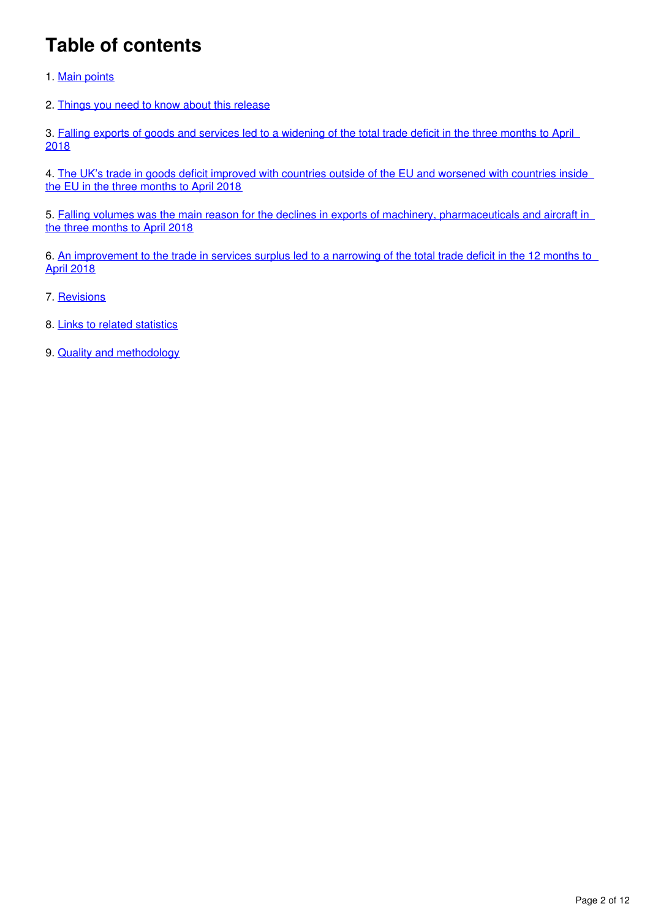# Table of contents

1. Main points

2. Things you need to know about this release

3. Falling exports of goods and services led to a widening of the total trade deficit in the three months to April 2018

4. The UK's trade in goods deficit improved with countries outside of the EU and worsened with countries inside the EU in the three months to April 2018

5. Falling volumes was the main reason for the declines in exports of machinery, pharmaceuticals and aircraft in the three months to April 2018

6. An improvement to the trade in services surplus led to a narrowing of the total trade deficit in the 12 months to April 2018

7. Revisions

8. Links to related statistics

9. Quality and methodology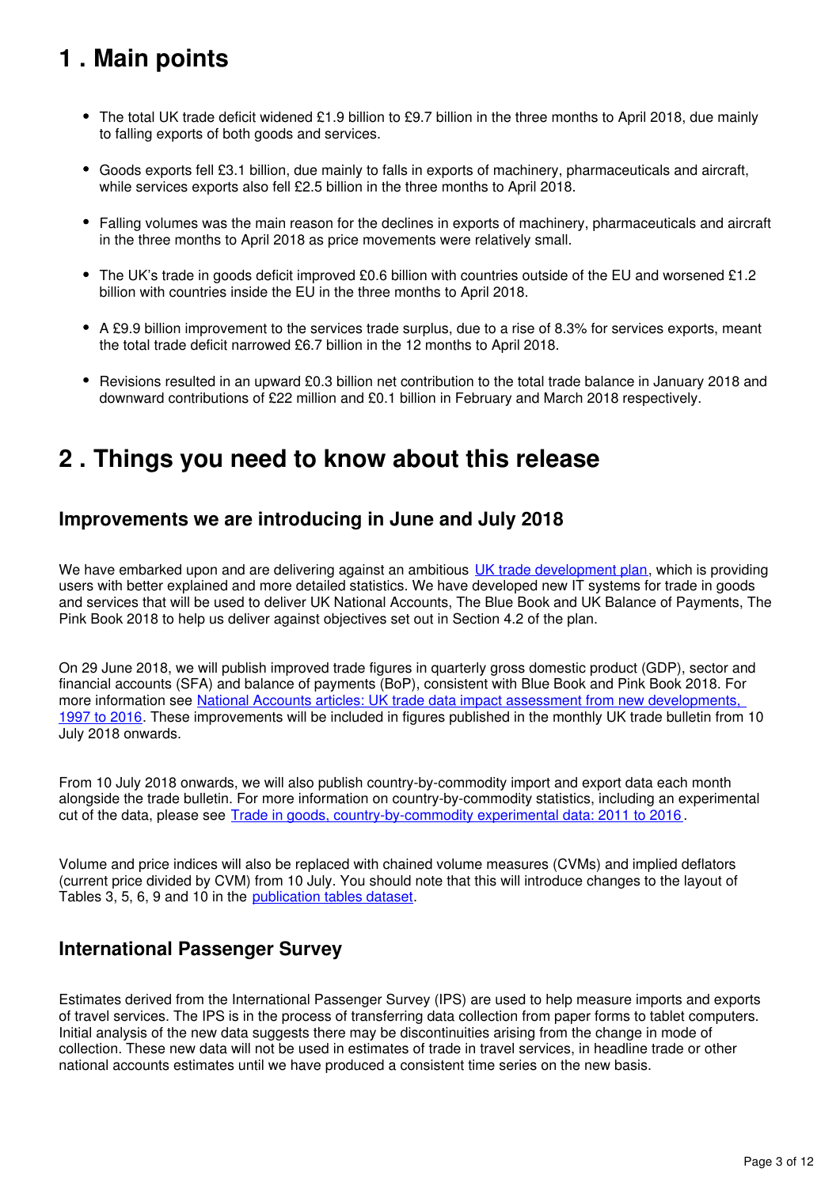# 1 . Main points

- The total UK trade deficit widened £1.9 billion to £9.7 billion in the three months to April 2018, due mainly to falling exports of both goods and services.
- Goods exports fell £3.1 billion, due mainly to falls in exports of machinery, pharmaceuticals and aircraft, while services exports also fell £2.5 billion in the three months to April 2018.
- Falling volumes was the main reason for the declines in exports of machinery, pharmaceuticals and aircraft in the three months to April 2018 as price movements were relatively small.
- The UK's trade in goods deficit improved £0.6 billion with countries outside of the EU and worsened £1.2 billion with countries inside the EU in the three months to April 2018.
- A £9.9 billion improvement to the services trade surplus, due to a rise of 8.3% for services exports, meant the total trade deficit narrowed £6.7 billion in the 12 months to April 2018.
- Revisions resulted in an upward £0.3 billion net contribution to the total trade balance in January 2018 and downward contributions of £22 million and £0.1 billion in February and March 2018 respectively.

# 2 . Things you need to know about this release

## Improvements we are introducing in June and July 2018

We have embarked upon and are delivering against an ambitious UK trade development plan, which is providing users with better explained and more detailed statistics. We have developed new IT systems for trade in goods and services that will be used to deliver UK National Accounts, The Blue Book and UK Balance of Payments, The Pink Book 2018 to help us deliver against objectives set out in Section 4.2 of the plan.

On 29 June 2018, we will publish improved trade figures in quarterly gross domestic product (GDP), sector and financial accounts (SFA) and balance of payments (BoP), consistent with Blue Book and Pink Book 2018. For more information see National Accounts articles: UK trade data impact assessment from new developments, 1997 to 2016. These improvements will be included in figures published in the monthly UK trade bulletin from 10 July 2018 onwards.

From 10 July 2018 onwards, we will also publish country-by-commodity import and export data each month alongside the trade bulletin. For more information on country-by-commodity statistics, including an experimental cut of the data, please see Trade in goods, country-by-commodity experimental data: 2011 to 2016.

Volume and price indices will also be replaced with chained volume measures (CVMs) and implied deflators (current price divided by CVM) from 10 July. You should note that this will introduce changes to the layout of Tables 3, 5, 6, 9 and 10 in the publication tables dataset.

## International Passenger Survey

Estimates derived from the International Passenger Survey (IPS) are used to help measure imports and exports of travel services. The IPS is in the process of transferring data collection from paper forms to tablet computers. Initial analysis of the new data suggests there may be discontinuities arising from the change in mode of collection. These new data will not be used in estimates of trade in travel services, in headline trade or other national accounts estimates until we have produced a consistent time series on the new basis.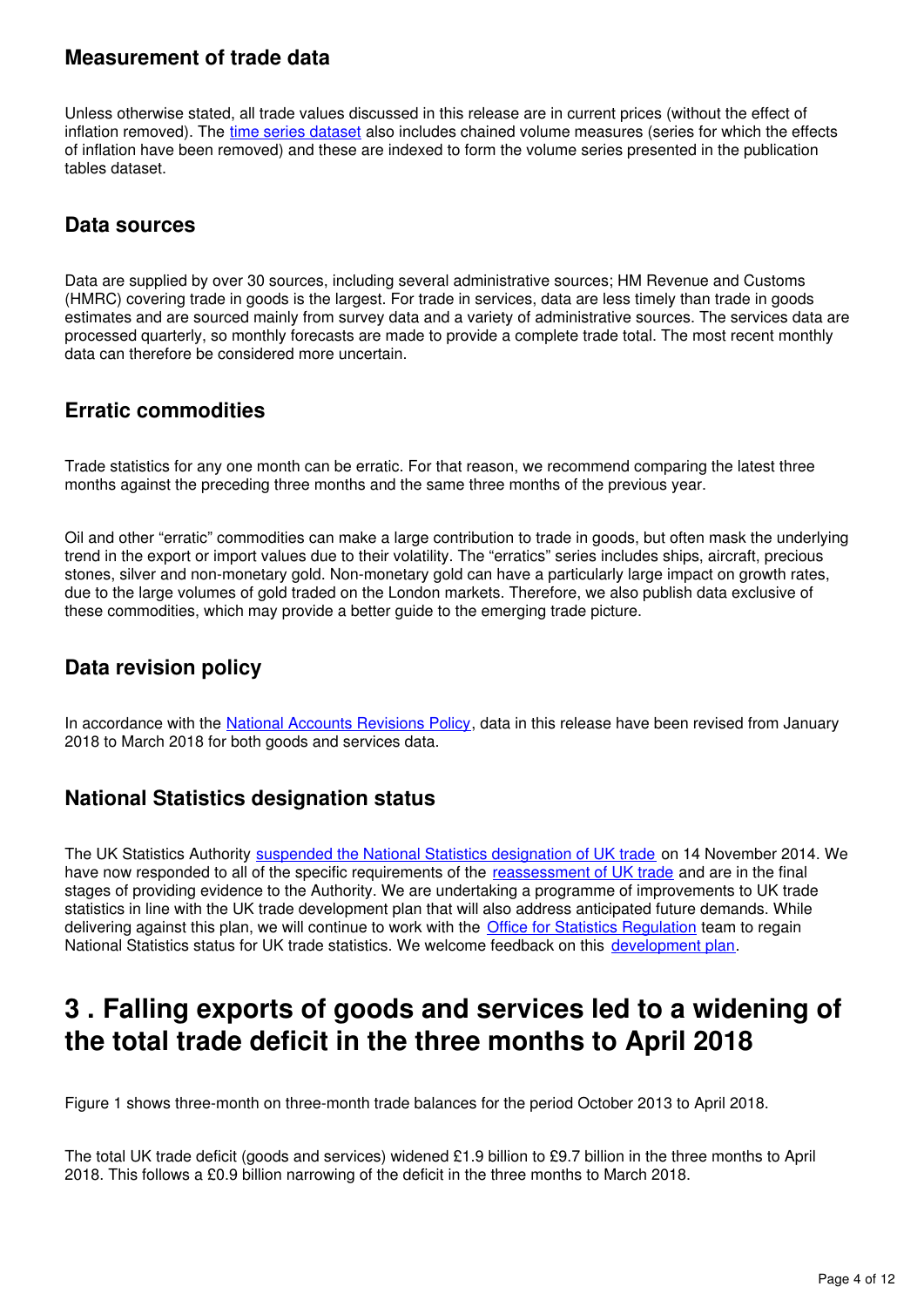### Measurement of trade data

Unless otherwise stated, all trade values discussed in this release are in current prices (without the effect of inflation removed). The time series dataset also includes chained volume measures (series for which the effects of inflation have been removed) and these are indexed to form the volume series presented in the publication tables dataset.

### Data sources

Data are supplied by over 30 sources, including several administrative sources; HM Revenue and Customs (HMRC) covering trade in goods is the largest. For trade in services, data are less timely than trade in goods estimates and are sourced mainly from survey data and a variety of administrative sources. The services data are processed quarterly, so monthly forecasts are made to provide a complete trade total. The most recent monthly data can therefore be considered more uncertain.

### Erratic commodities

Trade statistics for any one month can be erratic. For that reason, we recommend comparing the latest three months against the preceding three months and the same three months of the previous year.

Oil and other "erratic" commodities can make a large contribution to trade in goods, but often mask the underlying trend in the export or import values due to their volatility. The "erratics" series includes ships, aircraft, precious stones, silver and non-monetary gold. Non-monetary gold can have a particularly large impact on growth rates, due to the large volumes of gold traded on the London markets. Therefore, we also publish data exclusive of these commodities, which may provide a better guide to the emerging trade picture.

### Data revision policy

In accordance with the National Accounts Revisions Policy, data in this release have been revised from January 2018 to March 2018 for both goods and services data.

### National Statistics designation status

The UK Statistics Authority suspended the National Statistics designation of UK trade on 14 November 2014. We have now responded to all of the specific requirements of the reassessment of UK trade and are in the final stages of providing evidence to the Authority. We are undertaking a programme of improvements to UK trade statistics in line with the UK trade development plan that will also address anticipated future demands. While delivering against this plan, we will continue to work with the Office for Statistics Regulation team to regain National Statistics status for UK trade statistics. We welcome feedback on this development plan.

## 3 . Falling exports of goods and services led to a widening of the total trade deficit in the three months to April 2018

Figure 1 shows three-month on three-month trade balances for the period October 2013 to April 2018.

The total UK trade deficit (goods and services) widened £1.9 billion to £9.7 billion in the three months to April 2018. This follows a £0.9 billion narrowing of the deficit in the three months to March 2018.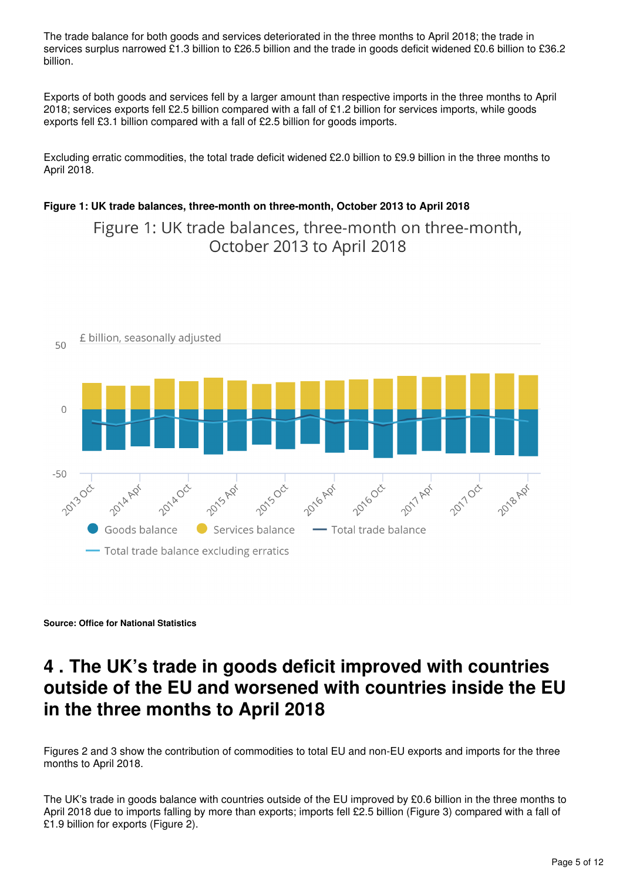The trade balance for both goods and services deteriorated in the three months to April 2018; the trade in services surplus narrowed £1.3 billion to £26.5 billion and the trade in goods deficit widened £0.6 billion to £36.2 billion.

Exports of both goods and services fell by a larger amount than respective imports in the three months to April 2018; services exports fell £2.5 billion compared with a fall of £1.2 billion for services imports, while goods exports fell £3.1 billion compared with a fall of £2.5 billion for goods imports.

Excluding erratic commodities, the total trade deficit widened £2.0 billion to £9.9 billion in the three months to April 2018.

**Figure 1: UK trade balances, three-month on three-month, October 2013 to April 2018**

**Source: Office for National Statistics**

## 4 . The UK's trade in goods deficit improved with countries outside of the EU and worsened with countries inside the EU in the three months to April 2018

Figures 2 and 3 show the contribution of commodities to total EU and non-EU exports and imports for the three months to April 2018.

The UK's trade in goods balance with countries outside of the EU improved by £0.6 billion in the three months to April 2018 due to imports falling by more than exports; imports fell £2.5 billion (Figure 3) compared with a fall of £1.9 billion for exports (Figure 2).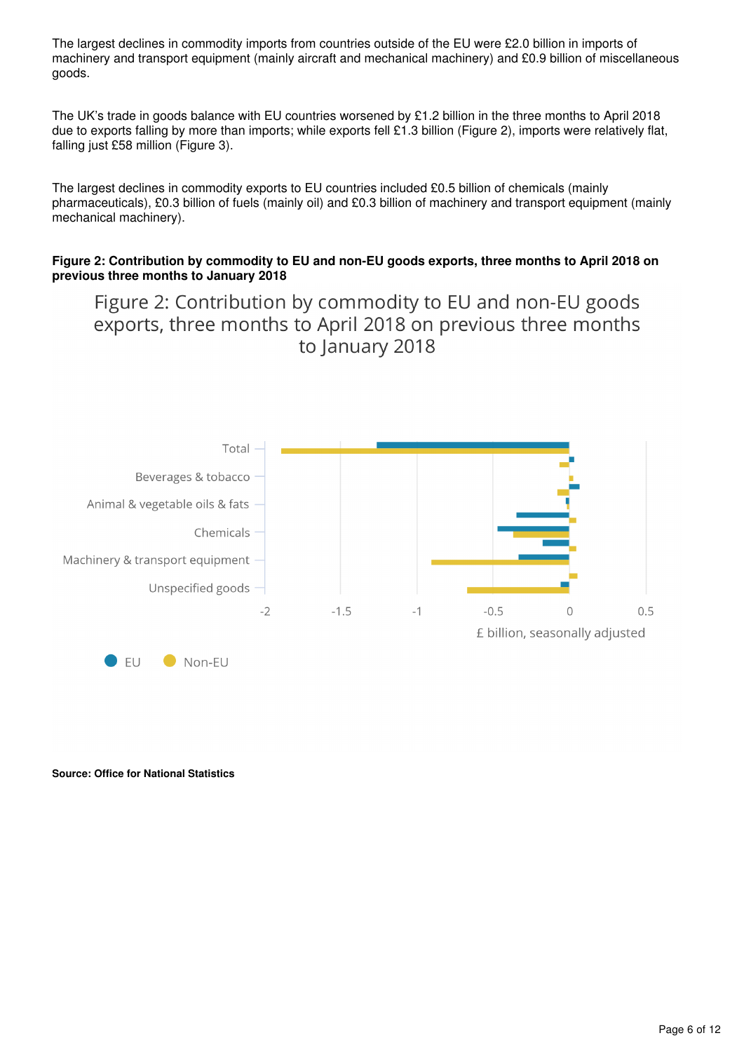The largest declines in commodity imports from countries outside of the EU were £2.0 billion in imports of machinery and transport equipment (mainly aircraft and mechanical machinery) and £0.9 billion of miscellaneous goods.

The UK's trade in goods balance with EU countries worsened by £1.2 billion in the three months to April 2018 due to exports falling by more than imports; while exports fell £1.3 billion (Figure 2), imports were relatively flat, falling just £58 million (Figure 3).

The largest declines in commodity exports to EU countries included £0.5 billion of chemicals (mainly pharmaceuticals), £0.3 billion of fuels (mainly oil) and £0.3 billion of machinery and transport equipment (mainly mechanical machinery).

**Figure 2: Contribution by commodity to EU and non-EU goods exports, three months to April 2018 on previous three months to January 2018**

Figure 2: Contribution by commodity to EU and non-EU goods exports, three months to April 2018 on previous three months to January 2018

Total

Beverages & tobacco

Animal & vegetable oils & fats

Chemicals

Machinery & transport equipment

Unspecified goods

-2 -1.5 -1 -0.5 0 0.5

£ billion, seasonally adjusted

EU Non-EU

**Source: Office for National Statistics**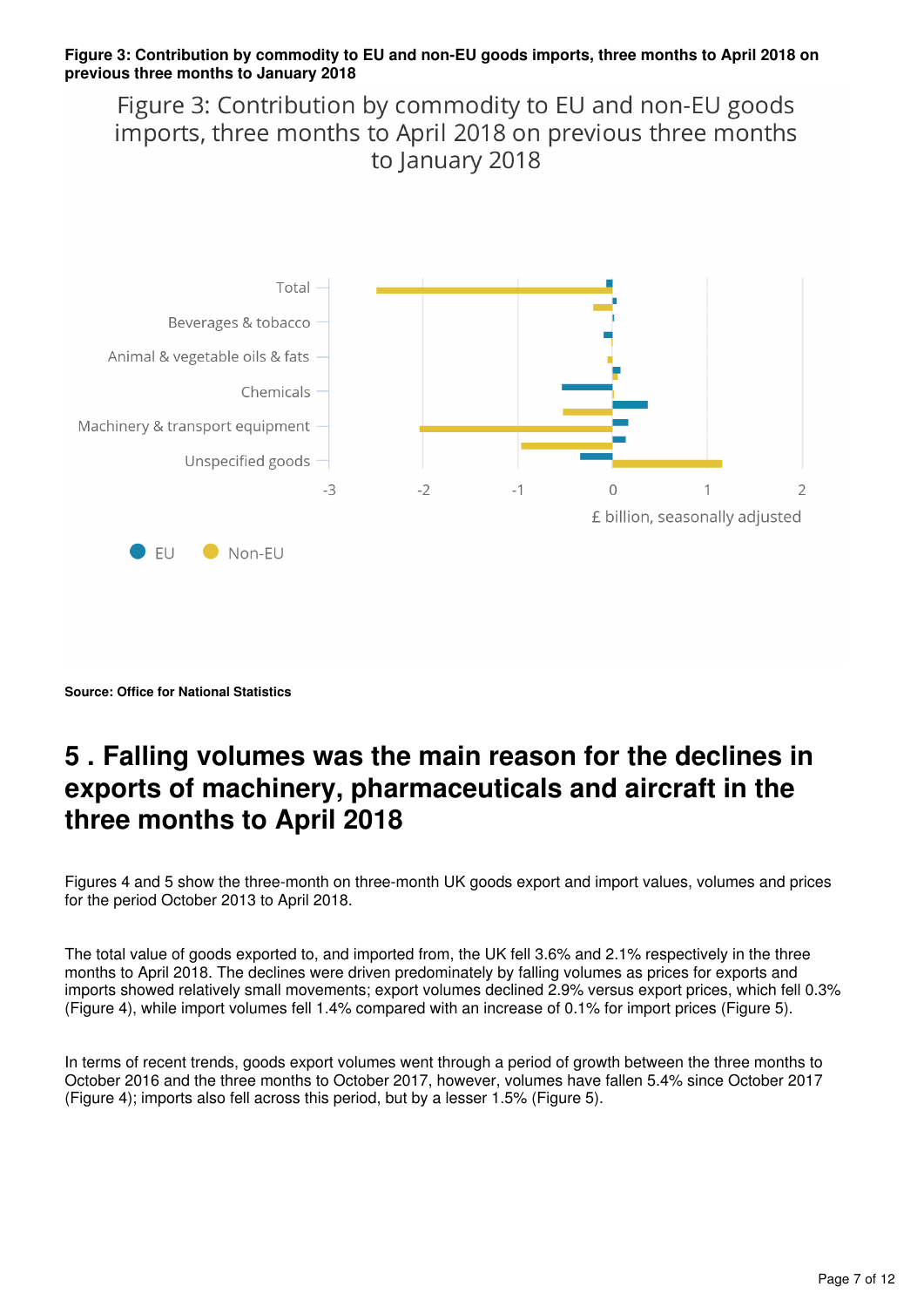**Figure 3: Contribution by commodity to EU and non-EU goods imports, three months to April 2018 on previous three months to January 2018**

Figure 3: Contribution by commodity to EU and non-EU goods imports, three months to April 2018 on previous three months to January 2018

Total

Beverages & tobacco

Animal & vegetable oils & fats

Chemicals

Machinery & transport equipment

Unspecified goods

-3 -2 -1 0 1 2

£ billion, seasonally adjusted

EU Non-EU

**Source: Office for National Statistics**

# 5 . Falling volumes was the main reason for the declines in exports of machinery, pharmaceuticals and aircraft in the three months to April 2018

Figures 4 and 5 show the three-month on three-month UK goods export and import values, volumes and prices for the period October 2013 to April 2018.

The total value of goods exported to, and imported from, the UK fell 3.6% and 2.1% respectively in the three months to April 2018. The declines were driven predominately by falling volumes as prices for exports and imports showed relatively small movements; export volumes declined 2.9% versus export prices, which fell 0.3% (Figure 4), while import volumes fell 1.4% compared with an increase of 0.1% for import prices (Figure 5).

In terms of recent trends, goods export volumes went through a period of growth between the three months to October 2016 and the three months to October 2017, however, volumes have fallen 5.4% since October 2017 (Figure 4); imports also fell across this period, but by a lesser 1.5% (Figure 5).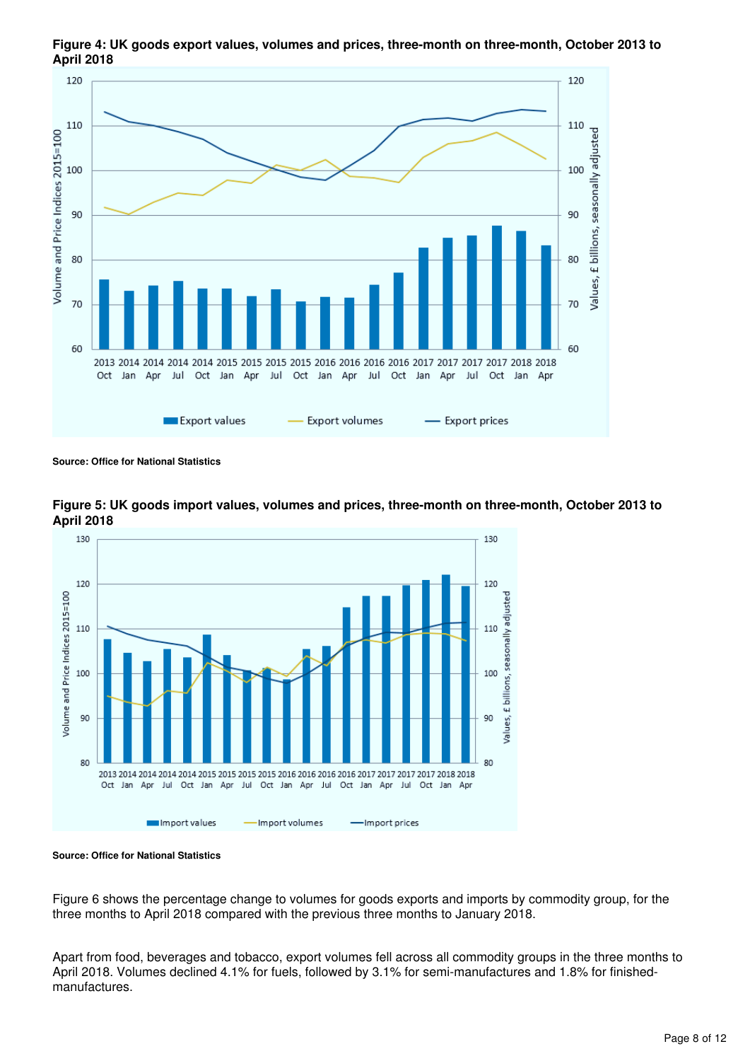**Figure 4: UK goods export values, volumes and prices, three-month on three-month, October 2013 to April 2018**

**Source: Office for National Statistics**

**Figure 5: UK goods import values, volumes and prices, three-month on three-month, October 2013 to April 2018**

**Source: Office for National Statistics**

Figure 6 shows the percentage change to volumes for goods exports and imports by commodity group, for the three months to April 2018 compared with the previous three months to January 2018.

Apart from food, beverages and tobacco, export volumes fell across all commodity groups in the three months to April 2018. Volumes declined 4.1% for fuels, followed by 3.1% for semi-manufactures and 1.8% for finished-manufactures.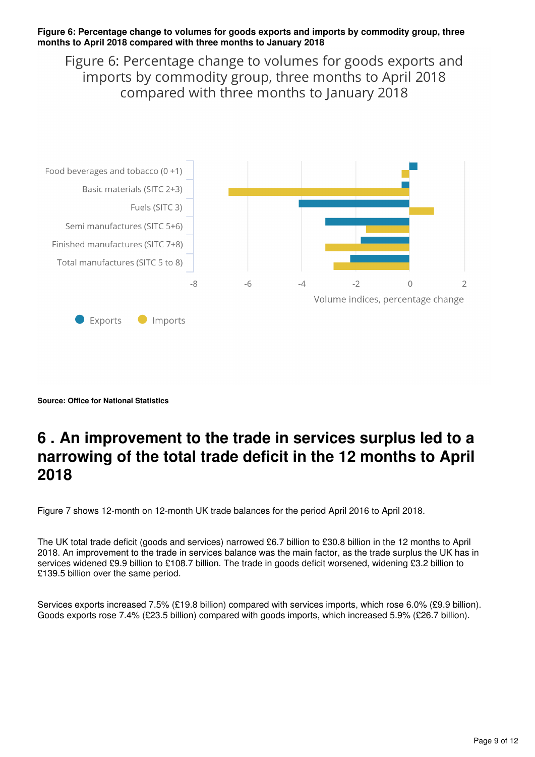**Figure 6: Percentage change to volumes for goods exports and imports by commodity group, three months to April 2018 compared with three months to January 2018**

**Source: Office for National Statistics**

# 6 . An improvement to the trade in services surplus led to a narrowing of the total trade deficit in the 12 months to April 2018

Figure 7 shows 12-month on 12-month UK trade balances for the period April 2016 to April 2018.

The UK total trade deficit (goods and services) narrowed £6.7 billion to £30.8 billion in the 12 months to April 2018. An improvement to the trade in services balance was the main factor, as the trade surplus the UK has in services widened £9.9 billion to £108.7 billion. The trade in goods deficit worsened, widening £3.2 billion to £139.5 billion over the same period.

Services exports increased 7.5% (£19.8 billion) compared with services imports, which rose 6.0% (£9.9 billion). Goods exports rose 7.4% (£23.5 billion) compared with goods imports, which increased 5.9% (£26.7 billion).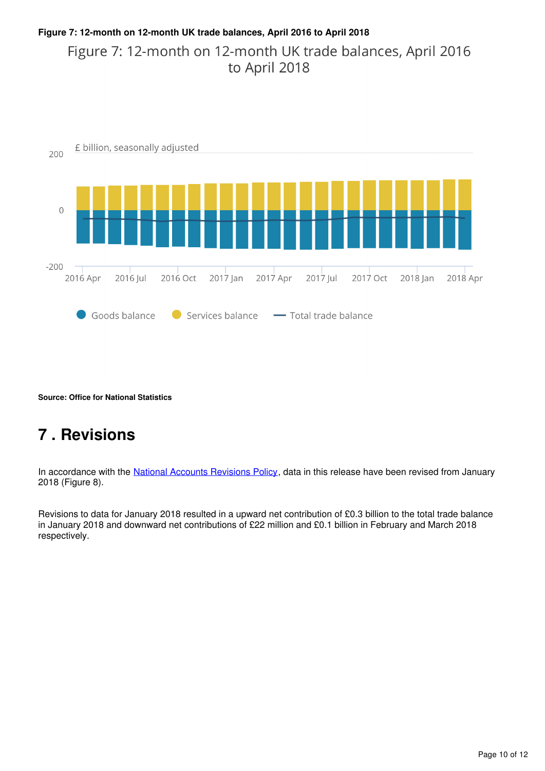**Figure 7: 12-month on 12-month UK trade balances, April 2016 to April 2018**

Figure 7: 12-month on 12-month UK trade balances, April 2016 to April 2018

£ billion, seasonally adjusted

Goods balance | Services balance | Total trade balance

**Source: Office for National Statistics**

## 7 . Revisions

In accordance with the National Accounts Revisions Policy, data in this release have been revised from January 2018 (Figure 8).

Revisions to data for January 2018 resulted in a upward net contribution of £0.3 billion to the total trade balance in January 2018 and downward net contributions of £22 million and £0.1 billion in February and March 2018 respectively.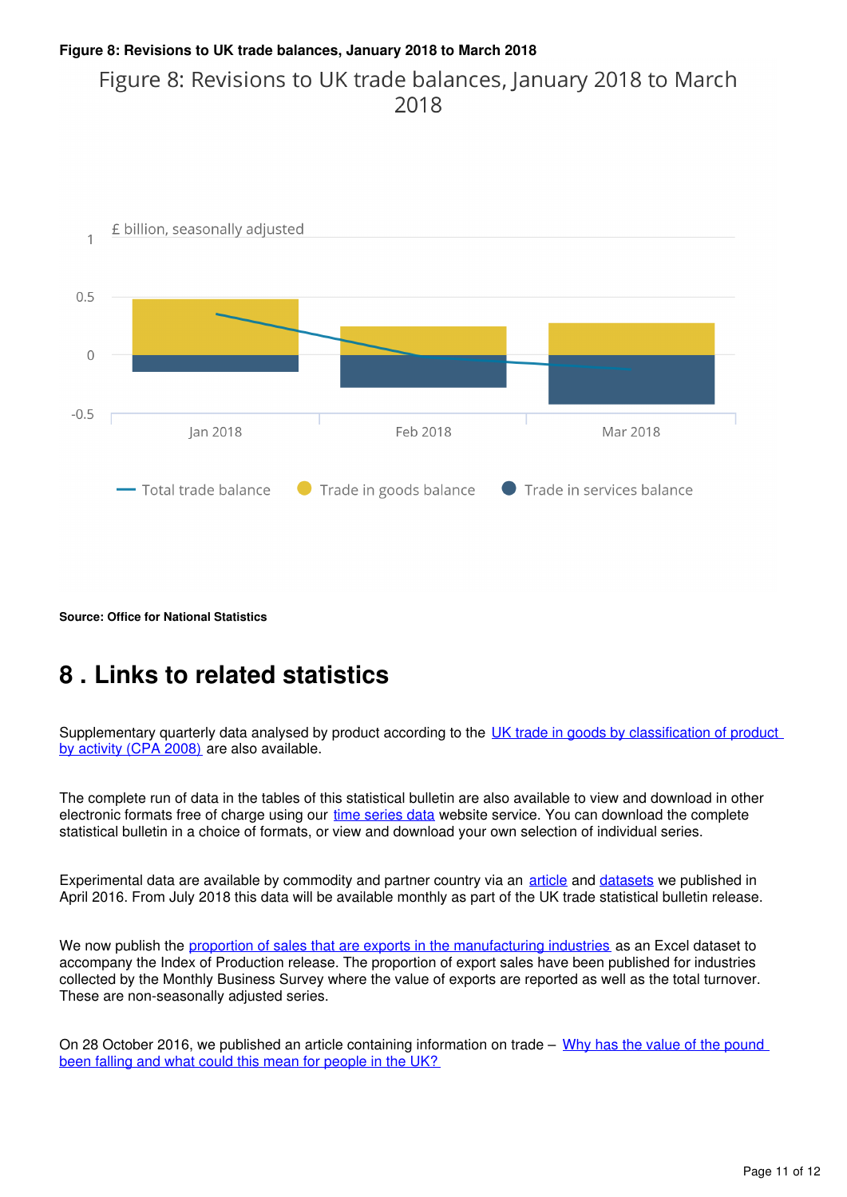**Figure 8: Revisions to UK trade balances, January 2018 to March 2018**

Figure 8: Revisions to UK trade balances, January 2018 to March 2018

£ billion, seasonally adjusted

Total trade balance | Trade in goods balance | Trade in services balance

**Source: Office for National Statistics**

# 8 . Links to related statistics

Supplementary quarterly data analysed by product according to the UK trade in goods by classification of product by activity (CPA 2008) are also available.

The complete run of data in the tables of this statistical bulletin are also available to view and download in other electronic formats free of charge using our time series data website service. You can download the complete statistical bulletin in a choice of formats, or view and download your own selection of individual series.

Experimental data are available by commodity and partner country via an article and datasets we published in April 2016. From July 2018 this data will be available monthly as part of the UK trade statistical bulletin release.

We now publish the proportion of sales that are exports in the manufacturing industries as an Excel dataset to accompany the Index of Production release. The proportion of export sales have been published for industries collected by the Monthly Business Survey where the value of exports are reported as well as the total turnover. These are non-seasonally adjusted series.

On 28 October 2016, we published an article containing information on trade – Why has the value of the pound been falling and what could this mean for people in the UK?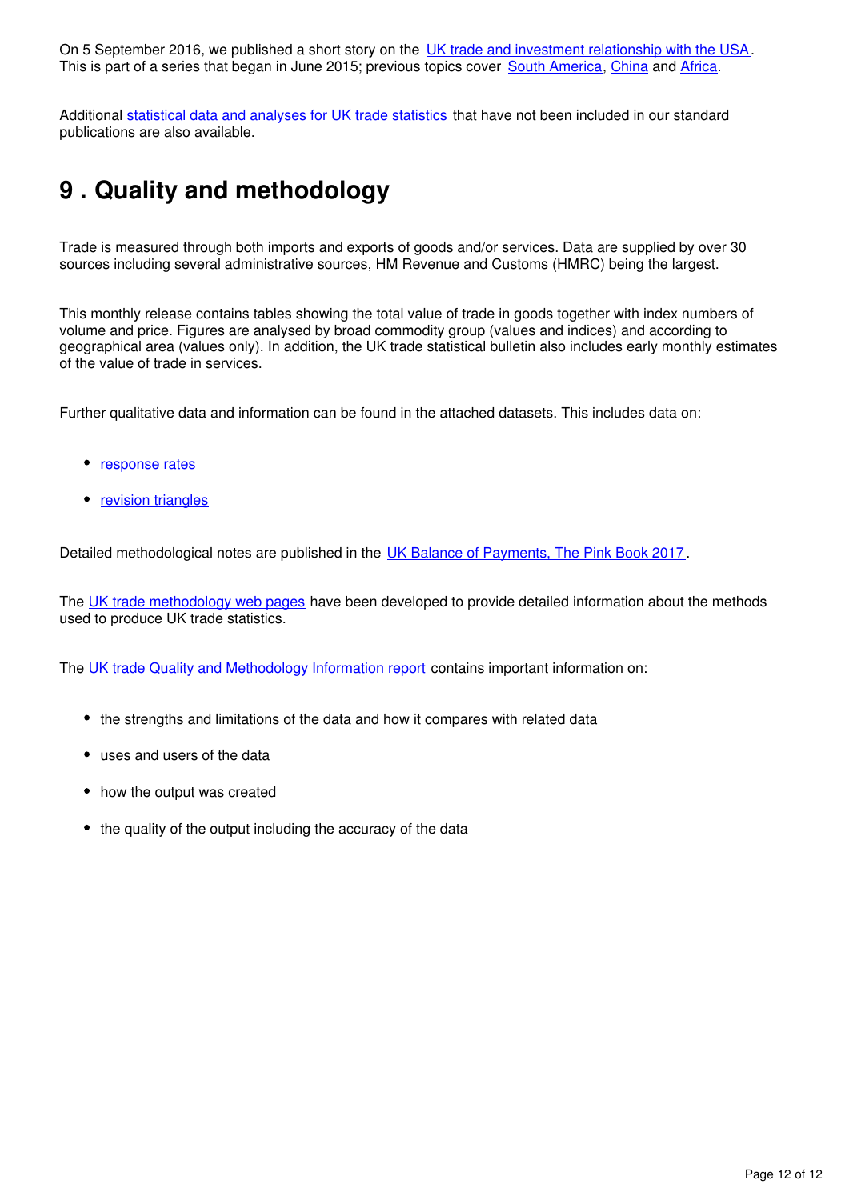On 5 September 2016, we published a short story on the UK trade and investment relationship with the USA. This is part of a series that began in June 2015; previous topics cover South America, China and Africa.

Additional statistical data and analyses for UK trade statistics that have not been included in our standard publications are also available.

## 9 . Quality and methodology

Trade is measured through both imports and exports of goods and/or services. Data are supplied by over 30 sources including several administrative sources, HM Revenue and Customs (HMRC) being the largest.

This monthly release contains tables showing the total value of trade in goods together with index numbers of volume and price. Figures are analysed by broad commodity group (values and indices) and according to geographical area (values only). In addition, the UK trade statistical bulletin also includes early monthly estimates of the value of trade in services.

Further qualitative data and information can be found in the attached datasets. This includes data on:

- response rates
- revision triangles

Detailed methodological notes are published in the UK Balance of Payments, The Pink Book 2017.

The UK trade methodology web pages have been developed to provide detailed information about the methods used to produce UK trade statistics.

The UK trade Quality and Methodology Information report contains important information on:

- the strengths and limitations of the data and how it compares with related data
- uses and users of the data
- how the output was created
- the quality of the output including the accuracy of the data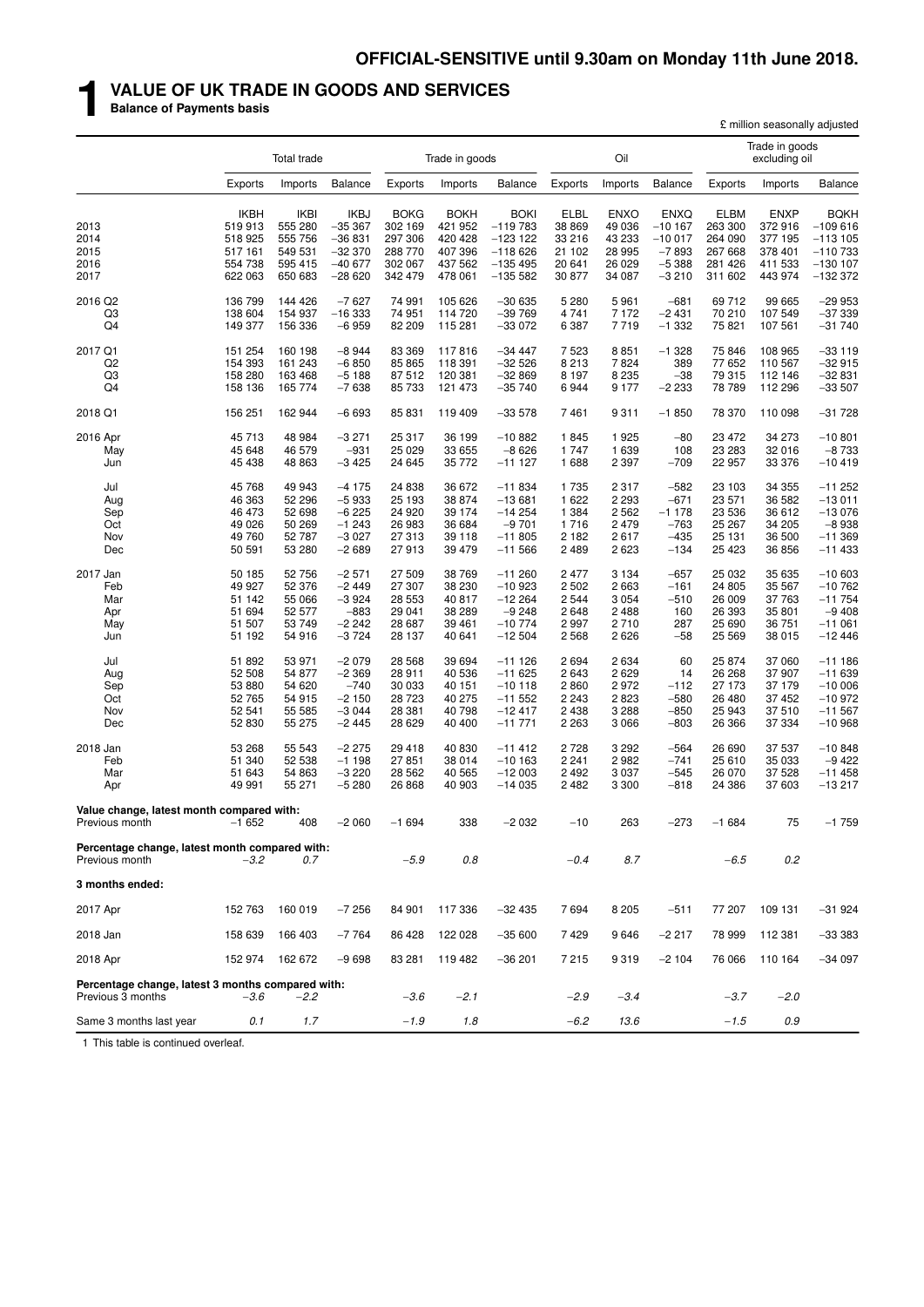OFFICIAL-SENSITIVE until 9.30am on Monday 11th June 2018.

# 1 VALUE OF UK TRADE IN GOODS AND SERVICES

**Balance of Payments basis**

£ million seasonally adjusted

| | Total trade | | | Trade in goods | | | Oil | | | Trade in goods excluding oil | | |
|---|---|---|---|---|---|---|---|---|---|---|---|---|
| | Exports | Imports | Balance | Exports | Imports | Balance | Exports | Imports | Balance | Exports | Imports | Balance |
| | IKBH | IKBI | IKBJ | BOKG | BOKH | BOKI | ELBL | ENXO | ENXQ | ELBM | ENXP | BQKH |
| 2013 | 519 913 | 555 280 | −35 367 | 302 169 | 421 952 | −119 783 | 38 869 | 49 036 | −10 167 | 263 300 | 372 916 | −109 616 |
| 2014 | 518 925 | 555 756 | −36 831 | 297 306 | 420 428 | −123 122 | 33 216 | 43 233 | −10 017 | 264 090 | 377 195 | −113 105 |
| 2015 | 517 161 | 549 531 | −32 370 | 288 770 | 407 396 | −118 626 | 21 102 | 28 995 | −7 893 | 267 668 | 378 401 | −110 733 |
| 2016 | 554 738 | 595 415 | −40 677 | 302 067 | 437 562 | −135 495 | 20 641 | 26 029 | −5 388 | 281 426 | 411 533 | −130 107 |
| 2017 | 622 063 | 650 683 | −28 620 | 342 479 | 478 061 | −135 582 | 30 877 | 34 087 | −3 210 | 311 602 | 443 974 | −132 372 |
| 2016 Q2 | 136 799 | 144 426 | −7 627 | 74 991 | 105 626 | −30 635 | 5 280 | 5 961 | −681 | 69 712 | 99 665 | −29 953 |
| Q3 | 138 604 | 154 937 | −16 333 | 74 951 | 114 720 | −39 769 | 4 741 | 7 172 | −2 431 | 70 210 | 107 549 | −37 339 |
| Q4 | 149 377 | 156 336 | −6 959 | 82 209 | 115 281 | −33 072 | 6 387 | 7 719 | −1 332 | 75 821 | 107 561 | −31 740 |
| 2017 Q1 | 151 254 | 160 198 | −8 944 | 83 369 | 117 816 | −34 447 | 7 523 | 8 851 | −1 328 | 75 846 | 108 965 | −33 119 |
| Q2 | 154 393 | 161 243 | −6 850 | 85 865 | 118 391 | −32 526 | 8 213 | 7 824 | 389 | 77 652 | 110 567 | −32 915 |
| Q3 | 158 280 | 163 468 | −5 188 | 87 512 | 120 381 | −32 869 | 8 197 | 8 235 | −38 | 79 315 | 112 146 | −32 831 |
| Q4 | 158 136 | 165 774 | −7 638 | 85 733 | 121 473 | −35 740 | 6 944 | 9 177 | −2 233 | 78 789 | 112 296 | −33 507 |
| 2018 Q1 | 156 251 | 162 944 | −6 693 | 85 831 | 119 409 | −33 578 | 7 461 | 9 311 | −1 850 | 78 370 | 110 098 | −31 728 |
| 2016 Apr | 45 713 | 48 984 | −3 271 | 25 317 | 36 199 | −10 882 | 1 845 | 1 925 | −80 | 23 472 | 34 273 | −10 801 |
| May | 45 648 | 46 579 | −931 | 25 029 | 33 655 | −8 626 | 1 747 | 1 639 | 108 | 23 283 | 32 016 | −8 733 |
| Jun | 45 438 | 48 863 | −3 425 | 24 645 | 35 772 | −11 127 | 1 688 | 2 397 | −709 | 22 957 | 33 376 | −10 419 |
| Jul | 45 768 | 49 943 | −4 175 | 24 838 | 36 672 | −11 834 | 1 735 | 2 317 | −582 | 23 103 | 34 355 | −11 252 |
| Aug | 46 363 | 52 296 | −5 933 | 25 193 | 38 874 | −13 681 | 1 622 | 2 293 | −671 | 23 571 | 36 582 | −13 011 |
| Sep | 46 473 | 52 698 | −6 225 | 24 920 | 39 174 | −14 254 | 1 384 | 2 562 | −1 178 | 23 536 | 36 612 | −13 076 |
| Oct | 49 026 | 50 269 | −1 243 | 26 983 | 36 684 | −9 701 | 1 716 | 2 479 | −763 | 25 267 | 34 205 | −8 938 |
| Nov | 49 760 | 52 787 | −3 027 | 27 313 | 39 118 | −11 805 | 2 182 | 2 617 | −435 | 25 131 | 36 500 | −11 369 |
| Dec | 50 591 | 53 280 | −2 689 | 27 913 | 39 479 | −11 566 | 2 489 | 2 623 | −134 | 25 423 | 36 856 | −11 433 |
| 2017 Jan | 50 185 | 52 756 | −2 571 | 27 509 | 38 769 | −11 260 | 2 477 | 3 134 | −657 | 25 032 | 35 635 | −10 603 |
| Feb | 49 927 | 52 376 | −2 449 | 27 307 | 38 230 | −10 923 | 2 502 | 2 663 | −161 | 24 805 | 35 567 | −10 762 |
| Mar | 51 142 | 55 066 | −3 924 | 28 553 | 40 817 | −12 264 | 2 544 | 3 054 | −510 | 26 009 | 37 763 | −11 754 |
| Apr | 51 694 | 52 577 | −883 | 29 041 | 38 289 | −9 248 | 2 648 | 2 488 | 160 | 26 393 | 35 801 | −9 408 |
| May | 51 507 | 53 749 | −2 242 | 28 687 | 39 461 | −10 774 | 2 997 | 2 710 | 287 | 25 690 | 36 751 | −11 061 |
| Jun | 51 192 | 54 916 | −3 724 | 28 137 | 40 641 | −12 504 | 2 568 | 2 626 | −58 | 25 569 | 38 015 | −12 446 |
| Jul | 51 892 | 53 971 | −2 079 | 28 568 | 39 694 | −11 126 | 2 694 | 2 634 | 60 | 25 874 | 37 060 | −11 186 |
| Aug | 52 508 | 54 877 | −2 369 | 28 911 | 40 536 | −11 625 | 2 643 | 2 629 | 14 | 26 268 | 37 907 | −11 639 |
| Sep | 53 880 | 54 620 | −740 | 30 033 | 40 151 | −10 118 | 2 860 | 2 972 | −112 | 27 173 | 37 179 | −10 006 |
| Oct | 52 765 | 54 915 | −2 150 | 28 723 | 40 275 | −11 552 | 2 243 | 2 823 | −580 | 26 480 | 37 452 | −10 972 |
| Nov | 52 541 | 55 585 | −3 044 | 28 381 | 40 798 | −12 417 | 2 438 | 3 288 | −850 | 25 943 | 37 510 | −11 567 |
| Dec | 52 830 | 55 275 | −2 445 | 28 629 | 40 400 | −11 771 | 2 263 | 3 066 | −803 | 26 366 | 37 334 | −10 968 |
| 2018 Jan | 53 268 | 55 543 | −2 275 | 29 418 | 40 830 | −11 412 | 2 728 | 3 292 | −564 | 26 690 | 37 537 | −10 848 |
| Feb | 51 340 | 52 538 | −1 198 | 27 851 | 38 014 | −10 163 | 2 241 | 2 982 | −741 | 25 610 | 35 033 | −9 422 |
| Mar | 51 643 | 54 863 | −3 220 | 28 562 | 40 565 | −12 003 | 2 492 | 3 037 | −545 | 26 070 | 37 528 | −11 458 |
| Apr | 49 991 | 55 271 | −5 280 | 26 868 | 40 903 | −14 035 | 2 482 | 3 300 | −818 | 24 386 | 37 603 | −13 217 |
| **Value change, latest month compared with:** | | | | | | | | | | | | |
| Previous month | −1 652 | 408 | −2 060 | −1 694 | 338 | −2 032 | −10 | 263 | −273 | −1 684 | 75 | −1 759 |
| **Percentage change, latest month compared with:** | | | | | | | | | | | | |
| Previous month | *−3.2* | *0.7* | | *−5.9* | *0.8* | | *−0.4* | *8.7* | | *−6.5* | *0.2* | |
| **3 months ended:** | | | | | | | | | | | | |
| 2017 Apr | 152 763 | 160 019 | −7 256 | 84 901 | 117 336 | −32 435 | 7 694 | 8 205 | −511 | 77 207 | 109 131 | −31 924 |
| 2018 Jan | 158 639 | 166 403 | −7 764 | 86 428 | 122 028 | −35 600 | 7 429 | 9 646 | −2 217 | 78 999 | 112 381 | −33 383 |
| 2018 Apr | 152 974 | 162 672 | −9 698 | 83 281 | 119 482 | −36 201 | 7 215 | 9 319 | −2 104 | 76 066 | 110 164 | −34 097 |
| **Percentage change, latest 3 months compared with:** | | | | | | | | | | | | |
| Previous 3 months | *−3.6* | *−2.2* | | *−3.6* | *−2.1* | | *−2.9* | *−3.4* | | *−3.7* | *−2.0* | |
| Same 3 months last year | *0.1* | *1.7* | | *−1.9* | *1.8* | | *−6.2* | *13.6* | | *−1.5* | *0.9* | |

1 This table is continued overleaf.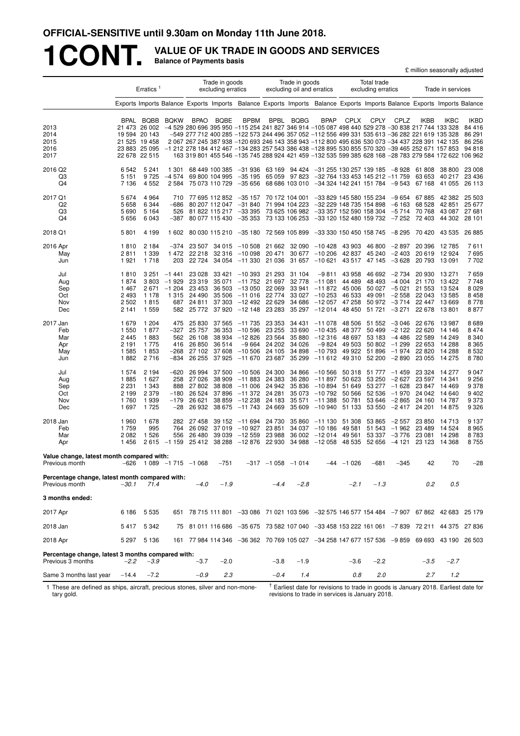**OFFICIAL-SENSITIVE until 9.30am on Monday 11th June 2018.**

# 1CONT. VALUE OF UK TRADE IN GOODS AND SERVICES

**Balance of Payments basis**

£ million seasonally adjusted

| | Erratics [1] | | | Trade in goods excluding erratics | | | Trade in goods excluding oil and erratics | | | Total trade excluding erratics | | | Trade in services | | |
|---|---|---|---|---|---|---|---|---|---|---|---|---|---|---|---|
| | Exports | Imports | Balance | Exports | Imports | Balance | Exports | Imports | Balance | Exports | Imports | Balance | Exports | Imports | Balance |
| | BPAL | BQBB | BQKW | BPAO | BQBE | BPBM | BPBL | BQBG | BPAP | CPLX | CPLY | CPLZ | IKBB | IKBC | IKBD |
| 2013 | 21 473 | 26 002 | −4 529 | 280 696 | 395 950 | −115 254 | 241 827 | 346 914 | −105 087 | 498 440 | 529 278 | −30 838 | 217 744 | 133 328 | 84 416 |
| 2014 | 19 594 | 20 143 | −549 | 277 712 | 400 285 | −122 573 | 244 496 | 357 052 | −112 556 | 499 331 | 535 613 | −36 282 | 221 619 | 135 328 | 86 291 |
| 2015 | 21 525 | 19 458 | 2 067 | 267 245 | 387 938 | −120 693 | 246 143 | 358 943 | −112 800 | 495 636 | 530 073 | −34 437 | 228 391 | 142 135 | 86 256 |
| 2016 | 23 883 | 25 095 | −1 212 | 278 184 | 412 467 | −134 283 | 257 543 | 386 438 | −128 895 | 530 855 | 570 320 | −39 465 | 252 671 | 157 853 | 94 818 |
| 2017 | 22 678 | 22 515 | 163 | 319 801 | 455 546 | −135 745 | 288 924 | 421 459 | −132 535 | 599 385 | 628 168 | −28 783 | 279 584 | 172 622 | 106 962 |
| 2016 Q2 | 6 542 | 5 241 | 1 301 | 68 449 | 100 385 | −31 936 | 63 169 | 94 424 | −31 255 | 130 257 | 139 185 | −8 928 | 61 808 | 38 800 | 23 008 |
| Q3 | 5 151 | 9 725 | −4 574 | 69 800 | 104 995 | −35 195 | 65 059 | 97 823 | −32 764 | 133 453 | 145 212 | −11 759 | 63 653 | 40 217 | 23 436 |
| Q4 | 7 136 | 4 552 | 2 584 | 75 073 | 110 729 | −35 656 | 68 686 | 103 010 | −34 324 | 142 241 | 151 784 | −9 543 | 67 168 | 41 055 | 26 113 |
| 2017 Q1 | 5 674 | 4 964 | 710 | 77 695 | 112 852 | −35 157 | 70 172 | 104 001 | −33 829 | 145 580 | 155 234 | −9 654 | 67 885 | 42 382 | 25 503 |
| Q2 | 5 658 | 6 344 | −686 | 80 207 | 112 047 | −31 840 | 71 994 | 104 223 | −32 229 | 148 735 | 154 898 | −6 163 | 68 528 | 42 851 | 25 677 |
| Q3 | 5 690 | 5 164 | 526 | 81 822 | 115 217 | −33 395 | 73 625 | 106 982 | −33 357 | 152 590 | 158 304 | −5 714 | 70 768 | 43 087 | 27 681 |
| Q4 | 5 656 | 6 043 | −387 | 80 077 | 115 430 | −35 353 | 73 133 | 106 253 | −33 120 | 152 480 | 159 732 | −7 252 | 72 403 | 44 302 | 28 101 |
| 2018 Q1 | 5 801 | 4 199 | 1 602 | 80 030 | 115 210 | −35 180 | 72 569 | 105 899 | −33 330 | 150 450 | 158 745 | −8 295 | 70 420 | 43 535 | 26 885 |
| 2016 Apr | 1 810 | 2 184 | −374 | 23 507 | 34 015 | −10 508 | 21 662 | 32 090 | −10 428 | 43 903 | 46 800 | −2 897 | 20 396 | 12 785 | 7 611 |
| May | 2 811 | 1 339 | 1 472 | 22 218 | 32 316 | −10 098 | 20 471 | 30 677 | −10 206 | 42 837 | 45 240 | −2 403 | 20 619 | 12 924 | 7 695 |
| Jun | 1 921 | 1 718 | 203 | 22 724 | 34 054 | −11 330 | 21 036 | 31 657 | −10 621 | 43 517 | 47 145 | −3 628 | 20 793 | 13 091 | 7 702 |
| Jul | 1 810 | 3 251 | −1 441 | 23 028 | 33 421 | −10 393 | 21 293 | 31 104 | −9 811 | 43 958 | 46 692 | −2 734 | 20 930 | 13 271 | 7 659 |
| Aug | 1 874 | 3 803 | −1 929 | 23 319 | 35 071 | −11 752 | 21 697 | 32 778 | −11 081 | 44 489 | 48 493 | −4 004 | 21 170 | 13 422 | 7 748 |
| Sep | 1 467 | 2 671 | −1 204 | 23 453 | 36 503 | −13 050 | 22 069 | 33 941 | −11 872 | 45 006 | 50 027 | −5 021 | 21 553 | 13 524 | 8 029 |
| Oct | 2 493 | 1 178 | 1 315 | 24 490 | 35 506 | −11 016 | 22 774 | 33 027 | −10 253 | 46 533 | 49 091 | −2 558 | 22 043 | 13 585 | 8 458 |
| Nov | 2 502 | 1 815 | 687 | 24 811 | 37 303 | −12 492 | 22 629 | 34 686 | −12 057 | 47 258 | 50 972 | −3 714 | 22 447 | 13 669 | 8 778 |
| Dec | 2 141 | 1 559 | 582 | 25 772 | 37 920 | −12 148 | 23 283 | 35 297 | −12 014 | 48 450 | 51 721 | −3 271 | 22 678 | 13 801 | 8 877 |
| 2017 Jan | 1 679 | 1 204 | 475 | 25 830 | 37 565 | −11 735 | 23 353 | 34 431 | −11 078 | 48 506 | 51 552 | −3 046 | 22 676 | 13 987 | 8 689 |
| Feb | 1 550 | 1 877 | −327 | 25 757 | 36 353 | −10 596 | 23 255 | 33 690 | −10 435 | 48 377 | 50 499 | −2 122 | 22 620 | 14 146 | 8 474 |
| Mar | 2 445 | 1 883 | 562 | 26 108 | 38 934 | −12 826 | 23 564 | 35 880 | −12 316 | 48 697 | 53 183 | −4 486 | 22 589 | 14 249 | 8 340 |
| Apr | 2 191 | 1 775 | 416 | 26 850 | 36 514 | −9 664 | 24 202 | 34 026 | −9 824 | 49 503 | 50 802 | −1 299 | 22 653 | 14 288 | 8 365 |
| May | 1 585 | 1 853 | −268 | 27 102 | 37 608 | −10 506 | 24 105 | 34 898 | −10 793 | 49 922 | 51 896 | −1 974 | 22 820 | 14 288 | 8 532 |
| Jun | 1 882 | 2 716 | −834 | 26 255 | 37 925 | −11 670 | 23 687 | 35 299 | −11 612 | 49 310 | 52 200 | −2 890 | 23 055 | 14 275 | 8 780 |
| Jul | 1 574 | 2 194 | −620 | 26 994 | 37 500 | −10 506 | 24 300 | 34 866 | −10 566 | 50 318 | 51 777 | −1 459 | 23 324 | 14 277 | 9 047 |
| Aug | 1 885 | 1 627 | 258 | 27 026 | 38 909 | −11 883 | 24 383 | 36 280 | −11 897 | 50 623 | 53 250 | −2 627 | 23 597 | 14 341 | 9 256 |
| Sep | 2 231 | 1 343 | 888 | 27 802 | 38 808 | −11 006 | 24 942 | 35 836 | −10 894 | 51 649 | 53 277 | −1 628 | 23 847 | 14 469 | 9 378 |
| Oct | 2 199 | 2 379 | −180 | 26 524 | 37 896 | −11 372 | 24 281 | 35 073 | −10 792 | 50 566 | 52 536 | −1 970 | 24 042 | 14 640 | 9 402 |
| Nov | 1 760 | 1 939 | −179 | 26 621 | 38 859 | −12 238 | 24 183 | 35 571 | −11 388 | 50 781 | 53 646 | −2 865 | 24 160 | 14 787 | 9 373 |
| Dec | 1 697 | 1 725 | −28 | 26 932 | 38 675 | −11 743 | 24 669 | 35 609 | −10 940 | 51 133 | 53 550 | −2 417 | 24 201 | 14 875 | 9 326 |
| 2018 Jan | 1 960 | 1 678 | 282 | 27 458 | 39 152 | −11 694 | 24 730 | 35 860 | −11 130 | 51 308 | 53 865 | −2 557 | 23 850 | 14 713 | 9 137 |
| Feb | 1 759 | 995 | 764 | 26 092 | 37 019 | −10 927 | 23 851 | 34 037 | −10 186 | 49 581 | 51 543 | −1 962 | 23 489 | 14 524 | 8 965 |
| Mar | 2 082 | 1 526 | 556 | 26 480 | 39 039 | −12 559 | 23 988 | 36 002 | −12 014 | 49 561 | 53 337 | −3 776 | 23 081 | 14 298 | 8 783 |
| Apr | 1 456 | 2 615 | −1 159 | 25 412 | 38 288 | −12 876 | 22 930 | 34 988 | −12 058 | 48 535 | 52 656 | −4 121 | 23 123 | 14 368 | 8 755 |
| **Value change, latest month compared with:** | | | | | | | | | | | | | | | |
| Previous month | −626 | 1 089 | −1 715 | −1 068 | −751 | −317 | −1 058 | −1 014 | −44 | −1 026 | −681 | −345 | 42 | 70 | −28 |
| **Percentage change, latest month compared with:** | | | | | | | | | | | | | | | |
| Previous month | *−30.1* | *71.4* | | *−4.0* | *−1.9* | | *−4.4* | *−2.8* | | *−2.1* | *−1.3* | | *0.2* | *0.5* | |
| **3 months ended:** | | | | | | | | | | | | | | | |
| 2017 Apr | 6 186 | 5 535 | 651 | 78 715 | 111 801 | −33 086 | 71 021 | 103 596 | −32 575 | 146 577 | 154 484 | −7 907 | 67 862 | 42 683 | 25 179 |
| 2018 Jan | 5 417 | 5 342 | 75 | 81 011 | 116 686 | −35 675 | 73 582 | 107 040 | −33 458 | 153 222 | 161 061 | −7 839 | 72 211 | 44 375 | 27 836 |
| 2018 Apr | 5 297 | 5 136 | 161 | 77 984 | 114 346 | −36 362 | 70 769 | 105 027 | −34 258 | 147 677 | 157 536 | −9 859 | 69 693 | 43 190 | 26 503 |
| **Percentage change, latest 3 months compared with:** | | | | | | | | | | | | | | | |
| Previous 3 months | *−2.2* | *−3.9* | | *−3.7* | *−2.0* | | *−3.8* | *−1.9* | | *−3.6* | *−2.2* | | *−3.5* | *−2.7* | |
| Same 3 months last year | *−14.4* | *−7.2* | | *−0.9* | *2.3* | | *−0.4* | *1.4* | | *0.8* | *2.0* | | *2.7* | *1.2* | |

1 These are defined as ships, aircraft, precious stones, silver and non-monetary gold.

† Earliest date for revisions to trade in goods is January 2018. Earliest date for revisions to trade in services is January 2018.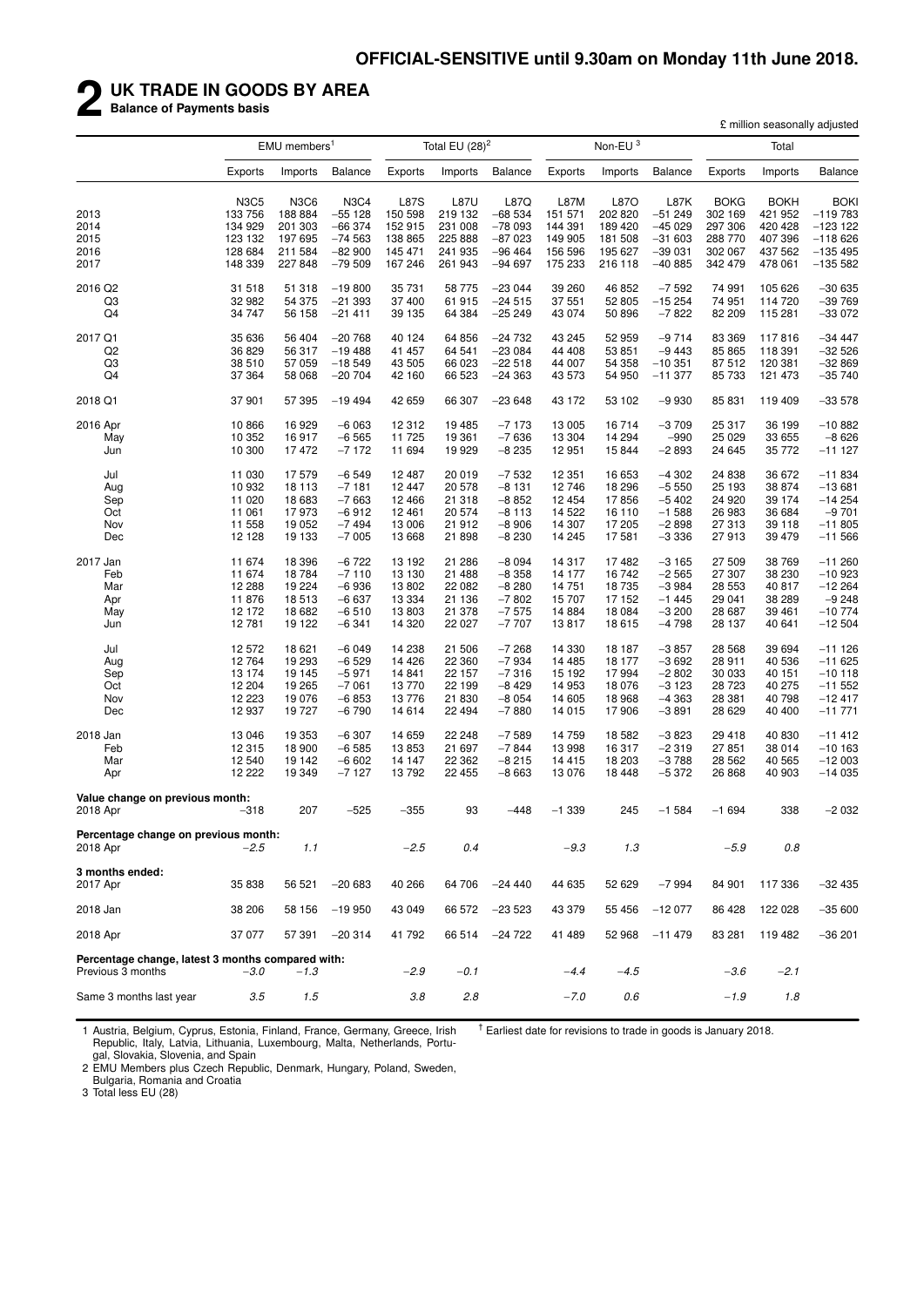**OFFICIAL-SENSITIVE until 9.30am on Monday 11th June 2018.**

# 2 UK TRADE IN GOODS BY AREA

**Balance of Payments basis**

£ million seasonally adjusted

| | EMU members[1] | | | Total EU (28)[2] | | | Non-EU[3] | | | Total | | |
|---|---|---|---|---|---|---|---|---|---|---|---|---|
| | Exports | Imports | Balance | Exports | Imports | Balance | Exports | Imports | Balance | Exports | Imports | Balance |
| | N3C5 | N3C6 | N3C4 | L87S | L87U | L87Q | L87M | L87O | L87K | BOKG | BOKH | BOKI |
| 2013 | 133 756 | 188 884 | –55 128 | 150 598 | 219 132 | –68 534 | 151 571 | 202 820 | –51 249 | 302 169 | 421 952 | –119 783 |
| 2014 | 134 929 | 201 303 | –66 374 | 152 915 | 231 008 | –78 093 | 144 391 | 189 420 | –45 029 | 297 306 | 420 428 | –123 122 |
| 2015 | 123 132 | 197 695 | –74 563 | 138 865 | 225 888 | –87 023 | 149 905 | 181 508 | –31 603 | 288 770 | 407 396 | –118 626 |
| 2016 | 128 684 | 211 584 | –82 900 | 145 471 | 241 935 | –96 464 | 156 596 | 195 627 | –39 031 | 302 067 | 437 562 | –135 495 |
| 2017 | 148 339 | 227 848 | –79 509 | 167 246 | 261 943 | –94 697 | 175 233 | 216 118 | –40 885 | 342 479 | 478 061 | –135 582 |
| 2016 Q2 | 31 518 | 51 318 | –19 800 | 35 731 | 58 775 | –23 044 | 39 260 | 46 852 | –7 592 | 74 991 | 105 626 | –30 635 |
| Q3 | 32 982 | 54 375 | –21 393 | 37 400 | 61 915 | –24 515 | 37 551 | 52 805 | –15 254 | 74 951 | 114 720 | –39 769 |
| Q4 | 34 747 | 56 158 | –21 411 | 39 135 | 64 384 | –25 249 | 43 074 | 50 896 | –7 822 | 82 209 | 115 281 | –33 072 |
| 2017 Q1 | 35 636 | 56 404 | –20 768 | 40 124 | 64 856 | –24 732 | 43 245 | 52 959 | –9 714 | 83 369 | 117 816 | –34 447 |
| Q2 | 36 829 | 56 317 | –19 488 | 41 457 | 64 541 | –23 084 | 44 408 | 53 851 | –9 443 | 85 865 | 118 391 | –32 526 |
| Q3 | 38 510 | 57 059 | –18 549 | 43 505 | 66 023 | –22 518 | 44 007 | 54 358 | –10 351 | 87 512 | 120 381 | –32 869 |
| Q4 | 37 364 | 58 068 | –20 704 | 42 160 | 66 523 | –24 363 | 43 573 | 54 950 | –11 377 | 85 733 | 121 473 | –35 740 |
| 2018 Q1 | 37 901 | 57 395 | –19 494 | 42 659 | 66 307 | –23 648 | 43 172 | 53 102 | –9 930 | 85 831 | 119 409 | –33 578 |
| 2016 Apr | 10 866 | 16 929 | –6 063 | 12 312 | 19 485 | –7 173 | 13 005 | 16 714 | –3 709 | 25 317 | 36 199 | –10 882 |
| May | 10 352 | 16 917 | –6 565 | 11 725 | 19 361 | –7 636 | 13 304 | 14 294 | –990 | 25 029 | 33 655 | –8 626 |
| Jun | 10 300 | 17 472 | –7 172 | 11 694 | 19 929 | –8 235 | 12 951 | 15 844 | –2 893 | 24 645 | 35 772 | –11 127 |
| Jul | 11 030 | 17 579 | –6 549 | 12 487 | 20 019 | –7 532 | 12 351 | 16 653 | –4 302 | 24 838 | 36 672 | –11 834 |
| Aug | 10 932 | 18 113 | –7 181 | 12 447 | 20 578 | –8 131 | 12 746 | 18 296 | –5 550 | 25 193 | 38 874 | –13 681 |
| Sep | 11 020 | 18 683 | –7 663 | 12 466 | 21 318 | –8 852 | 12 454 | 17 856 | –5 402 | 24 920 | 39 174 | –14 254 |
| Oct | 11 061 | 17 973 | –6 912 | 12 461 | 20 574 | –8 113 | 14 522 | 16 110 | –1 588 | 26 983 | 36 684 | –9 701 |
| Nov | 11 558 | 19 052 | –7 494 | 13 006 | 21 912 | –8 906 | 14 307 | 17 205 | –2 898 | 27 313 | 39 118 | –11 805 |
| Dec | 12 128 | 19 133 | –7 005 | 13 668 | 21 898 | –8 230 | 14 245 | 17 581 | –3 336 | 27 913 | 39 479 | –11 566 |
| 2017 Jan | 11 674 | 18 396 | –6 722 | 13 192 | 21 286 | –8 094 | 14 317 | 17 482 | –3 165 | 27 509 | 38 769 | –11 260 |
| Feb | 11 674 | 18 784 | –7 110 | 13 130 | 21 488 | –8 358 | 14 177 | 16 742 | –2 565 | 27 307 | 38 230 | –10 923 |
| Mar | 12 288 | 19 224 | –6 936 | 13 802 | 22 082 | –8 280 | 14 751 | 18 735 | –3 984 | 28 553 | 40 817 | –12 264 |
| Apr | 11 876 | 18 513 | –6 637 | 13 334 | 21 136 | –7 802 | 15 707 | 17 152 | –1 445 | 29 041 | 38 289 | –9 248 |
| May | 12 172 | 18 682 | –6 510 | 13 803 | 21 378 | –7 575 | 14 884 | 18 084 | –3 200 | 28 687 | 39 461 | –10 774 |
| Jun | 12 781 | 19 122 | –6 341 | 14 320 | 22 027 | –7 707 | 13 817 | 18 615 | –4 798 | 28 137 | 40 641 | –12 504 |
| Jul | 12 572 | 18 621 | –6 049 | 14 238 | 21 506 | –7 268 | 14 330 | 18 187 | –3 857 | 28 568 | 39 694 | –11 126 |
| Aug | 12 764 | 19 293 | –6 529 | 14 426 | 22 360 | –7 934 | 14 485 | 18 177 | –3 692 | 28 911 | 40 536 | –11 625 |
| Sep | 13 174 | 19 145 | –5 971 | 14 841 | 22 157 | –7 316 | 15 192 | 17 994 | –2 802 | 30 033 | 40 151 | –10 118 |
| Oct | 12 204 | 19 265 | –7 061 | 13 770 | 22 199 | –8 429 | 14 953 | 18 076 | –3 123 | 28 723 | 40 275 | –11 552 |
| Nov | 12 223 | 19 076 | –6 853 | 13 776 | 21 830 | –8 054 | 14 605 | 18 968 | –4 363 | 28 381 | 40 798 | –12 417 |
| Dec | 12 937 | 19 727 | –6 790 | 14 614 | 22 494 | –7 880 | 14 015 | 17 906 | –3 891 | 28 629 | 40 400 | –11 771 |
| 2018 Jan | 13 046 | 19 353 | –6 307 | 14 659 | 22 248 | –7 589 | 14 759 | 18 582 | –3 823 | 29 418 | 40 830 | –11 412 |
| Feb | 12 315 | 18 900 | –6 585 | 13 853 | 21 697 | –7 844 | 13 998 | 16 317 | –2 319 | 27 851 | 38 014 | –10 163 |
| Mar | 12 540 | 19 142 | –6 602 | 14 147 | 22 362 | –8 215 | 14 415 | 18 203 | –3 788 | 28 562 | 40 565 | –12 003 |
| Apr | 12 222 | 19 349 | –7 127 | 13 792 | 22 455 | –8 663 | 13 076 | 18 448 | –5 372 | 26 868 | 40 903 | –14 035 |
| **Value change on previous month:** | | | | | | | | | | | | |
| 2018 Apr | –318 | 207 | –525 | –355 | 93 | –448 | –1 339 | 245 | –1 584 | –1 694 | 338 | –2 032 |
| **Percentage change on previous month:** | | | | | | | | | | | | |
| 2018 Apr | *–2.5* | *1.1* | | *–2.5* | *0.4* | | *–9.3* | *1.3* | | *–5.9* | *0.8* | |
| **3 months ended:** | | | | | | | | | | | | |
| 2017 Apr | 35 838 | 56 521 | –20 683 | 40 266 | 64 706 | –24 440 | 44 635 | 52 629 | –7 994 | 84 901 | 117 336 | –32 435 |
| 2018 Jan | 38 206 | 58 156 | –19 950 | 43 049 | 66 572 | –23 523 | 43 379 | 55 456 | –12 077 | 86 428 | 122 028 | –35 600 |
| 2018 Apr | 37 077 | 57 391 | –20 314 | 41 792 | 66 514 | –24 722 | 41 489 | 52 968 | –11 479 | 83 281 | 119 482 | –36 201 |
| **Percentage change, latest 3 months compared with:** | | | | | | | | | | | | |
| Previous 3 months | *–3.0* | *–1.3* | | *–2.9* | *–0.1* | | *–4.4* | *–4.5* | | *–3.6* | *–2.1* | |
| Same 3 months last year | *3.5* | *1.5* | | *3.8* | *2.8* | | *–7.0* | *0.6* | | *–1.9* | *1.8* | |

1 Austria, Belgium, Cyprus, Estonia, Finland, France, Germany, Greece, Irish Republic, Italy, Latvia, Lithuania, Luxembourg, Malta, Netherlands, Portugal, Slovakia, Slovenia, and Spain

2 EMU Members plus Czech Republic, Denmark, Hungary, Poland, Sweden, Bulgaria, Romania and Croatia

3 Total less EU (28)

† Earliest date for revisions to trade in goods is January 2018.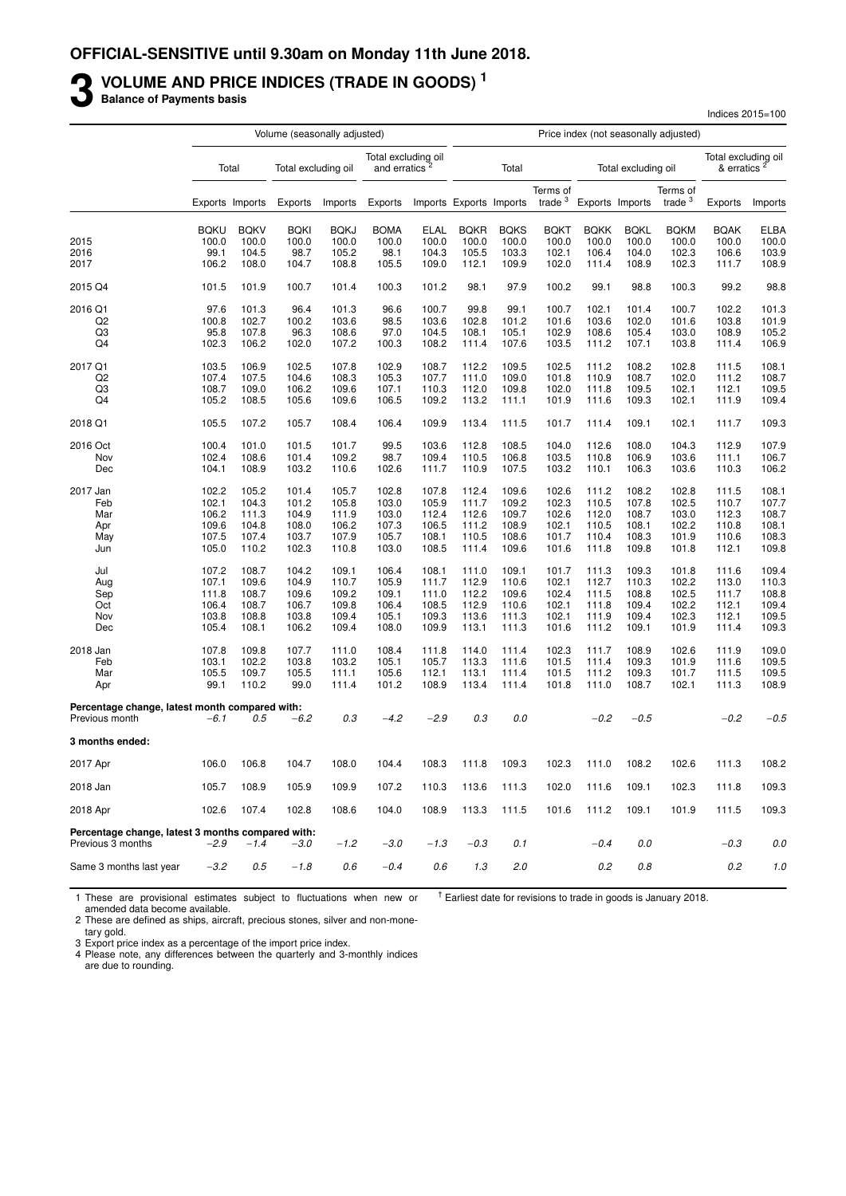**OFFICIAL-SENSITIVE until 9.30am on Monday 11th June 2018.**

# 3 VOLUME AND PRICE INDICES (TRADE IN GOODS) [1]

**Balance of Payments basis**

Indices 2015=100

| | Volume (seasonally adjusted) | | | | | | Price index (not seasonally adjusted) | | | | | | | | |
|---|---|---|---|---|---|---|---|---|---|---|---|---|---|---|---|
| | Total | | Total excluding oil | | Total excluding oil and erratics [2] | | Total | | | Total excluding oil | | | Total excluding oil & erratics [2] | |
| | Exports | Imports | Exports | Imports | Exports | Imports | Exports | Imports | Terms of trade [3] | Exports | Imports | Terms of trade [3] | Exports | Imports |
| | BQKU | BQKV | BQKI | BQKJ | BOMA | ELAL | BQKR | BQKS | BQKT | BQKK | BQKL | BQKM | BQAK | ELBA |
| 2015 | 100.0 | 100.0 | 100.0 | 100.0 | 100.0 | 100.0 | 100.0 | 100.0 | 100.0 | 100.0 | 100.0 | 100.0 | 100.0 | 100.0 |
| 2016 | 99.1 | 104.5 | 98.7 | 105.2 | 98.1 | 104.3 | 105.5 | 103.3 | 102.1 | 106.4 | 104.0 | 102.3 | 106.6 | 103.9 |
| 2017 | 106.2 | 108.0 | 104.7 | 108.8 | 105.5 | 109.0 | 112.1 | 109.9 | 102.0 | 111.4 | 108.9 | 102.3 | 111.7 | 108.9 |
| 2015 Q4 | 101.5 | 101.9 | 100.7 | 101.4 | 100.3 | 101.2 | 98.1 | 97.9 | 100.2 | 99.1 | 98.8 | 100.3 | 99.2 | 98.8 |
| 2016 Q1 | 97.6 | 101.3 | 96.4 | 101.3 | 96.6 | 100.7 | 99.8 | 99.1 | 100.7 | 102.1 | 101.4 | 100.7 | 102.2 | 101.3 |
| Q2 | 100.8 | 102.7 | 100.2 | 103.6 | 98.5 | 103.6 | 102.8 | 101.2 | 101.6 | 103.6 | 102.0 | 101.6 | 103.8 | 101.9 |
| Q3 | 95.8 | 107.8 | 96.3 | 108.6 | 97.0 | 104.5 | 108.1 | 105.1 | 102.9 | 108.6 | 105.4 | 103.0 | 108.9 | 105.2 |
| Q4 | 102.3 | 106.2 | 102.0 | 107.2 | 100.3 | 108.2 | 111.4 | 107.6 | 103.5 | 111.2 | 107.1 | 103.8 | 111.4 | 106.9 |
| 2017 Q1 | 103.5 | 106.9 | 102.5 | 107.8 | 102.9 | 108.7 | 112.2 | 109.5 | 102.5 | 111.2 | 108.2 | 102.8 | 111.5 | 108.1 |
| Q2 | 107.4 | 107.5 | 104.6 | 108.3 | 105.3 | 107.7 | 111.0 | 109.0 | 101.8 | 110.9 | 108.7 | 102.0 | 111.2 | 108.7 |
| Q3 | 108.7 | 109.0 | 106.2 | 109.6 | 107.1 | 110.3 | 112.0 | 109.8 | 102.0 | 111.8 | 109.5 | 102.1 | 112.1 | 109.5 |
| Q4 | 105.2 | 108.5 | 105.6 | 109.6 | 106.5 | 109.2 | 113.2 | 111.1 | 101.9 | 111.6 | 109.3 | 102.1 | 111.9 | 109.4 |
| 2018 Q1 | 105.5 | 107.2 | 105.7 | 108.4 | 106.4 | 109.9 | 113.4 | 111.5 | 101.7 | 111.4 | 109.1 | 102.1 | 111.7 | 109.3 |
| 2016 Oct | 100.4 | 101.0 | 101.5 | 101.7 | 99.5 | 103.6 | 112.8 | 108.5 | 104.0 | 112.6 | 108.0 | 104.3 | 112.9 | 107.9 |
| Nov | 102.4 | 108.6 | 101.4 | 109.2 | 98.7 | 109.4 | 110.5 | 106.8 | 103.5 | 110.8 | 106.9 | 103.6 | 111.1 | 106.7 |
| Dec | 104.1 | 108.9 | 103.2 | 110.6 | 102.6 | 111.7 | 110.9 | 107.5 | 103.2 | 110.1 | 106.3 | 103.6 | 110.3 | 106.2 |
| 2017 Jan | 102.2 | 105.2 | 101.4 | 105.7 | 102.8 | 107.8 | 112.4 | 109.6 | 102.6 | 111.2 | 108.2 | 102.8 | 111.5 | 108.1 |
| Feb | 102.1 | 104.3 | 101.2 | 105.8 | 103.0 | 105.9 | 111.7 | 109.2 | 102.3 | 110.5 | 107.8 | 102.5 | 110.7 | 107.7 |
| Mar | 106.2 | 111.3 | 104.9 | 111.9 | 103.0 | 112.4 | 112.6 | 109.7 | 102.6 | 112.0 | 108.7 | 103.0 | 112.3 | 108.7 |
| Apr | 109.6 | 104.8 | 108.0 | 106.2 | 107.3 | 106.5 | 111.2 | 108.9 | 102.1 | 110.5 | 108.1 | 102.2 | 110.8 | 108.1 |
| May | 107.5 | 107.4 | 103.7 | 107.9 | 105.7 | 108.1 | 110.5 | 108.6 | 101.7 | 110.4 | 108.3 | 101.9 | 110.6 | 108.3 |
| Jun | 105.0 | 110.2 | 102.3 | 110.8 | 103.0 | 108.5 | 111.4 | 109.6 | 101.6 | 111.8 | 109.8 | 101.8 | 112.1 | 109.8 |
| Jul | 107.2 | 108.7 | 104.2 | 109.1 | 106.4 | 108.1 | 111.0 | 109.1 | 101.7 | 111.3 | 109.3 | 101.8 | 111.6 | 109.4 |
| Aug | 107.1 | 109.6 | 104.9 | 110.7 | 105.9 | 111.7 | 112.9 | 110.6 | 102.1 | 112.7 | 110.3 | 102.2 | 113.0 | 110.3 |
| Sep | 111.8 | 108.7 | 109.6 | 109.2 | 109.1 | 111.0 | 112.2 | 109.6 | 102.4 | 111.5 | 108.8 | 102.5 | 111.7 | 108.8 |
| Oct | 106.4 | 108.7 | 106.7 | 109.8 | 106.4 | 108.5 | 112.9 | 110.6 | 102.1 | 111.8 | 109.4 | 102.2 | 112.1 | 109.4 |
| Nov | 103.8 | 108.8 | 103.8 | 109.4 | 105.1 | 109.3 | 113.6 | 111.3 | 102.1 | 111.9 | 109.4 | 102.3 | 112.1 | 109.5 |
| Dec | 105.4 | 108.1 | 106.2 | 109.4 | 108.0 | 109.9 | 113.1 | 111.3 | 101.6 | 111.2 | 109.1 | 101.9 | 111.4 | 109.3 |
| 2018 Jan | 107.8 | 109.8 | 107.7 | 111.0 | 108.4 | 111.8 | 114.0 | 111.4 | 102.3 | 111.7 | 108.9 | 102.6 | 111.9 | 109.0 |
| Feb | 103.1 | 102.2 | 103.8 | 103.2 | 105.1 | 105.7 | 113.3 | 111.6 | 101.5 | 111.4 | 109.3 | 101.9 | 111.6 | 109.5 |
| Mar | 105.5 | 109.7 | 105.5 | 111.1 | 105.6 | 112.1 | 113.1 | 111.4 | 101.5 | 111.2 | 109.3 | 101.7 | 111.5 | 109.5 |
| Apr | 99.1 | 110.2 | 99.0 | 111.4 | 101.2 | 108.9 | 113.4 | 111.4 | 101.8 | 111.0 | 108.7 | 102.1 | 111.3 | 108.9 |
| **Percentage change, latest month compared with:** | | | | | | | | | | | | | | |
| Previous month | *−6.1* | *0.5* | *−6.2* | *0.3* | *−4.2* | *−2.9* | *0.3* | *0.0* | | *−0.2* | *−0.5* | | *−0.2* | *−0.5* |
| **3 months ended:** | | | | | | | | | | | | | | |
| 2017 Apr | 106.0 | 106.8 | 104.7 | 108.0 | 104.4 | 108.3 | 111.8 | 109.3 | 102.3 | 111.0 | 108.2 | 102.6 | 111.3 | 108.2 |
| 2018 Jan | 105.7 | 108.9 | 105.9 | 109.9 | 107.2 | 110.3 | 113.6 | 111.3 | 102.0 | 111.6 | 109.1 | 102.3 | 111.8 | 109.3 |
| 2018 Apr | 102.6 | 107.4 | 102.8 | 108.6 | 104.0 | 108.9 | 113.3 | 111.5 | 101.6 | 111.2 | 109.1 | 101.9 | 111.5 | 109.3 |
| **Percentage change, latest 3 months compared with:** | | | | | | | | | | | | | | |
| Previous 3 months | *−2.9* | *−1.4* | *−3.0* | *−1.2* | *−3.0* | *−1.3* | *−0.3* | *0.1* | | *−0.4* | *0.0* | | *−0.3* | *0.0* |
| Same 3 months last year | *−3.2* | *0.5* | *−1.8* | *0.6* | *−0.4* | *0.6* | *1.3* | *2.0* | | *0.2* | *0.8* | | *0.2* | *1.0* |

1 These are provisional estimates subject to fluctuations when new or amended data become available.
2 These are defined as ships, aircraft, precious stones, silver and non-monetary gold.
3 Export price index as a percentage of the import price index.
4 Please note, any differences between the quarterly and 3-monthly indices are due to rounding.

† Earliest date for revisions to trade in goods is January 2018.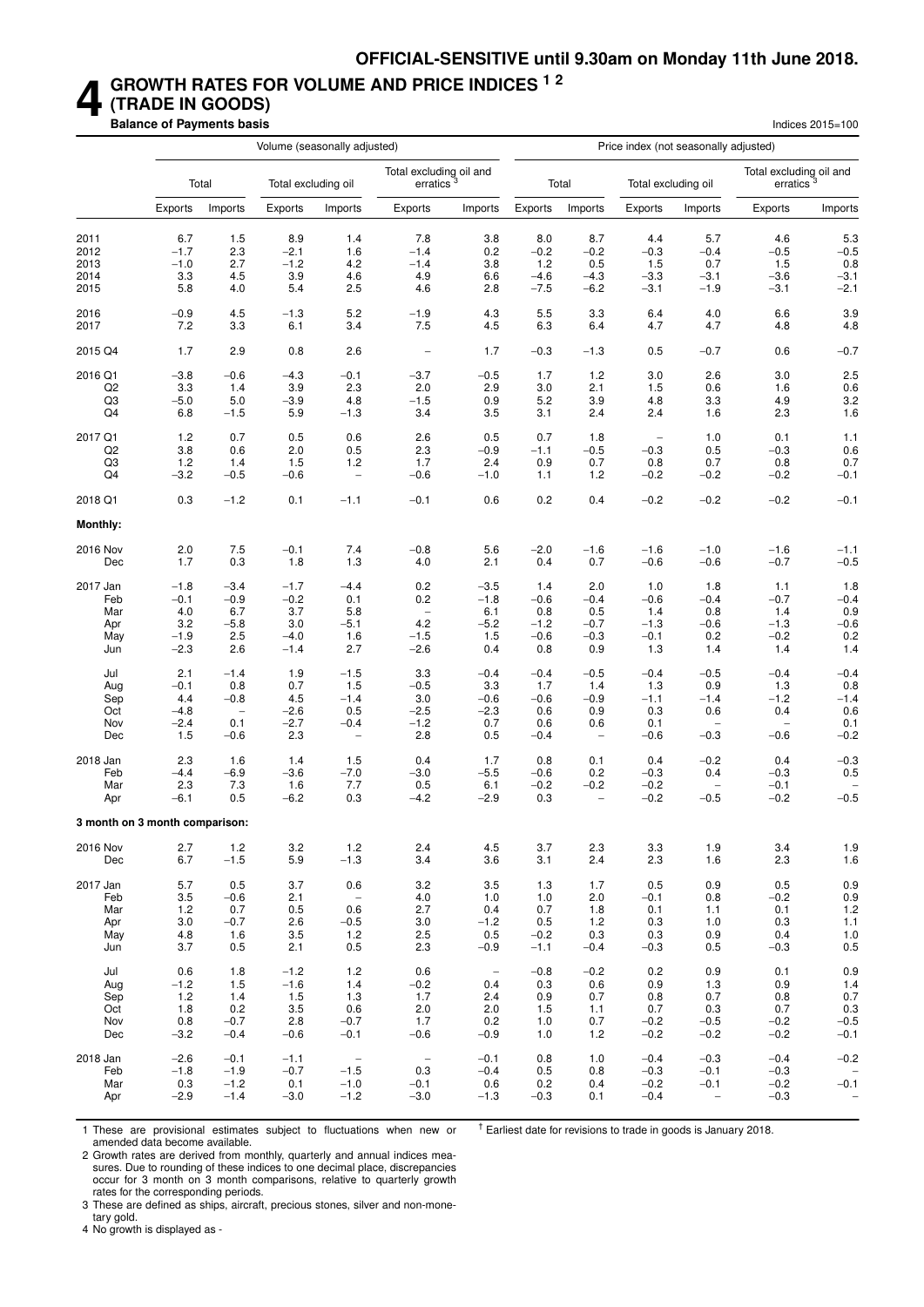**OFFICIAL-SENSITIVE until 9.30am on Monday 11th June 2018.**

# 4 GROWTH RATES FOR VOLUME AND PRICE INDICES [1 2] (TRADE IN GOODS)

**Balance of Payments basis**

Indices 2015=100

| | Volume (seasonally adjusted) | | | | | | Price index (not seasonally adjusted) | | | | | |
|---|---|---|---|---|---|---|---|---|---|---|---|---|
| | Total | | Total excluding oil | | Total excluding oil and erratics [3] | | Total | | Total excluding oil | | Total excluding oil and erratics [3] | |
| | Exports | Imports | Exports | Imports | Exports | Imports | Exports | Imports | Exports | Imports | Exports | Imports |
| 2011 | 6.7 | 1.5 | 8.9 | 1.4 | 7.8 | 3.8 | 8.0 | 8.7 | 4.4 | 5.7 | 4.6 | 5.3 |
| 2012 | −1.7 | 2.3 | −2.1 | 1.6 | −1.4 | 0.2 | −0.2 | −0.2 | −0.3 | −0.4 | −0.5 | −0.5 |
| 2013 | −1.0 | 2.7 | −1.2 | 4.2 | −1.4 | 3.8 | 1.2 | 0.5 | 1.5 | 0.7 | 1.5 | 0.8 |
| 2014 | 3.3 | 4.5 | 3.9 | 4.6 | 4.9 | 6.6 | −4.6 | −4.3 | −3.3 | −3.1 | −3.6 | −3.1 |
| 2015 | 5.8 | 4.0 | 5.4 | 2.5 | 4.6 | 2.8 | −7.5 | −6.2 | −3.1 | −1.9 | −3.1 | −2.1 |
| 2016 | −0.9 | 4.5 | −1.3 | 5.2 | −1.9 | 4.3 | 5.5 | 3.3 | 6.4 | 4.0 | 6.6 | 3.9 |
| 2017 | 7.2 | 3.3 | 6.1 | 3.4 | 7.5 | 4.5 | 6.3 | 6.4 | 4.7 | 4.7 | 4.8 | 4.8 |
| 2015 Q4 | 1.7 | 2.9 | 0.8 | 2.6 | – | 1.7 | −0.3 | −1.3 | 0.5 | −0.7 | 0.6 | −0.7 |
| 2016 Q1 | −3.8 | −0.6 | −4.3 | −0.1 | −3.7 | −0.5 | 1.7 | 1.2 | 3.0 | 2.6 | 3.0 | 2.5 |
| Q2 | 3.3 | 1.4 | 3.9 | 2.3 | 2.0 | 2.9 | 3.0 | 2.1 | 1.5 | 0.6 | 1.6 | 0.6 |
| Q3 | −5.0 | 5.0 | −3.9 | 4.8 | −1.5 | 0.9 | 5.2 | 3.9 | 4.8 | 3.3 | 4.9 | 3.2 |
| Q4 | 6.8 | −1.5 | 5.9 | −1.3 | 3.4 | 3.5 | 3.1 | 2.4 | 2.4 | 1.6 | 2.3 | 1.6 |
| 2017 Q1 | 1.2 | 0.7 | 0.5 | 0.6 | 2.6 | 0.5 | 0.7 | 1.8 | – | 1.0 | 0.1 | 1.1 |
| Q2 | 3.8 | 0.6 | 2.0 | 0.5 | 2.3 | −0.9 | −1.1 | −0.5 | −0.3 | 0.5 | −0.3 | 0.6 |
| Q3 | 1.2 | 1.4 | 1.5 | 1.2 | 1.7 | 2.4 | 0.9 | 0.7 | 0.8 | 0.7 | 0.8 | 0.7 |
| Q4 | −3.2 | −0.5 | −0.6 | – | −0.6 | −1.0 | 1.1 | 1.2 | −0.2 | −0.2 | −0.2 | −0.1 |
| 2018 Q1 | 0.3 | −1.2 | 0.1 | −1.1 | −0.1 | 0.6 | 0.2 | 0.4 | −0.2 | −0.2 | −0.2 | −0.1 |
| **Monthly:** | | | | | | | | | | | | |
| 2016 Nov | 2.0 | 7.5 | −0.1 | 7.4 | −0.8 | 5.6 | −2.0 | −1.6 | −1.6 | −1.0 | −1.6 | −1.1 |
| Dec | 1.7 | 0.3 | 1.8 | 1.3 | 4.0 | 2.1 | 0.4 | 0.7 | −0.6 | −0.6 | −0.7 | −0.5 |
| 2017 Jan | −1.8 | −3.4 | −1.7 | −4.4 | 0.2 | −3.5 | 1.4 | 2.0 | 1.0 | 1.8 | 1.1 | 1.8 |
| Feb | −0.1 | −0.9 | −0.2 | 0.1 | 0.2 | −1.8 | −0.6 | −0.4 | −0.6 | −0.4 | −0.7 | −0.4 |
| Mar | 4.0 | 6.7 | 3.7 | 5.8 | – | 6.1 | 0.8 | 0.5 | 1.4 | 0.8 | 1.4 | 0.9 |
| Apr | 3.2 | −5.8 | 3.0 | −5.1 | 4.2 | −5.2 | −1.2 | −0.7 | −1.3 | −0.6 | −1.3 | −0.6 |
| May | −1.9 | 2.5 | −4.0 | 1.6 | −1.5 | 1.5 | −0.6 | −0.3 | −0.1 | 0.2 | −0.2 | 0.2 |
| Jun | −2.3 | 2.6 | −1.4 | 2.7 | −2.6 | 0.4 | 0.8 | 0.9 | 1.3 | 1.4 | 1.4 | 1.4 |
| Jul | 2.1 | −1.4 | 1.9 | −1.5 | 3.3 | −0.4 | −0.4 | −0.5 | −0.4 | −0.5 | −0.4 | −0.4 |
| Aug | −0.1 | 0.8 | 0.7 | 1.5 | −0.5 | 3.3 | 1.7 | 1.4 | 1.3 | 0.9 | 1.3 | 0.8 |
| Sep | 4.4 | −0.8 | 4.5 | −1.4 | 3.0 | −0.6 | −0.6 | −0.9 | −1.1 | −1.4 | −1.2 | −1.4 |
| Oct | −4.8 | – | −2.6 | 0.5 | −2.5 | −2.3 | 0.6 | 0.9 | 0.3 | 0.6 | 0.4 | 0.6 |
| Nov | −2.4 | 0.1 | −2.7 | −0.4 | −1.2 | 0.7 | 0.6 | 0.6 | 0.1 | – | – | 0.1 |
| Dec | 1.5 | −0.6 | 2.3 | – | 2.8 | 0.5 | −0.4 | – | −0.6 | −0.3 | −0.6 | −0.2 |
| 2018 Jan | 2.3 | 1.6 | 1.4 | 1.5 | 0.4 | 1.7 | 0.8 | 0.1 | 0.4 | −0.2 | 0.4 | −0.3 |
| Feb | −4.4 | −6.9 | −3.6 | −7.0 | −3.0 | −5.5 | −0.6 | 0.2 | −0.3 | 0.4 | −0.3 | 0.5 |
| Mar | 2.3 | 7.3 | 1.6 | 7.7 | 0.5 | 6.1 | −0.2 | −0.2 | −0.2 | – | −0.1 | – |
| Apr | −6.1 | 0.5 | −6.2 | 0.3 | −4.2 | −2.9 | 0.3 | – | −0.2 | −0.5 | −0.2 | −0.5 |
| **3 month on 3 month comparison:** | | | | | | | | | | | | |
| 2016 Nov | 2.7 | 1.2 | 3.2 | 1.2 | 2.4 | 4.5 | 3.7 | 2.3 | 3.3 | 1.9 | 3.4 | 1.9 |
| Dec | 6.7 | −1.5 | 5.9 | −1.3 | 3.4 | 3.6 | 3.1 | 2.4 | 2.3 | 1.6 | 2.3 | 1.6 |
| 2017 Jan | 5.7 | 0.5 | 3.7 | 0.6 | 3.2 | 3.5 | 1.3 | 1.7 | 0.5 | 0.9 | 0.5 | 0.9 |
| Feb | 3.5 | −0.6 | 2.1 | – | 4.0 | 1.0 | 1.0 | 2.0 | −0.1 | 0.8 | −0.2 | 0.9 |
| Mar | 1.2 | 0.7 | 0.5 | 0.6 | 2.7 | 0.4 | 0.7 | 1.8 | 0.1 | 1.1 | 0.1 | 1.2 |
| Apr | 3.0 | −0.7 | 2.6 | −0.5 | 3.0 | −1.2 | 0.5 | 1.2 | 0.3 | 1.0 | 0.3 | 1.1 |
| May | 4.8 | 1.6 | 3.5 | 1.2 | 2.5 | 0.5 | −0.2 | 0.3 | 0.3 | 0.9 | 0.4 | 1.0 |
| Jun | 3.7 | 0.5 | 2.1 | 0.5 | 2.3 | −0.9 | −1.1 | −0.4 | −0.3 | 0.5 | −0.3 | 0.5 |
| Jul | 0.6 | 1.8 | −1.2 | 1.2 | 0.6 | – | −0.8 | −0.2 | 0.2 | 0.9 | 0.1 | 0.9 |
| Aug | −1.2 | 1.5 | −1.6 | 1.4 | −0.2 | 0.4 | 0.3 | 0.6 | 0.9 | 1.3 | 0.9 | 1.4 |
| Sep | 1.2 | 1.4 | 1.5 | 1.3 | 1.7 | 2.4 | 0.9 | 0.7 | 0.8 | 0.7 | 0.8 | 0.7 |
| Oct | 1.8 | 0.2 | 3.5 | 0.6 | 2.0 | 2.0 | 1.5 | 1.1 | 0.7 | 0.3 | 0.7 | 0.3 |
| Nov | 0.8 | −0.7 | 2.8 | −0.7 | 1.7 | 0.2 | 1.0 | 0.7 | −0.2 | −0.5 | −0.2 | −0.5 |
| Dec | −3.2 | −0.4 | −0.6 | −0.1 | −0.6 | −0.9 | 1.0 | 1.2 | −0.2 | −0.2 | −0.2 | −0.1 |
| 2018 Jan | −2.6 | −0.1 | −1.1 | – | – | −0.1 | 0.8 | 1.0 | −0.4 | −0.3 | −0.4 | −0.2 |
| Feb | −1.8 | −1.9 | −0.7 | −1.5 | 0.3 | −0.4 | 0.5 | 0.8 | −0.3 | −0.1 | −0.3 | – |
| Mar | 0.3 | −1.2 | 0.1 | −1.0 | −0.1 | 0.6 | 0.2 | 0.4 | −0.2 | −0.1 | −0.2 | −0.1 |
| Apr | −2.9 | −1.4 | −3.0 | −1.2 | −3.0 | −1.3 | −0.3 | 0.1 | −0.4 | – | −0.3 | – |

1 These are provisional estimates subject to fluctuations when new or amended data become available.

2 Growth rates are derived from monthly, quarterly and annual indices measures. Due to rounding of these indices to one decimal place, discrepancies occur for 3 month on 3 month comparisons, relative to quarterly growth rates for the corresponding periods.

3 These are defined as ships, aircraft, precious stones, silver and non-monetary gold.

4 No growth is displayed as -

† Earliest date for revisions to trade in goods is January 2018.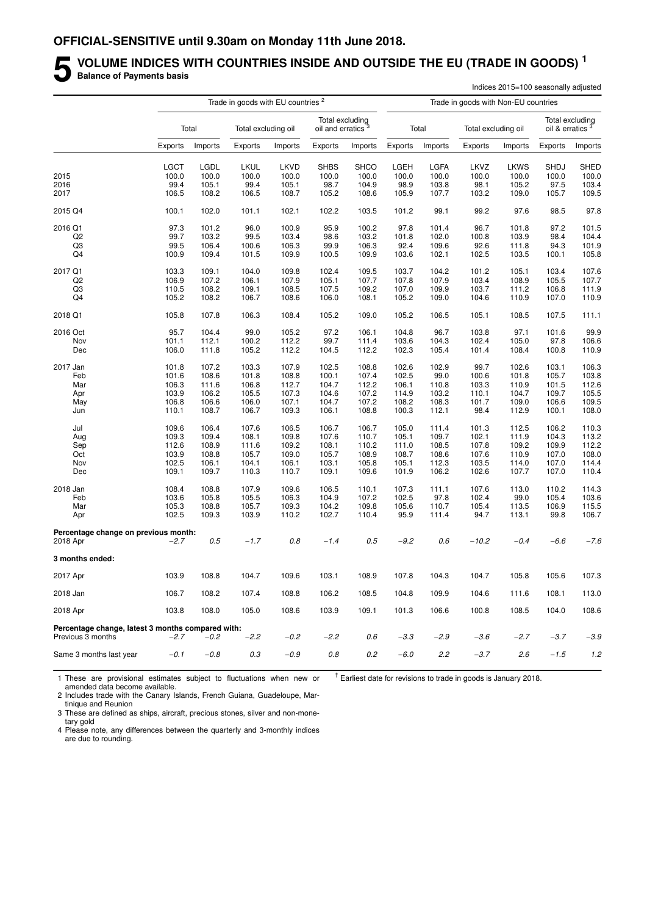**OFFICIAL-SENSITIVE until 9.30am on Monday 11th June 2018.**

# 5 VOLUME INDICES WITH COUNTRIES INSIDE AND OUTSIDE THE EU (TRADE IN GOODS) [1]

**Balance of Payments basis**

Indices 2015=100 seasonally adjusted

| | Trade in goods with EU countries [2] | | | | | | Trade in goods with Non-EU countries | | | | | |
|---|---|---|---|---|---|---|---|---|---|---|---|---|
| | Total | | Total excluding oil | | Total excluding oil and erratics [3] | | Total | | Total excluding oil | | Total excluding oil & erratics [3] | |
| | Exports | Imports | Exports | Imports | Exports | Imports | Exports | Imports | Exports | Imports | Exports | Imports |
| | LGCT | LGDL | LKUL | LKVD | SHBS | SHCO | LGEH | LGFA | LKVZ | LKWS | SHDJ | SHED |
| 2015 | 100.0 | 100.0 | 100.0 | 100.0 | 100.0 | 100.0 | 100.0 | 100.0 | 100.0 | 100.0 | 100.0 | 100.0 |
| 2016 | 99.4 | 105.1 | 99.4 | 105.1 | 98.7 | 104.9 | 98.9 | 103.8 | 98.1 | 105.2 | 97.5 | 103.4 |
| 2017 | 106.5 | 108.2 | 106.5 | 108.7 | 105.2 | 108.6 | 105.9 | 107.7 | 103.2 | 109.0 | 105.7 | 109.5 |
| 2015 Q4 | 100.1 | 102.0 | 101.1 | 102.1 | 102.2 | 103.5 | 101.2 | 99.1 | 99.2 | 97.6 | 98.5 | 97.8 |
| 2016 Q1 | 97.3 | 101.2 | 96.0 | 100.9 | 95.9 | 100.2 | 97.8 | 101.4 | 96.7 | 101.8 | 97.2 | 101.5 |
| Q2 | 99.7 | 103.2 | 99.5 | 103.4 | 98.6 | 103.2 | 101.8 | 102.0 | 100.8 | 103.9 | 98.4 | 104.4 |
| Q3 | 99.5 | 106.4 | 100.6 | 106.3 | 99.9 | 106.3 | 92.4 | 109.6 | 92.6 | 111.8 | 94.3 | 101.9 |
| Q4 | 100.9 | 109.4 | 101.5 | 109.9 | 100.5 | 109.9 | 103.6 | 102.1 | 102.5 | 103.5 | 100.1 | 105.8 |
| 2017 Q1 | 103.3 | 109.1 | 104.0 | 109.8 | 102.4 | 109.5 | 103.7 | 104.2 | 101.2 | 105.1 | 103.4 | 107.6 |
| Q2 | 106.9 | 107.2 | 106.1 | 107.9 | 105.1 | 107.7 | 107.8 | 107.9 | 103.4 | 108.9 | 105.5 | 107.7 |
| Q3 | 110.5 | 108.2 | 109.1 | 108.5 | 107.5 | 109.2 | 107.0 | 109.9 | 103.7 | 111.2 | 106.8 | 111.9 |
| Q4 | 105.2 | 108.2 | 106.7 | 108.6 | 106.0 | 108.1 | 105.2 | 109.0 | 104.6 | 110.9 | 107.0 | 110.9 |
| 2018 Q1 | 105.8 | 107.8 | 106.3 | 108.4 | 105.2 | 109.0 | 105.2 | 106.5 | 105.1 | 108.5 | 107.5 | 111.1 |
| 2016 Oct | 95.7 | 104.4 | 99.0 | 105.2 | 97.2 | 106.1 | 104.8 | 96.7 | 103.8 | 97.1 | 101.6 | 99.9 |
| Nov | 101.1 | 112.1 | 100.2 | 112.2 | 99.7 | 111.4 | 103.6 | 104.3 | 102.4 | 105.0 | 97.8 | 106.6 |
| Dec | 106.0 | 111.8 | 105.2 | 112.2 | 104.5 | 112.2 | 102.3 | 105.4 | 101.4 | 108.4 | 100.8 | 110.9 |
| 2017 Jan | 101.8 | 107.2 | 103.3 | 107.9 | 102.5 | 108.8 | 102.6 | 102.9 | 99.7 | 102.6 | 103.1 | 106.3 |
| Feb | 101.6 | 108.6 | 101.8 | 108.8 | 100.1 | 107.4 | 102.5 | 99.0 | 100.6 | 101.8 | 105.7 | 103.8 |
| Mar | 106.3 | 111.6 | 106.8 | 112.7 | 104.7 | 112.2 | 106.1 | 110.8 | 103.3 | 110.9 | 101.5 | 112.6 |
| Apr | 103.9 | 106.2 | 105.5 | 107.3 | 104.6 | 107.2 | 114.9 | 103.2 | 110.1 | 104.7 | 109.7 | 105.5 |
| May | 106.8 | 106.6 | 106.0 | 107.1 | 104.7 | 107.2 | 108.2 | 108.3 | 101.7 | 109.0 | 106.6 | 109.5 |
| Jun | 110.1 | 108.7 | 106.7 | 109.3 | 106.1 | 108.8 | 100.3 | 112.1 | 98.4 | 112.9 | 100.1 | 108.0 |
| Jul | 109.6 | 106.4 | 107.6 | 106.5 | 106.7 | 106.7 | 105.0 | 111.4 | 101.3 | 112.5 | 106.2 | 110.3 |
| Aug | 109.3 | 109.4 | 108.1 | 109.8 | 107.6 | 110.7 | 105.1 | 109.7 | 102.1 | 111.9 | 104.3 | 113.2 |
| Sep | 112.6 | 108.9 | 111.6 | 109.2 | 108.1 | 110.2 | 111.0 | 108.5 | 107.8 | 109.2 | 109.9 | 112.2 |
| Oct | 103.9 | 108.8 | 105.7 | 109.0 | 105.7 | 108.9 | 108.7 | 108.6 | 107.6 | 110.9 | 107.0 | 108.0 |
| Nov | 102.5 | 106.1 | 104.1 | 106.1 | 103.1 | 105.8 | 105.1 | 112.3 | 103.5 | 114.0 | 107.0 | 114.4 |
| Dec | 109.1 | 109.7 | 110.3 | 110.7 | 109.1 | 109.6 | 101.9 | 106.2 | 102.6 | 107.7 | 107.0 | 110.4 |
| 2018 Jan | 108.4 | 108.8 | 107.9 | 109.6 | 106.5 | 110.1 | 107.3 | 111.1 | 107.6 | 113.0 | 110.2 | 114.3 |
| Feb | 103.6 | 105.8 | 105.5 | 106.3 | 104.9 | 107.2 | 102.5 | 97.8 | 102.4 | 99.0 | 105.4 | 103.6 |
| Mar | 105.3 | 108.8 | 105.7 | 109.3 | 104.2 | 109.8 | 105.6 | 110.7 | 105.4 | 113.5 | 106.9 | 115.5 |
| Apr | 102.5 | 109.3 | 103.9 | 110.2 | 102.7 | 110.4 | 95.9 | 111.4 | 94.7 | 113.1 | 99.8 | 106.7 |
| **Percentage change on previous month:** | | | | | | | | | | | | |
| 2018 Apr | *−2.7* | *0.5* | *−1.7* | *0.8* | *−1.4* | *0.5* | *−9.2* | *0.6* | *−10.2* | *−0.4* | *−6.6* | *−7.6* |
| **3 months ended:** | | | | | | | | | | | | |
| 2017 Apr | 103.9 | 108.8 | 104.7 | 109.6 | 103.1 | 108.9 | 107.8 | 104.3 | 104.7 | 105.8 | 105.6 | 107.3 |
| 2018 Jan | 106.7 | 108.2 | 107.4 | 108.8 | 106.2 | 108.5 | 104.8 | 109.9 | 104.6 | 111.6 | 108.1 | 113.0 |
| 2018 Apr | 103.8 | 108.0 | 105.0 | 108.6 | 103.9 | 109.1 | 101.3 | 106.6 | 100.8 | 108.5 | 104.0 | 108.6 |
| **Percentage change, latest 3 months compared with:** | | | | | | | | | | | | |
| Previous 3 months | *−2.7* | *−0.2* | *−2.2* | *−0.2* | *−2.2* | *0.6* | *−3.3* | *−2.9* | *−3.6* | *−2.7* | *−3.7* | *−3.9* |
| Same 3 months last year | *−0.1* | *−0.8* | *0.3* | *−0.9* | *0.8* | *0.2* | *−6.0* | *2.2* | *−3.7* | *2.6* | *−1.5* | *1.2* |

1 These are provisional estimates subject to fluctuations when new or amended data become available.
2 Includes trade with the Canary Islands, French Guiana, Guadeloupe, Martinique and Reunion
3 These are defined as ships, aircraft, precious stones, silver and non-monetary gold
4 Please note, any differences between the quarterly and 3-monthly indices are due to rounding.

† Earliest date for revisions to trade in goods is January 2018.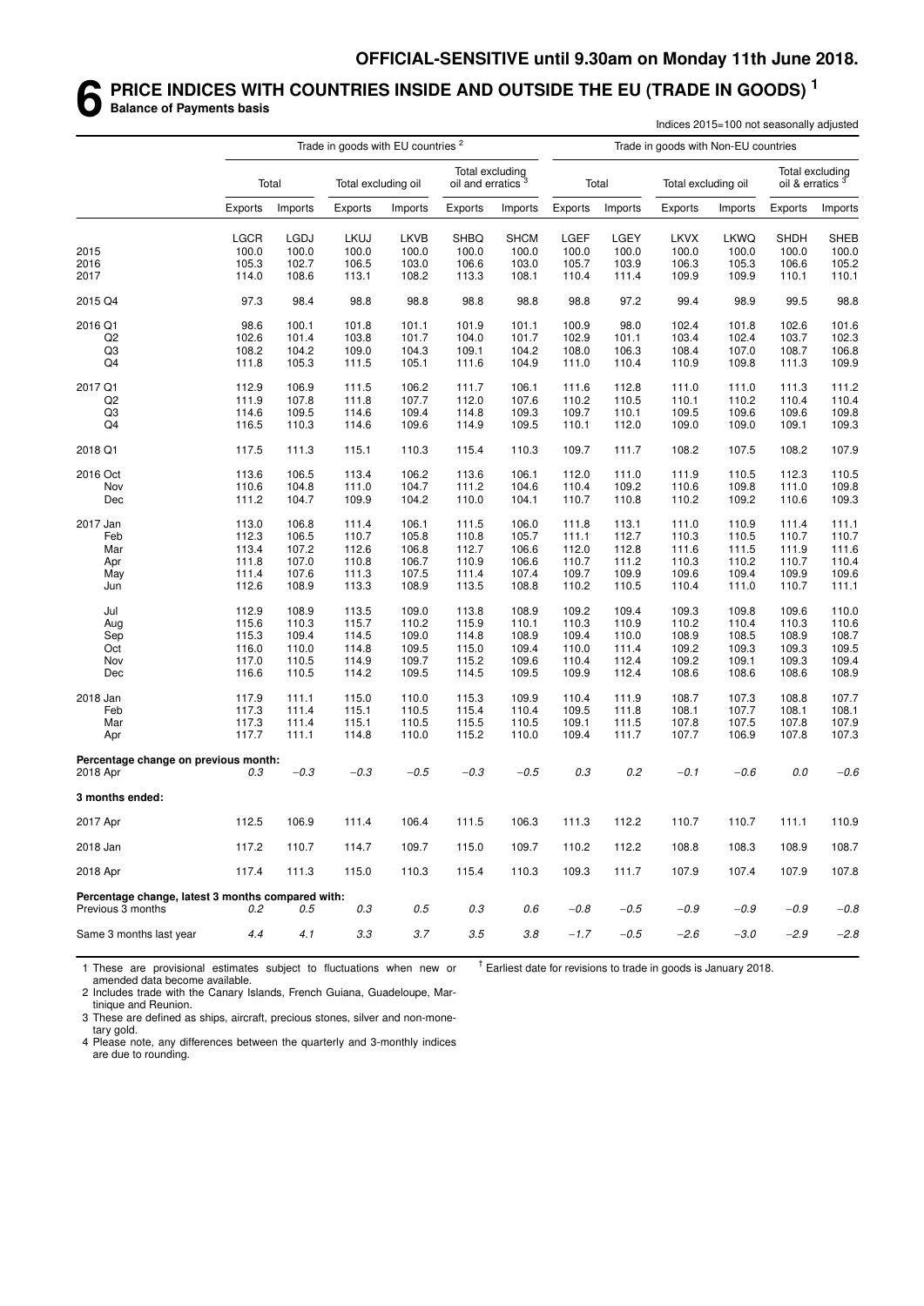OFFICIAL-SENSITIVE until 9.30am on Monday 11th June 2018.

# 6 PRICE INDICES WITH COUNTRIES INSIDE AND OUTSIDE THE EU (TRADE IN GOODS) [1]

**Balance of Payments basis**

Indices 2015=100 not seasonally adjusted

| | Trade in goods with EU countries [2] | | | | | | Trade in goods with Non-EU countries | | | | | |
|---|---|---|---|---|---|---|---|---|---|---|---|---|
| | Total | | Total excluding oil | | Total excluding oil and erratics [3] | | Total | | Total excluding oil | | Total excluding oil & erratics [3] | |
| | Exports | Imports | Exports | Imports | Exports | Imports | Exports | Imports | Exports | Imports | Exports | Imports |
| | LGCR | LGDJ | LKUJ | LKVB | SHBQ | SHCM | LGEF | LGEY | LKVX | LKWQ | SHDH | SHEB |
| 2015 | 100.0 | 100.0 | 100.0 | 100.0 | 100.0 | 100.0 | 100.0 | 100.0 | 100.0 | 100.0 | 100.0 | 100.0 |
| 2016 | 105.3 | 102.7 | 106.5 | 103.0 | 106.6 | 103.0 | 105.7 | 103.9 | 106.3 | 105.3 | 106.6 | 105.2 |
| 2017 | 114.0 | 108.6 | 113.1 | 108.2 | 113.3 | 108.1 | 110.4 | 111.4 | 109.9 | 109.9 | 110.1 | 110.1 |
| 2015 Q4 | 97.3 | 98.4 | 98.8 | 98.8 | 98.8 | 98.8 | 98.8 | 97.2 | 99.4 | 98.9 | 99.5 | 98.8 |
| 2016 Q1 | 98.6 | 100.1 | 101.8 | 101.1 | 101.9 | 101.1 | 100.9 | 98.0 | 102.4 | 101.8 | 102.6 | 101.6 |
| Q2 | 102.6 | 101.4 | 103.8 | 101.7 | 104.0 | 101.7 | 102.9 | 101.1 | 103.4 | 102.4 | 103.7 | 102.3 |
| Q3 | 108.2 | 104.2 | 109.0 | 104.3 | 109.1 | 104.2 | 108.0 | 106.3 | 108.4 | 107.0 | 108.7 | 106.8 |
| Q4 | 111.8 | 105.3 | 111.5 | 105.1 | 111.6 | 104.9 | 111.0 | 110.4 | 110.9 | 109.8 | 111.3 | 109.9 |
| 2017 Q1 | 112.9 | 106.9 | 111.5 | 106.2 | 111.7 | 106.1 | 111.6 | 112.8 | 111.0 | 111.0 | 111.3 | 111.2 |
| Q2 | 111.9 | 107.8 | 111.8 | 107.7 | 112.0 | 107.6 | 110.2 | 110.5 | 110.1 | 110.2 | 110.4 | 110.4 |
| Q3 | 114.6 | 109.5 | 114.6 | 109.4 | 114.8 | 109.3 | 109.7 | 110.1 | 109.5 | 109.6 | 109.6 | 109.8 |
| Q4 | 116.5 | 110.3 | 114.6 | 109.6 | 114.9 | 109.5 | 110.1 | 112.0 | 109.0 | 109.0 | 109.1 | 109.3 |
| 2018 Q1 | 117.5 | 111.3 | 115.1 | 110.3 | 115.4 | 110.3 | 109.7 | 111.7 | 108.2 | 107.5 | 108.2 | 107.9 |
| 2016 Oct | 113.6 | 106.5 | 113.4 | 106.2 | 113.6 | 106.1 | 112.0 | 111.0 | 111.9 | 110.5 | 112.3 | 110.5 |
| Nov | 110.6 | 104.8 | 111.0 | 104.7 | 111.2 | 104.6 | 110.4 | 109.2 | 110.6 | 109.8 | 111.0 | 109.8 |
| Dec | 111.2 | 104.7 | 109.9 | 104.2 | 110.0 | 104.1 | 110.7 | 110.8 | 110.2 | 109.2 | 110.6 | 109.3 |
| 2017 Jan | 113.0 | 106.8 | 111.4 | 106.1 | 111.5 | 106.0 | 111.8 | 113.1 | 111.0 | 110.9 | 111.4 | 111.1 |
| Feb | 112.3 | 106.5 | 110.7 | 105.8 | 110.8 | 105.7 | 111.1 | 112.7 | 110.3 | 110.5 | 110.7 | 110.7 |
| Mar | 113.4 | 107.2 | 112.6 | 106.8 | 112.7 | 106.6 | 112.0 | 112.8 | 111.6 | 111.5 | 111.9 | 111.6 |
| Apr | 111.8 | 107.0 | 110.8 | 106.7 | 110.9 | 106.6 | 110.7 | 111.2 | 110.3 | 110.2 | 110.7 | 110.4 |
| May | 111.4 | 107.6 | 111.3 | 107.5 | 111.4 | 107.4 | 109.7 | 109.9 | 109.6 | 109.4 | 109.9 | 109.6 |
| Jun | 112.6 | 108.9 | 113.3 | 108.9 | 113.5 | 108.8 | 110.2 | 110.5 | 110.4 | 111.0 | 110.7 | 111.1 |
| Jul | 112.9 | 108.9 | 113.5 | 109.0 | 113.8 | 108.9 | 109.2 | 109.4 | 109.3 | 109.8 | 109.6 | 110.0 |
| Aug | 115.6 | 110.3 | 115.7 | 110.2 | 115.9 | 110.1 | 110.3 | 110.9 | 110.2 | 110.4 | 110.3 | 110.6 |
| Sep | 115.3 | 109.4 | 114.5 | 109.0 | 114.8 | 108.9 | 109.4 | 110.0 | 108.9 | 108.5 | 108.9 | 108.7 |
| Oct | 116.0 | 110.0 | 114.8 | 109.5 | 115.0 | 109.4 | 110.0 | 111.4 | 109.2 | 109.3 | 109.3 | 109.5 |
| Nov | 117.0 | 110.5 | 114.9 | 109.7 | 115.2 | 109.6 | 110.4 | 112.4 | 109.2 | 109.1 | 109.3 | 109.4 |
| Dec | 116.6 | 110.5 | 114.2 | 109.5 | 114.5 | 109.5 | 109.9 | 112.4 | 108.6 | 108.6 | 108.6 | 108.9 |
| 2018 Jan | 117.9 | 111.1 | 115.0 | 110.0 | 115.3 | 109.9 | 110.4 | 111.9 | 108.7 | 107.3 | 108.8 | 107.7 |
| Feb | 117.3 | 111.4 | 115.1 | 110.5 | 115.4 | 110.4 | 109.5 | 111.8 | 108.1 | 107.7 | 108.1 | 108.1 |
| Mar | 117.3 | 111.4 | 115.1 | 110.5 | 115.5 | 110.5 | 109.1 | 111.5 | 107.8 | 107.5 | 107.8 | 107.9 |
| Apr | 117.7 | 111.1 | 114.8 | 110.0 | 115.2 | 110.0 | 109.4 | 111.7 | 107.7 | 106.9 | 107.8 | 107.3 |
| **Percentage change on previous month:** | | | | | | | | | | | | |
| 2018 Apr | *0.3* | *−0.3* | *−0.3* | *−0.5* | *−0.3* | *−0.5* | *0.3* | *0.2* | *−0.1* | *−0.6* | *0.0* | *−0.6* |
| **3 months ended:** | | | | | | | | | | | | |
| 2017 Apr | 112.5 | 106.9 | 111.4 | 106.4 | 111.5 | 106.3 | 111.3 | 112.2 | 110.7 | 110.7 | 111.1 | 110.9 |
| 2018 Jan | 117.2 | 110.7 | 114.7 | 109.7 | 115.0 | 109.7 | 110.2 | 112.2 | 108.8 | 108.3 | 108.9 | 108.7 |
| 2018 Apr | 117.4 | 111.3 | 115.0 | 110.3 | 115.4 | 110.3 | 109.3 | 111.7 | 107.9 | 107.4 | 107.9 | 107.8 |
| **Percentage change, latest 3 months compared with:** | | | | | | | | | | | | |
| Previous 3 months | *0.2* | *0.5* | *0.3* | *0.5* | *0.3* | *0.6* | *−0.8* | *−0.5* | *−0.9* | *−0.9* | *−0.9* | *−0.8* |
| Same 3 months last year | *4.4* | *4.1* | *3.3* | *3.7* | *3.5* | *3.8* | *−1.7* | *−0.5* | *−2.6* | *−3.0* | *−2.9* | *−2.8* |

1 These are provisional estimates subject to fluctuations when new or amended data become available.

2 Includes trade with the Canary Islands, French Guiana, Guadeloupe, Martinique and Reunion.

3 These are defined as ships, aircraft, precious stones, silver and non-monetary gold.

4 Please note, any differences between the quarterly and 3-monthly indices are due to rounding.

† Earliest date for revisions to trade in goods is January 2018.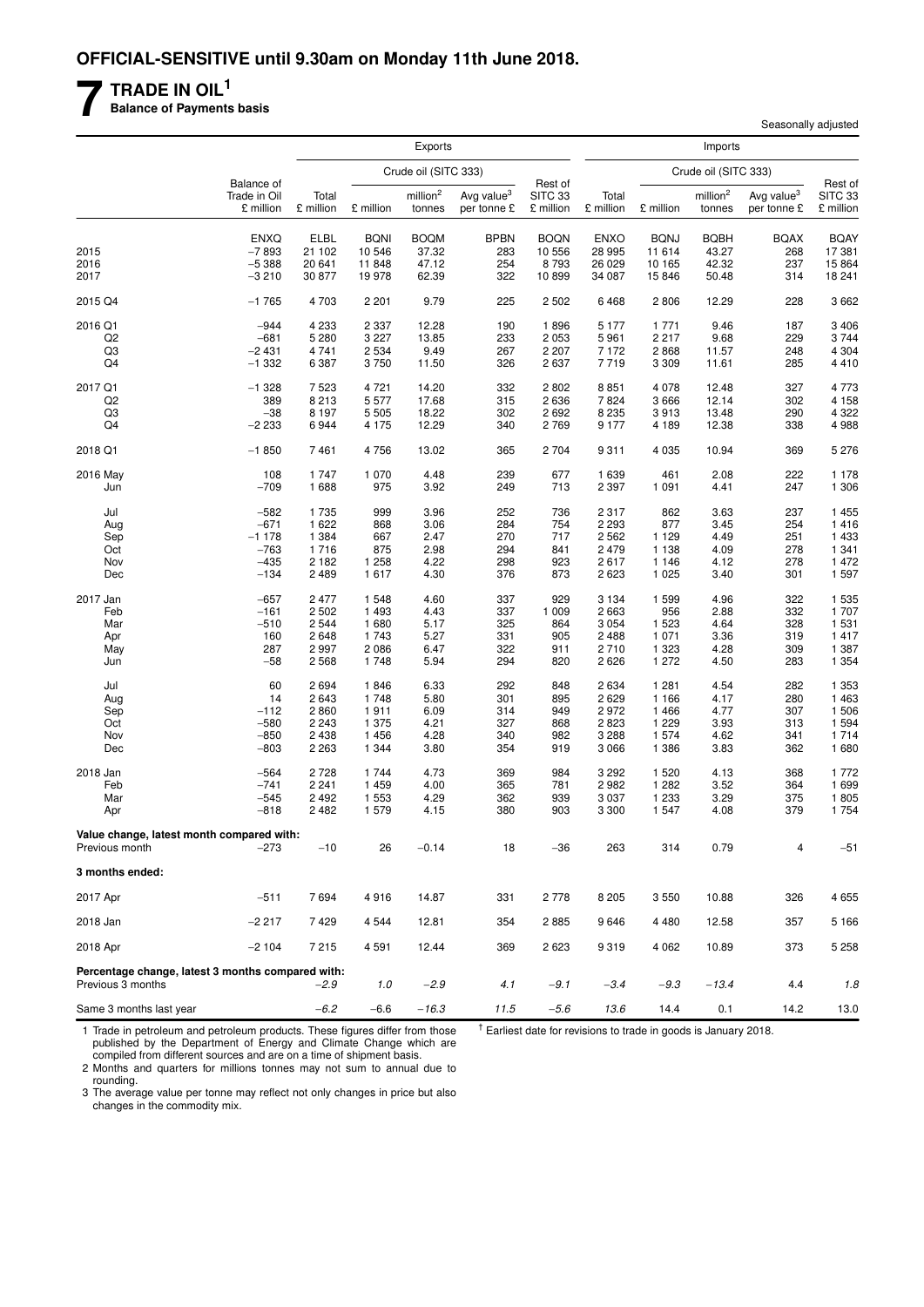**OFFICIAL-SENSITIVE until 9.30am on Monday 11th June 2018.**

# 7 TRADE IN OIL[1]

**Balance of Payments basis**

Seasonally adjusted

| | Balance of Trade in Oil £ million | Exports | | | | | Imports | | | | |
|---|---|---|---|---|---|---|---|---|---|---|---|
| | | Total £ million | Crude oil (SITC 333) | | | Rest of SITC 33 £ million | Total £ million | Crude oil (SITC 333) | | | Rest of SITC 33 £ million |
| | | | £ million | million[2] tonnes | Avg value[3] per tonne £ | | | £ million | million[2] tonnes | Avg value[3] per tonne £ | |
| | ENXQ | ELBL | BQNI | BOQM | BPBN | BOQN | ENXO | BQNJ | BQBH | BQAX | BQAY |
| 2015 | −7 893 | 21 102 | 10 546 | 37.32 | 283 | 10 556 | 28 995 | 11 614 | 43.27 | 268 | 17 381 |
| 2016 | −5 388 | 20 641 | 11 848 | 47.12 | 254 | 8 793 | 26 029 | 10 165 | 42.32 | 237 | 15 864 |
| 2017 | −3 210 | 30 877 | 19 978 | 62.39 | 322 | 10 899 | 34 087 | 15 846 | 50.48 | 314 | 18 241 |
| 2015 Q4 | −1 765 | 4 703 | 2 201 | 9.79 | 225 | 2 502 | 6 468 | 2 806 | 12.29 | 228 | 3 662 |
| 2016 Q1 | −944 | 4 233 | 2 337 | 12.28 | 190 | 1 896 | 5 177 | 1 771 | 9.46 | 187 | 3 406 |
| Q2 | −681 | 5 280 | 3 227 | 13.85 | 233 | 2 053 | 5 961 | 2 217 | 9.68 | 229 | 3 744 |
| Q3 | −2 431 | 4 741 | 2 534 | 9.49 | 267 | 2 207 | 7 172 | 2 868 | 11.57 | 248 | 4 304 |
| Q4 | −1 332 | 6 387 | 3 750 | 11.50 | 326 | 2 637 | 7 719 | 3 309 | 11.61 | 285 | 4 410 |
| 2017 Q1 | −1 328 | 7 523 | 4 721 | 14.20 | 332 | 2 802 | 8 851 | 4 078 | 12.48 | 327 | 4 773 |
| Q2 | 389 | 8 213 | 5 577 | 17.68 | 315 | 2 636 | 7 824 | 3 666 | 12.14 | 302 | 4 158 |
| Q3 | −38 | 8 197 | 5 505 | 18.22 | 302 | 2 692 | 8 235 | 3 913 | 13.48 | 290 | 4 322 |
| Q4 | −2 233 | 6 944 | 4 175 | 12.29 | 340 | 2 769 | 9 177 | 4 189 | 12.38 | 338 | 4 988 |
| 2018 Q1 | −1 850 | 7 461 | 4 756 | 13.02 | 365 | 2 704 | 9 311 | 4 035 | 10.94 | 369 | 5 276 |
| 2016 May | 108 | 1 747 | 1 070 | 4.48 | 239 | 677 | 1 639 | 461 | 2.08 | 222 | 1 178 |
| Jun | −709 | 1 688 | 975 | 3.92 | 249 | 713 | 2 397 | 1 091 | 4.41 | 247 | 1 306 |
| Jul | −582 | 1 735 | 999 | 3.96 | 252 | 736 | 2 317 | 862 | 3.63 | 237 | 1 455 |
| Aug | −671 | 1 622 | 868 | 3.06 | 284 | 754 | 2 293 | 877 | 3.45 | 254 | 1 416 |
| Sep | −1 178 | 1 384 | 667 | 2.47 | 270 | 717 | 2 562 | 1 129 | 4.49 | 251 | 1 433 |
| Oct | −763 | 1 716 | 875 | 2.98 | 294 | 841 | 2 479 | 1 138 | 4.09 | 278 | 1 341 |
| Nov | −435 | 2 182 | 1 258 | 4.22 | 298 | 923 | 2 617 | 1 146 | 4.12 | 278 | 1 472 |
| Dec | −134 | 2 489 | 1 617 | 4.30 | 376 | 873 | 2 623 | 1 025 | 3.40 | 301 | 1 597 |
| 2017 Jan | −657 | 2 477 | 1 548 | 4.60 | 337 | 929 | 3 134 | 1 599 | 4.96 | 322 | 1 535 |
| Feb | −161 | 2 502 | 1 493 | 4.43 | 337 | 1 009 | 2 663 | 956 | 2.88 | 332 | 1 707 |
| Mar | −510 | 2 544 | 1 680 | 5.17 | 325 | 864 | 3 054 | 1 523 | 4.64 | 328 | 1 531 |
| Apr | 160 | 2 648 | 1 743 | 5.27 | 331 | 905 | 2 488 | 1 071 | 3.36 | 319 | 1 417 |
| May | 287 | 2 997 | 2 086 | 6.47 | 322 | 911 | 2 710 | 1 323 | 4.28 | 309 | 1 387 |
| Jun | −58 | 2 568 | 1 748 | 5.94 | 294 | 820 | 2 626 | 1 272 | 4.50 | 283 | 1 354 |
| Jul | 60 | 2 694 | 1 846 | 6.33 | 292 | 848 | 2 634 | 1 281 | 4.54 | 282 | 1 353 |
| Aug | 14 | 2 643 | 1 748 | 5.80 | 301 | 895 | 2 629 | 1 166 | 4.17 | 280 | 1 463 |
| Sep | −112 | 2 860 | 1 911 | 6.09 | 314 | 949 | 2 972 | 1 466 | 4.77 | 307 | 1 506 |
| Oct | −580 | 2 243 | 1 375 | 4.21 | 327 | 868 | 2 823 | 1 229 | 3.93 | 313 | 1 594 |
| Nov | −850 | 2 438 | 1 456 | 4.28 | 340 | 982 | 3 288 | 1 574 | 4.62 | 341 | 1 714 |
| Dec | −803 | 2 263 | 1 344 | 3.80 | 354 | 919 | 3 066 | 1 386 | 3.83 | 362 | 1 680 |
| 2018 Jan | −564 | 2 728 | 1 744 | 4.73 | 369 | 984 | 3 292 | 1 520 | 4.13 | 368 | 1 772 |
| Feb | −741 | 2 241 | 1 459 | 4.00 | 365 | 781 | 2 982 | 1 282 | 3.52 | 364 | 1 699 |
| Mar | −545 | 2 492 | 1 553 | 4.29 | 362 | 939 | 3 037 | 1 233 | 3.29 | 375 | 1 805 |
| Apr | −818 | 2 482 | 1 579 | 4.15 | 380 | 903 | 3 300 | 1 547 | 4.08 | 379 | 1 754 |
| **Value change, latest month compared with:** | | | | | | | | | | | |
| Previous month | −273 | −10 | 26 | −0.14 | 18 | −36 | 263 | 314 | 0.79 | 4 | −51 |
| **3 months ended:** | | | | | | | | | | | |
| 2017 Apr | −511 | 7 694 | 4 916 | 14.87 | 331 | 2 778 | 8 205 | 3 550 | 10.88 | 326 | 4 655 |
| 2018 Jan | −2 217 | 7 429 | 4 544 | 12.81 | 354 | 2 885 | 9 646 | 4 480 | 12.58 | 357 | 5 166 |
| 2018 Apr | −2 104 | 7 215 | 4 591 | 12.44 | 369 | 2 623 | 9 319 | 4 062 | 10.89 | 373 | 5 258 |
| **Percentage change, latest 3 months compared with:** | | | | | | | | | | | |
| Previous 3 months | | −2.9 | *1.0* | −2.9 | *4.1* | −9.1 | −3.4 | −9.3 | −13.4 | 4.4 | *1.8* |
| Same 3 months last year | | −6.2 | −6.6 | −16.3 | 11.5 | −5.6 | 13.6 | 14.4 | 0.1 | 14.2 | 13.0 |

1 Trade in petroleum and petroleum products. These figures differ from those published by the Department of Energy and Climate Change which are compiled from different sources and are on a time of shipment basis.

2 Months and quarters for millions tonnes may not sum to annual due to rounding.

3 The average value per tonne may reflect not only changes in price but also changes in the commodity mix.

† Earliest date for revisions to trade in goods is January 2018.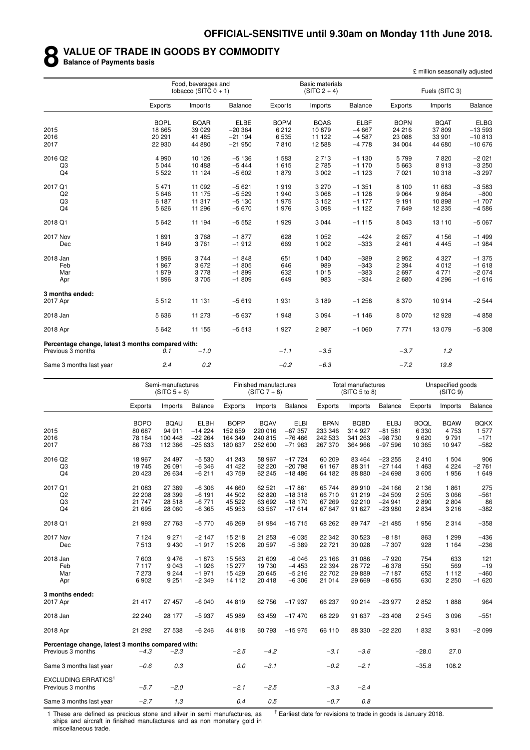**OFFICIAL-SENSITIVE until 9.30am on Monday 11th June 2018.**

# 8 VALUE OF TRADE IN GOODS BY COMMODITY

**Balance of Payments basis**

£ million seasonally adjusted

| | Food, beverages and tobacco (SITC 0 + 1) | | | Basic materials (SITC 2 + 4) | | | Fuels (SITC 3) | | |
|---|---|---|---|---|---|---|---|---|---|
| | Exports | Imports | Balance | Exports | Imports | Balance | Exports | Imports | Balance |
| | BOPL | BQAR | ELBE | BOPM | BQAS | ELBF | BOPN | BQAT | ELBG |
| 2015 | 18 665 | 39 029 | −20 364 | 6 212 | 10 879 | −4 667 | 24 216 | 37 809 | −13 593 |
| 2016 | 20 291 | 41 485 | −21 194 | 6 535 | 11 122 | −4 587 | 23 088 | 33 901 | −10 813 |
| 2017 | 22 930 | 44 880 | −21 950 | 7 810 | 12 588 | −4 778 | 34 004 | 44 680 | −10 676 |
| 2016 Q2 | 4 990 | 10 126 | −5 136 | 1 583 | 2 713 | −1 130 | 5 799 | 7 820 | −2 021 |
| Q3 | 5 044 | 10 488 | −5 444 | 1 615 | 2 785 | −1 170 | 5 663 | 8 913 | −3 250 |
| Q4 | 5 522 | 11 124 | −5 602 | 1 879 | 3 002 | −1 123 | 7 021 | 10 318 | −3 297 |
| 2017 Q1 | 5 471 | 11 092 | −5 621 | 1 919 | 3 270 | −1 351 | 8 100 | 11 683 | −3 583 |
| Q2 | 5 646 | 11 175 | −5 529 | 1 940 | 3 068 | −1 128 | 9 064 | 9 864 | −800 |
| Q3 | 6 187 | 11 317 | −5 130 | 1 975 | 3 152 | −1 177 | 9 191 | 10 898 | −1 707 |
| Q4 | 5 626 | 11 296 | −5 670 | 1 976 | 3 098 | −1 122 | 7 649 | 12 235 | −4 586 |
| 2018 Q1 | 5 642 | 11 194 | −5 552 | 1 929 | 3 044 | −1 115 | 8 043 | 13 110 | −5 067 |
| 2017 Nov | 1 891 | 3 768 | −1 877 | 628 | 1 052 | −424 | 2 657 | 4 156 | −1 499 |
| Dec | 1 849 | 3 761 | −1 912 | 669 | 1 002 | −333 | 2 461 | 4 445 | −1 984 |
| 2018 Jan | 1 896 | 3 744 | −1 848 | 651 | 1 040 | −389 | 2 952 | 4 327 | −1 375 |
| Feb | 1 867 | 3 672 | −1 805 | 646 | 989 | −343 | 2 394 | 4 012 | −1 618 |
| Mar | 1 879 | 3 778 | −1 899 | 632 | 1 015 | −383 | 2 697 | 4 771 | −2 074 |
| Apr | 1 896 | 3 705 | −1 809 | 649 | 983 | −334 | 2 680 | 4 296 | −1 616 |
| **3 months ended:** | | | | | | | | | |
| 2017 Apr | 5 512 | 11 131 | −5 619 | 1 931 | 3 189 | −1 258 | 8 370 | 10 914 | −2 544 |
| 2018 Jan | 5 636 | 11 273 | −5 637 | 1 948 | 3 094 | −1 146 | 8 070 | 12 928 | −4 858 |
| 2018 Apr | 5 642 | 11 155 | −5 513 | 1 927 | 2 987 | −1 060 | 7 771 | 13 079 | −5 308 |
| **Percentage change, latest 3 months compared with:** | | | | | | | | | |
| Previous 3 months | *0.1* | *−1.0* | | *−1.1* | *−3.5* | | *−3.7* | *1.2* | |
| Same 3 months last year | *2.4* | *0.2* | | *−0.2* | *−6.3* | | *−7.2* | *19.8* | |

| | Semi-manufactures (SITC 5 + 6) | | | Finished manufactures (SITC 7 + 8) | | | Total manufactures (SITC 5 to 8) | | | Unspecified goods (SITC 9) | | |
|---|---|---|---|---|---|---|---|---|---|---|---|---|
| | Exports | Imports | Balance | Exports | Imports | Balance | Exports | Imports | Balance | Exports | Imports | Balance |
| | BOPO | BQAU | ELBH | BOPP | BQAV | ELBI | BPAN | BQBD | ELBJ | BOQL | BQAW | BQKX |
| 2015 | 80 687 | 94 911 | −14 224 | 152 659 | 220 016 | −67 357 | 233 346 | 314 927 | −81 581 | 6 330 | 4 753 | 1 577 |
| 2016 | 78 184 | 100 448 | −22 264 | 164 349 | 240 815 | −76 466 | 242 533 | 341 263 | −98 730 | 9 620 | 9 791 | −171 |
| 2017 | 86 733 | 112 366 | −25 633 | 180 637 | 252 600 | −71 963 | 267 370 | 364 966 | −97 596 | 10 365 | 10 947 | −582 |
| 2016 Q2 | 18 967 | 24 497 | −5 530 | 41 243 | 58 967 | −17 724 | 60 209 | 83 464 | −23 255 | 2 410 | 1 504 | 906 |
| Q3 | 19 745 | 26 091 | −6 346 | 41 422 | 62 220 | −20 798 | 61 167 | 88 311 | −27 144 | 1 463 | 4 224 | −2 761 |
| Q4 | 20 423 | 26 634 | −6 211 | 43 759 | 62 245 | −18 486 | 64 182 | 88 880 | −24 698 | 3 605 | 1 956 | 1 649 |
| 2017 Q1 | 21 083 | 27 389 | −6 306 | 44 660 | 62 521 | −17 861 | 65 744 | 89 910 | −24 166 | 2 136 | 1 861 | 275 |
| Q2 | 22 208 | 28 399 | −6 191 | 44 502 | 62 820 | −18 318 | 66 710 | 91 219 | −24 509 | 2 505 | 3 066 | −561 |
| Q3 | 21 747 | 28 518 | −6 771 | 45 522 | 63 692 | −18 170 | 67 269 | 92 210 | −24 941 | 2 890 | 2 804 | 86 |
| Q4 | 21 695 | 28 060 | −6 365 | 45 953 | 63 567 | −17 614 | 67 647 | 91 627 | −23 980 | 2 834 | 3 216 | −382 |
| 2018 Q1 | 21 993 | 27 763 | −5 770 | 46 269 | 61 984 | −15 715 | 68 262 | 89 747 | −21 485 | 1 956 | 2 314 | −358 |
| 2017 Nov | 7 124 | 9 271 | −2 147 | 15 218 | 21 253 | −6 035 | 22 342 | 30 523 | −8 181 | 863 | 1 299 | −436 |
| Dec | 7 513 | 9 430 | −1 917 | 15 208 | 20 597 | −5 389 | 22 721 | 30 028 | −7 307 | 928 | 1 164 | −236 |
| 2018 Jan | 7 603 | 9 476 | −1 873 | 15 563 | 21 609 | −6 046 | 23 166 | 31 086 | −7 920 | 754 | 633 | 121 |
| Feb | 7 117 | 9 043 | −1 926 | 15 277 | 19 730 | −4 453 | 22 394 | 28 772 | −6 378 | 550 | 569 | −19 |
| Mar | 7 273 | 9 244 | −1 971 | 15 429 | 20 645 | −5 216 | 22 702 | 29 889 | −7 187 | 652 | 1 112 | −460 |
| Apr | 6 902 | 9 251 | −2 349 | 14 112 | 20 418 | −6 306 | 21 014 | 29 669 | −8 655 | 630 | 2 250 | −1 620 |
| **3 months ended:** | | | | | | | | | | | | |
| 2017 Apr | 21 417 | 27 457 | −6 040 | 44 819 | 62 756 | −17 937 | 66 237 | 90 214 | −23 977 | 2 852 | 1 888 | 964 |
| 2018 Jan | 22 240 | 28 177 | −5 937 | 45 989 | 63 459 | −17 470 | 68 229 | 91 637 | −23 408 | 2 545 | 3 096 | −551 |
| 2018 Apr | 21 292 | 27 538 | −6 246 | 44 818 | 60 793 | −15 975 | 66 110 | 88 330 | −22 220 | 1 832 | 3 931 | −2 099 |
| **Percentage change, latest 3 months compared with:** | | | | | | | | | | | | |
| Previous 3 months | *−4.3* | *−2.3* | | *−2.5* | *−4.2* | | *−3.1* | *−3.6* | | *−28.0* | *27.0* | |
| Same 3 months last year | *−0.6* | *0.3* | | *0.0* | *−3.1* | | *−0.2* | *−2.1* | | *−35.8* | *108.2* | |
| EXCLUDING ERRATICS[1] | | | | | | | | | | | | |
| Previous 3 months | *−5.7* | *−2.0* | | *−2.1* | *−2.5* | | *−3.3* | *−2.4* | | | | |
| Same 3 months last year | *−2.7* | *1.3* | | *0.4* | *0.5* | | *−0.7* | *0.8* | | | | |

1 These are defined as precious stone and silver in semi manufactures, as ships and aircraft in finished manufactures and as non monetary gold in miscellaneous trade.

† Earliest date for revisions to trade in goods is January 2018.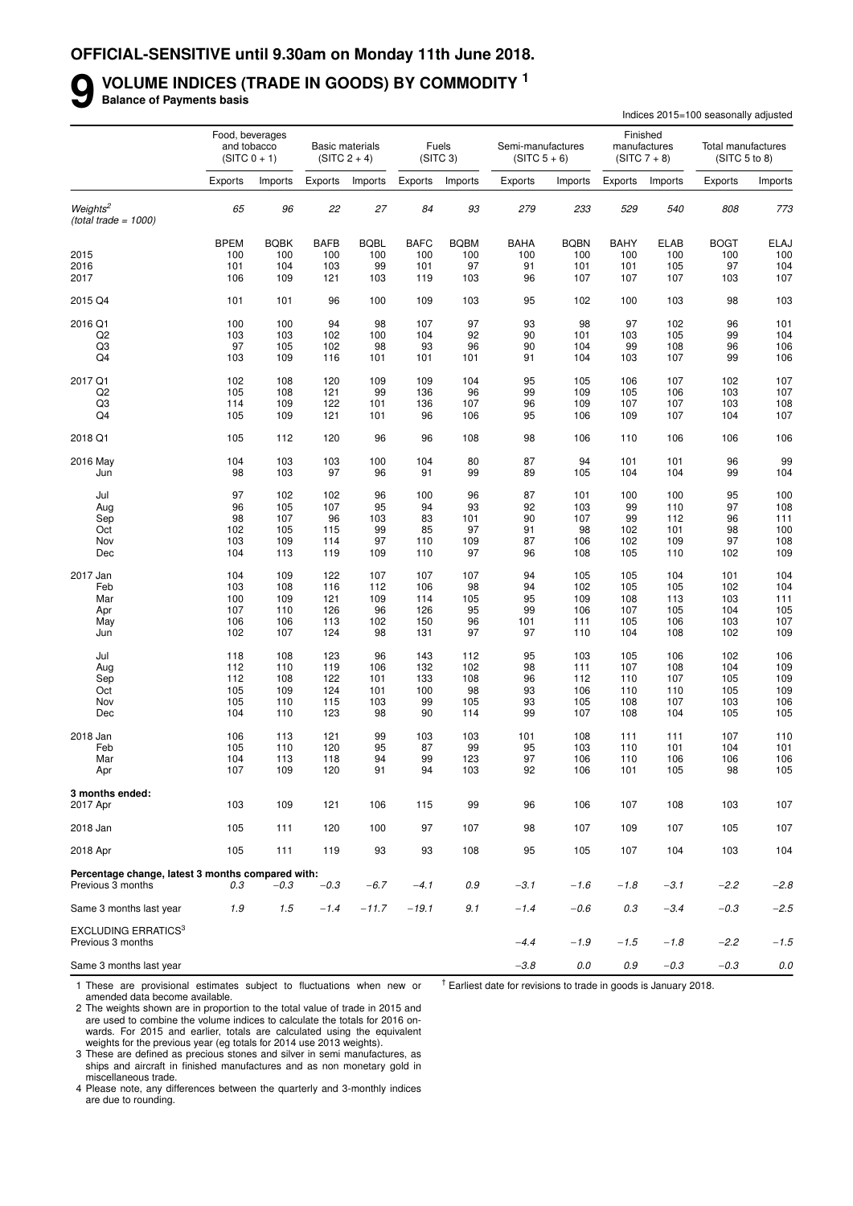**OFFICIAL-SENSITIVE until 9.30am on Monday 11th June 2018.**

# 9 VOLUME INDICES (TRADE IN GOODS) BY COMMODITY [1]

**Balance of Payments basis**

Indices 2015=100 seasonally adjusted

| | Food, beverages and tobacco (SITC 0 + 1) | | Basic materials (SITC 2 + 4) | | Fuels (SITC 3) | | Semi-manufactures (SITC 5 + 6) | | Finished manufactures (SITC 7 + 8) | | Total manufactures (SITC 5 to 8) | |
|---|---|---|---|---|---|---|---|---|---|---|---|---|
| | Exports | Imports | Exports | Imports | Exports | Imports | Exports | Imports | Exports | Imports | Exports | Imports |
| *Weights[2] (total trade = 1000)* | *65* | *96* | *22* | *27* | *84* | *93* | *279* | *233* | *529* | *540* | *808* | *773* |
| | BPEM | BQBK | BAFB | BQBL | BAFC | BQBM | BAHA | BQBN | BAHY | ELAB | BOGT | ELAJ |
| 2015 | 100 | 100 | 100 | 100 | 100 | 100 | 100 | 100 | 100 | 100 | 100 | 100 |
| 2016 | 101 | 104 | 103 | 99 | 101 | 97 | 91 | 101 | 101 | 105 | 97 | 104 |
| 2017 | 106 | 109 | 121 | 103 | 119 | 103 | 96 | 107 | 107 | 107 | 103 | 107 |
| 2015 Q4 | 101 | 101 | 96 | 100 | 109 | 103 | 95 | 102 | 100 | 103 | 98 | 103 |
| 2016 Q1 | 100 | 100 | 94 | 98 | 107 | 97 | 93 | 98 | 97 | 102 | 96 | 101 |
| Q2 | 103 | 103 | 102 | 100 | 104 | 92 | 90 | 101 | 103 | 105 | 99 | 104 |
| Q3 | 97 | 105 | 102 | 98 | 93 | 96 | 90 | 104 | 99 | 108 | 96 | 106 |
| Q4 | 103 | 109 | 116 | 101 | 101 | 101 | 91 | 104 | 103 | 107 | 99 | 106 |
| 2017 Q1 | 102 | 108 | 120 | 109 | 109 | 104 | 95 | 105 | 106 | 107 | 102 | 107 |
| Q2 | 105 | 108 | 121 | 99 | 136 | 96 | 99 | 109 | 105 | 106 | 103 | 107 |
| Q3 | 114 | 109 | 122 | 101 | 136 | 107 | 96 | 109 | 107 | 107 | 103 | 108 |
| Q4 | 105 | 109 | 121 | 101 | 96 | 106 | 95 | 106 | 109 | 107 | 104 | 107 |
| 2018 Q1 | 105 | 112 | 120 | 96 | 96 | 108 | 98 | 106 | 110 | 106 | 106 | 106 |
| 2016 May | 104 | 103 | 103 | 100 | 104 | 80 | 87 | 94 | 101 | 101 | 96 | 99 |
| Jun | 98 | 103 | 97 | 96 | 91 | 99 | 89 | 105 | 104 | 104 | 99 | 104 |
| Jul | 97 | 102 | 102 | 96 | 100 | 96 | 87 | 101 | 100 | 100 | 95 | 100 |
| Aug | 96 | 105 | 107 | 95 | 94 | 93 | 92 | 103 | 99 | 110 | 97 | 108 |
| Sep | 98 | 107 | 96 | 103 | 83 | 101 | 90 | 107 | 99 | 112 | 96 | 111 |
| Oct | 102 | 105 | 115 | 99 | 85 | 97 | 91 | 98 | 102 | 101 | 98 | 100 |
| Nov | 103 | 109 | 114 | 97 | 110 | 109 | 87 | 106 | 102 | 109 | 97 | 108 |
| Dec | 104 | 113 | 119 | 109 | 110 | 97 | 96 | 108 | 105 | 110 | 102 | 109 |
| 2017 Jan | 104 | 109 | 122 | 107 | 107 | 107 | 94 | 105 | 105 | 104 | 101 | 104 |
| Feb | 103 | 108 | 116 | 112 | 106 | 98 | 94 | 102 | 105 | 105 | 102 | 104 |
| Mar | 100 | 109 | 121 | 109 | 114 | 105 | 95 | 109 | 108 | 113 | 103 | 111 |
| Apr | 107 | 110 | 126 | 96 | 126 | 95 | 99 | 106 | 107 | 105 | 104 | 105 |
| May | 106 | 106 | 113 | 102 | 150 | 96 | 101 | 111 | 105 | 106 | 103 | 107 |
| Jun | 102 | 107 | 124 | 98 | 131 | 97 | 97 | 110 | 104 | 108 | 102 | 109 |
| Jul | 118 | 108 | 123 | 96 | 143 | 112 | 95 | 103 | 105 | 106 | 102 | 106 |
| Aug | 112 | 110 | 119 | 106 | 132 | 102 | 98 | 111 | 107 | 108 | 104 | 109 |
| Sep | 112 | 108 | 122 | 101 | 133 | 108 | 96 | 112 | 110 | 107 | 105 | 109 |
| Oct | 105 | 109 | 124 | 101 | 100 | 98 | 93 | 106 | 110 | 110 | 105 | 109 |
| Nov | 105 | 110 | 115 | 103 | 99 | 105 | 93 | 105 | 108 | 107 | 103 | 106 |
| Dec | 104 | 110 | 123 | 98 | 90 | 114 | 99 | 107 | 108 | 104 | 105 | 105 |
| 2018 Jan | 106 | 113 | 121 | 99 | 103 | 103 | 101 | 108 | 111 | 111 | 107 | 110 |
| Feb | 105 | 110 | 120 | 95 | 87 | 99 | 95 | 103 | 110 | 101 | 104 | 101 |
| Mar | 104 | 113 | 118 | 94 | 99 | 123 | 97 | 106 | 110 | 106 | 106 | 106 |
| Apr | 107 | 109 | 120 | 91 | 94 | 103 | 92 | 106 | 101 | 105 | 98 | 105 |
| **3 months ended:** | | | | | | | | | | | | |
| 2017 Apr | 103 | 109 | 121 | 106 | 115 | 99 | 96 | 106 | 107 | 108 | 103 | 107 |
| 2018 Jan | 105 | 111 | 120 | 100 | 97 | 107 | 98 | 107 | 109 | 107 | 105 | 107 |
| 2018 Apr | 105 | 111 | 119 | 93 | 93 | 108 | 95 | 105 | 107 | 104 | 103 | 104 |
| **Percentage change, latest 3 months compared with:** | | | | | | | | | | | | |
| Previous 3 months | *0.3* | *−0.3* | *−0.3* | *−6.7* | *−4.1* | *0.9* | *−3.1* | *−1.6* | *−1.8* | *−3.1* | *−2.2* | *−2.8* |
| Same 3 months last year | *1.9* | *1.5* | *−1.4* | *−11.7* | *−19.1* | *9.1* | *−1.4* | *−0.6* | *0.3* | *−3.4* | *−0.3* | *−2.5* |
| EXCLUDING ERRATICS[3] | | | | | | | | | | | | |
| Previous 3 months | | | | | | | *−4.4* | *−1.9* | *−1.5* | *−1.8* | *−2.2* | *−1.5* |
| Same 3 months last year | | | | | | | *−3.8* | *0.0* | *0.9* | *−0.3* | *−0.3* | *0.0* |

1 These are provisional estimates subject to fluctuations when new or amended data become available.

2 The weights shown are in proportion to the total value of trade in 2015 and are used to combine the volume indices to calculate the totals for 2016 onwards. For 2015 and earlier, totals are calculated using the equivalent weights for the previous year (eg totals for 2014 use 2013 weights).

3 These are defined as precious stones and silver in semi manufactures, as ships and aircraft in finished manufactures and as non monetary gold in miscellaneous trade.

4 Please note, any differences between the quarterly and 3-monthly indices are due to rounding.

† Earliest date for revisions to trade in goods is January 2018.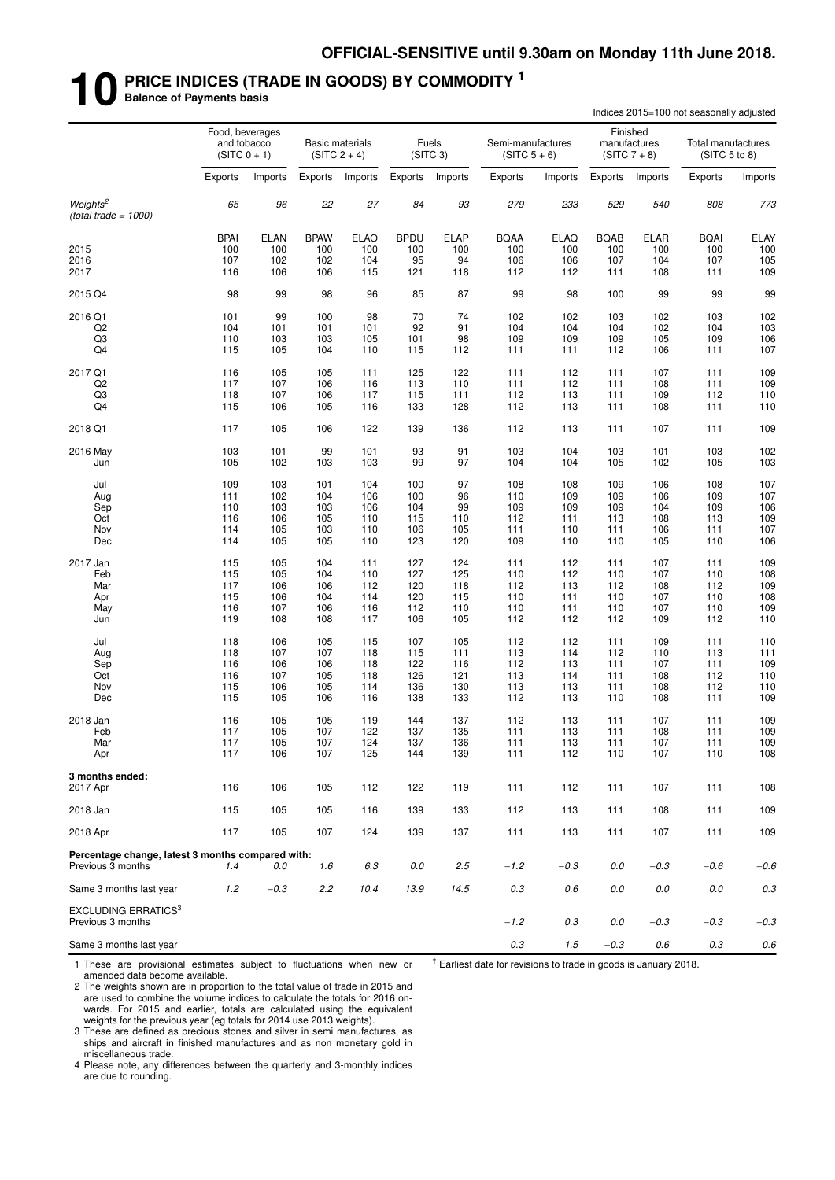**OFFICIAL-SENSITIVE until 9.30am on Monday 11th June 2018.**

# 10 PRICE INDICES (TRADE IN GOODS) BY COMMODITY [1]

**Balance of Payments basis**

Indices 2015=100 not seasonally adjusted

| | Food, beverages and tobacco (SITC 0 + 1) | | Basic materials (SITC 2 + 4) | | Fuels (SITC 3) | | Semi-manufactures (SITC 5 + 6) | | Finished manufactures (SITC 7 + 8) | | Total manufactures (SITC 5 to 8) | |
|---|---|---|---|---|---|---|---|---|---|---|---|---|
| | Exports | Imports | Exports | Imports | Exports | Imports | Exports | Imports | Exports | Imports | Exports | Imports |
| *Weights[2] (total trade = 1000)* | *65* | *96* | *22* | *27* | *84* | *93* | *279* | *233* | *529* | *540* | *808* | *773* |
| | BPAI | ELAN | BPAW | ELAO | BPDU | ELAP | BQAA | ELAQ | BQAB | ELAR | BQAI | ELAY |
| 2015 | 100 | 100 | 100 | 100 | 100 | 100 | 100 | 100 | 100 | 100 | 100 | 100 |
| 2016 | 107 | 102 | 102 | 104 | 95 | 94 | 106 | 106 | 107 | 104 | 107 | 105 |
| 2017 | 116 | 106 | 106 | 115 | 121 | 118 | 112 | 112 | 111 | 108 | 111 | 109 |
| 2015 Q4 | 98 | 99 | 98 | 96 | 85 | 87 | 99 | 98 | 100 | 99 | 99 | 99 |
| 2016 Q1 | 101 | 99 | 100 | 98 | 70 | 74 | 102 | 102 | 103 | 102 | 103 | 102 |
| Q2 | 104 | 101 | 101 | 101 | 92 | 91 | 104 | 104 | 104 | 102 | 104 | 103 |
| Q3 | 110 | 103 | 103 | 105 | 101 | 98 | 109 | 109 | 109 | 105 | 109 | 106 |
| Q4 | 115 | 105 | 104 | 110 | 115 | 112 | 111 | 111 | 112 | 106 | 111 | 107 |
| 2017 Q1 | 116 | 105 | 105 | 111 | 125 | 122 | 111 | 112 | 111 | 107 | 111 | 109 |
| Q2 | 117 | 107 | 106 | 116 | 113 | 110 | 111 | 112 | 111 | 108 | 111 | 109 |
| Q3 | 118 | 107 | 106 | 117 | 115 | 111 | 112 | 113 | 111 | 109 | 112 | 110 |
| Q4 | 115 | 106 | 105 | 116 | 133 | 128 | 112 | 113 | 111 | 108 | 111 | 110 |
| 2018 Q1 | 117 | 105 | 106 | 122 | 139 | 136 | 112 | 113 | 111 | 107 | 111 | 109 |
| 2016 May | 103 | 101 | 99 | 101 | 93 | 91 | 103 | 104 | 103 | 101 | 103 | 102 |
| Jun | 105 | 102 | 103 | 103 | 99 | 97 | 104 | 104 | 105 | 102 | 105 | 103 |
| Jul | 109 | 103 | 101 | 104 | 100 | 97 | 108 | 108 | 109 | 106 | 108 | 107 |
| Aug | 111 | 102 | 104 | 106 | 100 | 96 | 110 | 109 | 109 | 106 | 109 | 107 |
| Sep | 110 | 103 | 103 | 106 | 104 | 99 | 109 | 109 | 109 | 104 | 109 | 106 |
| Oct | 116 | 106 | 105 | 110 | 115 | 110 | 112 | 111 | 113 | 108 | 113 | 109 |
| Nov | 114 | 105 | 103 | 110 | 106 | 105 | 111 | 110 | 111 | 106 | 111 | 107 |
| Dec | 114 | 105 | 105 | 110 | 123 | 120 | 109 | 110 | 110 | 105 | 110 | 106 |
| 2017 Jan | 115 | 105 | 104 | 111 | 127 | 124 | 111 | 112 | 111 | 107 | 111 | 109 |
| Feb | 115 | 105 | 104 | 110 | 127 | 125 | 110 | 112 | 110 | 107 | 110 | 108 |
| Mar | 117 | 106 | 106 | 112 | 120 | 118 | 112 | 113 | 112 | 108 | 112 | 109 |
| Apr | 115 | 106 | 104 | 114 | 120 | 115 | 110 | 111 | 110 | 107 | 110 | 108 |
| May | 116 | 107 | 106 | 116 | 112 | 110 | 110 | 111 | 110 | 107 | 110 | 109 |
| Jun | 119 | 108 | 108 | 117 | 106 | 105 | 112 | 112 | 112 | 109 | 112 | 110 |
| Jul | 118 | 106 | 105 | 115 | 107 | 105 | 112 | 112 | 111 | 109 | 111 | 110 |
| Aug | 118 | 107 | 107 | 118 | 115 | 111 | 113 | 114 | 112 | 110 | 113 | 111 |
| Sep | 116 | 106 | 106 | 118 | 122 | 116 | 112 | 113 | 111 | 107 | 111 | 109 |
| Oct | 116 | 107 | 105 | 118 | 126 | 121 | 113 | 114 | 111 | 108 | 112 | 110 |
| Nov | 115 | 106 | 105 | 114 | 136 | 130 | 113 | 113 | 111 | 108 | 112 | 110 |
| Dec | 115 | 105 | 106 | 116 | 138 | 133 | 112 | 113 | 110 | 108 | 111 | 109 |
| 2018 Jan | 116 | 105 | 105 | 119 | 144 | 137 | 112 | 113 | 111 | 107 | 111 | 109 |
| Feb | 117 | 105 | 107 | 122 | 137 | 135 | 111 | 113 | 111 | 108 | 111 | 109 |
| Mar | 117 | 105 | 107 | 124 | 137 | 136 | 111 | 113 | 111 | 107 | 111 | 109 |
| Apr | 117 | 106 | 107 | 125 | 144 | 139 | 111 | 112 | 110 | 107 | 110 | 108 |
| **3 months ended:** | | | | | | | | | | | | |
| 2017 Apr | 116 | 106 | 105 | 112 | 122 | 119 | 111 | 112 | 111 | 107 | 111 | 108 |
| 2018 Jan | 115 | 105 | 105 | 116 | 139 | 133 | 112 | 113 | 111 | 108 | 111 | 109 |
| 2018 Apr | 117 | 105 | 107 | 124 | 139 | 137 | 111 | 113 | 111 | 107 | 111 | 109 |
| **Percentage change, latest 3 months compared with:** | | | | | | | | | | | | |
| Previous 3 months | *1.4* | *0.0* | *1.6* | *6.3* | *0.0* | *2.5* | *−1.2* | *−0.3* | *0.0* | *−0.3* | *−0.6* | *−0.6* |
| Same 3 months last year | *1.2* | *−0.3* | *2.2* | *10.4* | *13.9* | *14.5* | *0.3* | *0.6* | *0.0* | *0.0* | *0.0* | *0.3* |
| EXCLUDING ERRATICS[3] | | | | | | | | | | | | |
| Previous 3 months | | | | | | | *−1.2* | *0.3* | *0.0* | *−0.3* | *−0.3* | *−0.3* |
| Same 3 months last year | | | | | | | *0.3* | *1.5* | *−0.3* | *0.6* | *0.3* | *0.6* |

1 These are provisional estimates subject to fluctuations when new or amended data become available.

2 The weights shown are in proportion to the total value of trade in 2015 and are used to combine the volume indices to calculate the totals for 2016 onwards. For 2015 and earlier, totals are calculated using the equivalent weights for the previous year (eg totals for 2014 use 2013 weights).

3 These are defined as precious stones and silver in semi manufactures, as ships and aircraft in finished manufactures and as non monetary gold in miscellaneous trade.

4 Please note, any differences between the quarterly and 3-monthly indices are due to rounding.

† Earliest date for revisions to trade in goods is January 2018.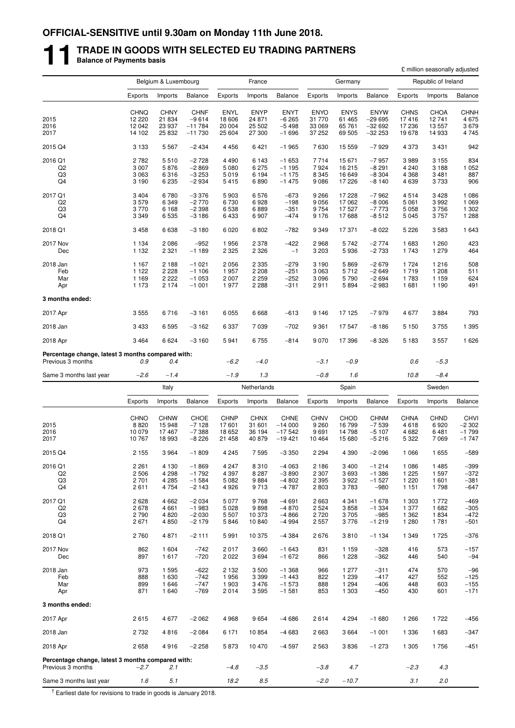**OFFICIAL-SENSITIVE until 9.30am on Monday 11th June 2018.**

# 11 TRADE IN GOODS WITH SELECTED EU TRADING PARTNERS

**Balance of Payments basis**

£ million seasonally adjusted

| | Belgium & Luxembourg | | | France | | | Germany | | | Republic of Ireland | | |
|---|---|---|---|---|---|---|---|---|---|---|---|---|
| | Exports | Imports | Balance | Exports | Imports | Balance | Exports | Imports | Balance | Exports | Imports | Balance |
| | CHNQ | CHNY | CHNF | ENYL | ENYP | ENYT | ENYO | ENYS | ENYW | CHNS | CHOA | CHNH |
| 2015 | 12 220 | 21 834 | −9 614 | 18 606 | 24 871 | −6 265 | 31 770 | 61 465 | −29 695 | 17 416 | 12 741 | 4 675 |
| 2016 | 12 042 | 23 937 | −11 784 | 20 004 | 25 502 | −5 498 | 33 069 | 65 761 | −32 692 | 17 236 | 13 557 | 3 679 |
| 2017 | 14 102 | 25 832 | −11 730 | 25 604 | 27 300 | −1 696 | 37 252 | 69 505 | −32 253 | 19 678 | 14 933 | 4 745 |
| 2015 Q4 | 3 133 | 5 567 | −2 434 | 4 456 | 6 421 | −1 965 | 7 630 | 15 559 | −7 929 | 4 373 | 3 431 | 942 |
| 2016 Q1 | 2 782 | 5 510 | −2 728 | 4 490 | 6 143 | −1 653 | 7 714 | 15 671 | −7 957 | 3 989 | 3 155 | 834 |
| Q2 | 3 007 | 5 876 | −2 869 | 5 080 | 6 275 | −1 195 | 7 924 | 16 215 | −8 291 | 4 240 | 3 188 | 1 052 |
| Q3 | 3 063 | 6 316 | −3 253 | 5 019 | 6 194 | −1 175 | 8 345 | 16 649 | −8 304 | 4 368 | 3 481 | 887 |
| Q4 | 3 190 | 6 235 | −2 934 | 5 415 | 6 890 | −1 475 | 9 086 | 17 226 | −8 140 | 4 639 | 3 733 | 906 |
| 2017 Q1 | 3 404 | 6 780 | −3 376 | 5 903 | 6 576 | −673 | 9 266 | 17 228 | −7 962 | 4 514 | 3 428 | 1 086 |
| Q2 | 3 579 | 6 349 | −2 770 | 6 730 | 6 928 | −198 | 9 056 | 17 062 | −8 006 | 5 061 | 3 992 | 1 069 |
| Q3 | 3 770 | 6 168 | −2 398 | 6 538 | 6 889 | −351 | 9 754 | 17 527 | −7 773 | 5 058 | 3 756 | 1 302 |
| Q4 | 3 349 | 6 535 | −3 186 | 6 433 | 6 907 | −474 | 9 176 | 17 688 | −8 512 | 5 045 | 3 757 | 1 288 |
| 2018 Q1 | 3 458 | 6 638 | −3 180 | 6 020 | 6 802 | −782 | 9 349 | 17 371 | −8 022 | 5 226 | 3 583 | 1 643 |
| 2017 Nov | 1 134 | 2 086 | −952 | 1 956 | 2 378 | −422 | 2 968 | 5 742 | −2 774 | 1 683 | 1 260 | 423 |
| Dec | 1 132 | 2 321 | −1 189 | 2 325 | 2 326 | −1 | 3 203 | 5 936 | −2 733 | 1 743 | 1 279 | 464 |
| 2018 Jan | 1 167 | 2 188 | −1 021 | 2 056 | 2 335 | −279 | 3 190 | 5 869 | −2 679 | 1 724 | 1 216 | 508 |
| Feb | 1 122 | 2 228 | −1 106 | 1 957 | 2 208 | −251 | 3 063 | 5 712 | −2 649 | 1 719 | 1 208 | 511 |
| Mar | 1 169 | 2 222 | −1 053 | 2 007 | 2 259 | −252 | 3 096 | 5 790 | −2 694 | 1 783 | 1 159 | 624 |
| Apr | 1 173 | 2 174 | −1 001 | 1 977 | 2 288 | −311 | 2 911 | 5 894 | −2 983 | 1 681 | 1 190 | 491 |
| **3 months ended:** | | | | | | | | | | | | |
| 2017 Apr | 3 555 | 6 716 | −3 161 | 6 055 | 6 668 | −613 | 9 146 | 17 125 | −7 979 | 4 677 | 3 884 | 793 |
| 2018 Jan | 3 433 | 6 595 | −3 162 | 6 337 | 7 039 | −702 | 9 361 | 17 547 | −8 186 | 5 150 | 3 755 | 1 395 |
| 2018 Apr | 3 464 | 6 624 | −3 160 | 5 941 | 6 755 | −814 | 9 070 | 17 396 | −8 326 | 5 183 | 3 557 | 1 626 |
| **Percentage change, latest 3 months compared with:** | | | | | | | | | | | | |
| Previous 3 months | *0.9* | *0.4* | | *−6.2* | *−4.0* | | *−3.1* | *−0.9* | | *0.6* | *−5.3* | |
| Same 3 months last year | *−2.6* | *−1.4* | | *−1.9* | *1.3* | | *−0.8* | *1.6* | | *10.8* | *−8.4* | |

| | Italy | | | Netherlands | | | Spain | | | Sweden | | |
|---|---|---|---|---|---|---|---|---|---|---|---|---|
| | Exports | Imports | Balance | Exports | Imports | Balance | Exports | Imports | Balance | Exports | Imports | Balance |
| | CHNO | CHNW | CHOE | CHNP | CHNX | CHNE | CHNV | CHOD | CHNM | CHNA | CHND | CHVI |
| 2015 | 8 820 | 15 948 | −7 128 | 17 601 | 31 601 | −14 000 | 9 260 | 16 799 | −7 539 | 4 618 | 6 920 | −2 302 |
| 2016 | 10 079 | 17 467 | −7 388 | 18 652 | 36 194 | −17 542 | 9 691 | 14 798 | −5 107 | 4 682 | 6 481 | −1 799 |
| 2017 | 10 767 | 18 993 | −8 226 | 21 458 | 40 879 | −19 421 | 10 464 | 15 680 | −5 216 | 5 322 | 7 069 | −1 747 |
| 2015 Q4 | 2 155 | 3 964 | −1 809 | 4 245 | 7 595 | −3 350 | 2 294 | 4 390 | −2 096 | 1 066 | 1 655 | −589 |
| 2016 Q1 | 2 261 | 4 130 | −1 869 | 4 247 | 8 310 | −4 063 | 2 186 | 3 400 | −1 214 | 1 086 | 1 485 | −399 |
| Q2 | 2 506 | 4 298 | −1 792 | 4 397 | 8 287 | −3 890 | 2 307 | 3 693 | −1 386 | 1 225 | 1 597 | −372 |
| Q3 | 2 701 | 4 285 | −1 584 | 5 082 | 9 884 | −4 802 | 2 395 | 3 922 | −1 527 | 1 220 | 1 601 | −381 |
| Q4 | 2 611 | 4 754 | −2 143 | 4 926 | 9 713 | −4 787 | 2 803 | 3 783 | −980 | 1 151 | 1 798 | −647 |
| 2017 Q1 | 2 628 | 4 662 | −2 034 | 5 077 | 9 768 | −4 691 | 2 663 | 4 341 | −1 678 | 1 303 | 1 772 | −469 |
| Q2 | 2 678 | 4 661 | −1 983 | 5 028 | 9 898 | −4 870 | 2 524 | 3 858 | −1 334 | 1 377 | 1 682 | −305 |
| Q3 | 2 790 | 4 820 | −2 030 | 5 507 | 10 373 | −4 866 | 2 720 | 3 705 | −985 | 1 362 | 1 834 | −472 |
| Q4 | 2 671 | 4 850 | −2 179 | 5 846 | 10 840 | −4 994 | 2 557 | 3 776 | −1 219 | 1 280 | 1 781 | −501 |
| 2018 Q1 | 2 760 | 4 871 | −2 111 | 5 991 | 10 375 | −4 384 | 2 676 | 3 810 | −1 134 | 1 349 | 1 725 | −376 |
| 2017 Nov | 862 | 1 604 | −742 | 2 017 | 3 660 | −1 643 | 831 | 1 159 | −328 | 416 | 573 | −157 |
| Dec | 897 | 1 617 | −720 | 2 022 | 3 694 | −1 672 | 866 | 1 228 | −362 | 446 | 540 | −94 |
| 2018 Jan | 973 | 1 595 | −622 | 2 132 | 3 500 | −1 368 | 966 | 1 277 | −311 | 474 | 570 | −96 |
| Feb | 888 | 1 630 | −742 | 1 956 | 3 399 | −1 443 | 822 | 1 239 | −417 | 427 | 552 | −125 |
| Mar | 899 | 1 646 | −747 | 1 903 | 3 476 | −1 573 | 888 | 1 294 | −406 | 448 | 603 | −155 |
| Apr | 871 | 1 640 | −769 | 2 014 | 3 595 | −1 581 | 853 | 1 303 | −450 | 430 | 601 | −171 |
| **3 months ended:** | | | | | | | | | | | | |
| 2017 Apr | 2 615 | 4 677 | −2 062 | 4 968 | 9 654 | −4 686 | 2 614 | 4 294 | −1 680 | 1 266 | 1 722 | −456 |
| 2018 Jan | 2 732 | 4 816 | −2 084 | 6 171 | 10 854 | −4 683 | 2 663 | 3 664 | −1 001 | 1 336 | 1 683 | −347 |
| 2018 Apr | 2 658 | 4 916 | −2 258 | 5 873 | 10 470 | −4 597 | 2 563 | 3 836 | −1 273 | 1 305 | 1 756 | −451 |
| **Percentage change, latest 3 months compared with:** | | | | | | | | | | | | |
| Previous 3 months | *−2.7* | *2.1* | | *−4.8* | *−3.5* | | *−3.8* | *4.7* | | *−2.3* | *4.3* | |
| Same 3 months last year | *1.6* | *5.1* | | *18.2* | *8.5* | | *−2.0* | *−10.7* | | *3.1* | *2.0* | |

† Earliest date for revisions to trade in goods is January 2018.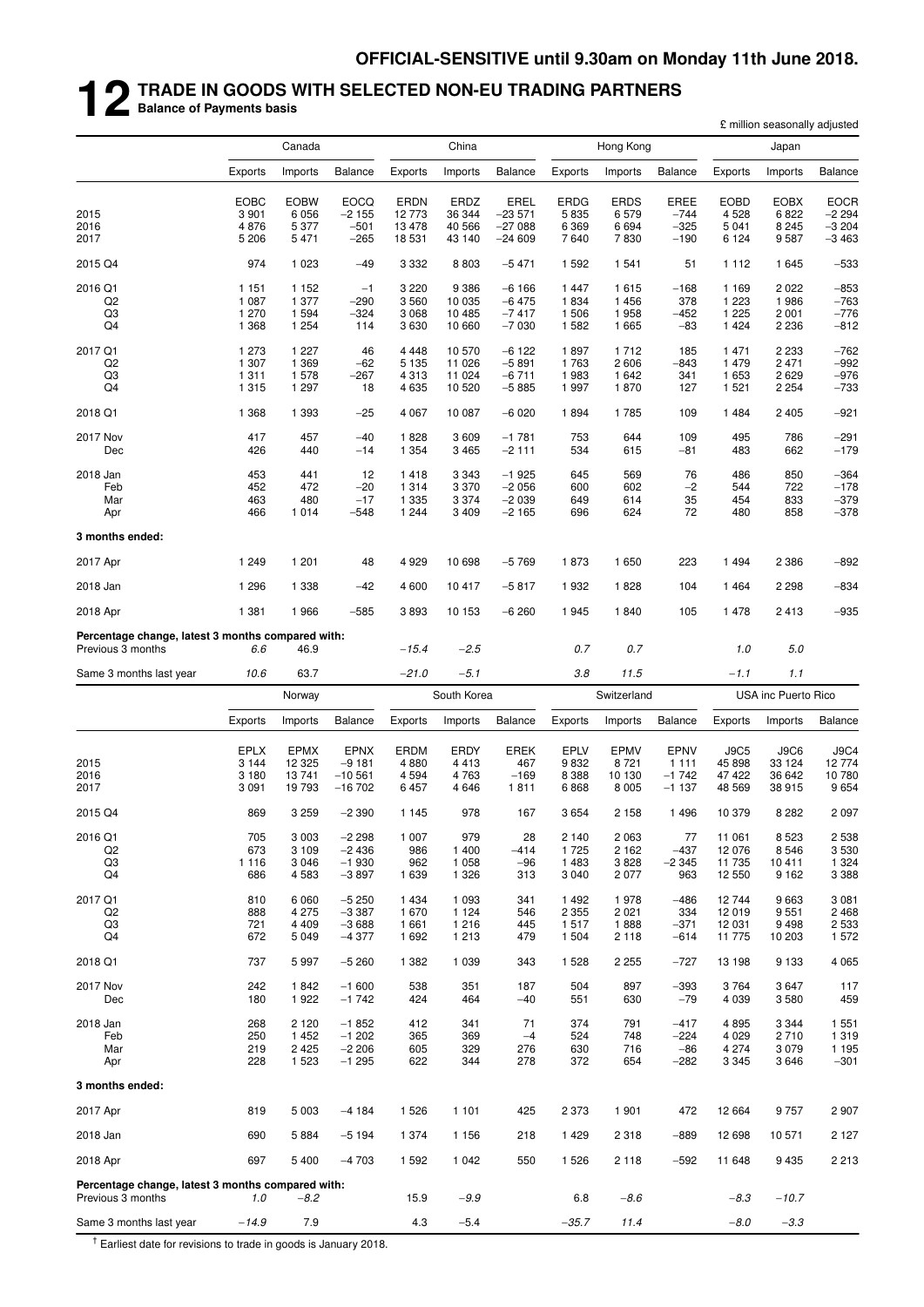**OFFICIAL-SENSITIVE until 9.30am on Monday 11th June 2018.**

# 12 TRADE IN GOODS WITH SELECTED NON-EU TRADING PARTNERS

**Balance of Payments basis**

£ million seasonally adjusted

| | Canada | | | China | | | Hong Kong | | | Japan | | |
|---|---|---|---|---|---|---|---|---|---|---|---|---|
| | Exports | Imports | Balance | Exports | Imports | Balance | Exports | Imports | Balance | Exports | Imports | Balance |
| | EOBC | EOBW | EOCQ | ERDN | ERDZ | EREL | ERDG | ERDS | EREE | EOBD | EOBX | EOCR |
| 2015 | 3 901 | 6 056 | −2 155 | 12 773 | 36 344 | −23 571 | 5 835 | 6 579 | −744 | 4 528 | 6 822 | −2 294 |
| 2016 | 4 876 | 5 377 | −501 | 13 478 | 40 566 | −27 088 | 6 369 | 6 694 | −325 | 5 041 | 8 245 | −3 204 |
| 2017 | 5 206 | 5 471 | −265 | 18 531 | 43 140 | −24 609 | 7 640 | 7 830 | −190 | 6 124 | 9 587 | −3 463 |
| 2015 Q4 | 974 | 1 023 | −49 | 3 332 | 8 803 | −5 471 | 1 592 | 1 541 | 51 | 1 112 | 1 645 | −533 |
| 2016 Q1 | 1 151 | 1 152 | −1 | 3 220 | 9 386 | −6 166 | 1 447 | 1 615 | −168 | 1 169 | 2 022 | −853 |
| Q2 | 1 087 | 1 377 | −290 | 3 560 | 10 035 | −6 475 | 1 834 | 1 456 | 378 | 1 223 | 1 986 | −763 |
| Q3 | 1 270 | 1 594 | −324 | 3 068 | 10 485 | −7 417 | 1 506 | 1 958 | −452 | 1 225 | 2 001 | −776 |
| Q4 | 1 368 | 1 254 | 114 | 3 630 | 10 660 | −7 030 | 1 582 | 1 665 | −83 | 1 424 | 2 236 | −812 |
| 2017 Q1 | 1 273 | 1 227 | 46 | 4 448 | 10 570 | −6 122 | 1 897 | 1 712 | 185 | 1 471 | 2 233 | −762 |
| Q2 | 1 307 | 1 369 | −62 | 5 135 | 11 026 | −5 891 | 1 763 | 2 606 | −843 | 1 479 | 2 471 | −992 |
| Q3 | 1 311 | 1 578 | −267 | 4 313 | 11 024 | −6 711 | 1 983 | 1 642 | 341 | 1 653 | 2 629 | −976 |
| Q4 | 1 315 | 1 297 | 18 | 4 635 | 10 520 | −5 885 | 1 997 | 1 870 | 127 | 1 521 | 2 254 | −733 |
| 2018 Q1 | 1 368 | 1 393 | −25 | 4 067 | 10 087 | −6 020 | 1 894 | 1785 | 109 | 1 484 | 2 405 | −921 |
| 2017 Nov | 417 | 457 | −40 | 1 828 | 3 609 | −1 781 | 753 | 644 | 109 | 495 | 786 | −291 |
| Dec | 426 | 440 | −14 | 1 354 | 3 465 | −2 111 | 534 | 615 | −81 | 483 | 662 | −179 |
| 2018 Jan | 453 | 441 | 12 | 1 418 | 3 343 | −1 925 | 645 | 569 | 76 | 486 | 850 | −364 |
| Feb | 452 | 472 | −20 | 1 314 | 3 370 | −2 056 | 600 | 602 | −2 | 544 | 722 | −178 |
| Mar | 463 | 480 | −17 | 1 335 | 3 374 | −2 039 | 649 | 614 | 35 | 454 | 833 | −379 |
| Apr | 466 | 1 014 | −548 | 1 244 | 3 409 | −2 165 | 696 | 624 | 72 | 480 | 858 | −378 |
| **3 months ended:** | | | | | | | | | | | | |
| 2017 Apr | 1 249 | 1 201 | 48 | 4 929 | 10 698 | −5 769 | 1 873 | 1 650 | 223 | 1 494 | 2 386 | −892 |
| 2018 Jan | 1 296 | 1 338 | −42 | 4 600 | 10 417 | −5 817 | 1 932 | 1 828 | 104 | 1 464 | 2 298 | −834 |
| 2018 Apr | 1 381 | 1 966 | −585 | 3 893 | 10 153 | −6 260 | 1 945 | 1 840 | 105 | 1 478 | 2 413 | −935 |
| **Percentage change, latest 3 months compared with:** | | | | | | | | | | | | |
| Previous 3 months | *6.6* | *46.9* | | *−15.4* | *−2.5* | | *0.7* | *0.7* | | *1.0* | *5.0* | |
| Same 3 months last year | *10.6* | *63.7* | | *−21.0* | *−5.1* | | *3.8* | *11.5* | | *−1.1* | *1.1* | |

| | Norway | | | South Korea | | | Switzerland | | | USA inc Puerto Rico | | |
|---|---|---|---|---|---|---|---|---|---|---|---|---|
| | Exports | Imports | Balance | Exports | Imports | Balance | Exports | Imports | Balance | Exports | Imports | Balance |
| | EPLX | EPMX | EPNX | ERDM | ERDY | EREK | EPLV | EPMV | EPNV | J9C5 | J9C6 | J9C4 |
| 2015 | 3 144 | 12 325 | −9 181 | 4 880 | 4 413 | 467 | 9 832 | 8 721 | 1 111 | 45 898 | 33 124 | 12 774 |
| 2016 | 3 180 | 13 741 | −10 561 | 4 594 | 4 763 | −169 | 8 388 | 10 130 | −1 742 | 47 422 | 36 642 | 10 780 |
| 2017 | 3 091 | 19 793 | −16 702 | 6 457 | 4 646 | 1 811 | 6 868 | 8 005 | −1 137 | 48 569 | 38 915 | 9 654 |
| 2015 Q4 | 869 | 3 259 | −2 390 | 1 145 | 978 | 167 | 3 654 | 2 158 | 1 496 | 10 379 | 8 282 | 2 097 |
| 2016 Q1 | 705 | 3 003 | −2 298 | 1 007 | 979 | 28 | 2 140 | 2 063 | 77 | 11 061 | 8 523 | 2 538 |
| Q2 | 673 | 3 109 | −2 436 | 986 | 1 400 | −414 | 1 725 | 2 162 | −437 | 12 076 | 8 546 | 3 530 |
| Q3 | 1 116 | 3 046 | −1 930 | 962 | 1 058 | −96 | 1 483 | 3 828 | −2 345 | 11 735 | 10 411 | 1 324 |
| Q4 | 686 | 4 583 | −3 897 | 1 639 | 1 326 | 313 | 3 040 | 2 077 | 963 | 12 550 | 9 162 | 3 388 |
| 2017 Q1 | 810 | 6 060 | −5 250 | 1 434 | 1 093 | 341 | 1 492 | 1 978 | −486 | 12 744 | 9 663 | 3 081 |
| Q2 | 888 | 4 275 | −3 387 | 1 670 | 1 124 | 546 | 2 355 | 2 021 | 334 | 12 019 | 9 551 | 2 468 |
| Q3 | 721 | 4 409 | −3 688 | 1 661 | 1 216 | 445 | 1 517 | 1 888 | −371 | 12 031 | 9 498 | 2 533 |
| Q4 | 672 | 5 049 | −4 377 | 1 692 | 1 213 | 479 | 1 504 | 2 118 | −614 | 11 775 | 10 203 | 1 572 |
| 2018 Q1 | 737 | 5 997 | −5 260 | 1 382 | 1 039 | 343 | 1 528 | 2 255 | −727 | 13 198 | 9 133 | 4 065 |
| 2017 Nov | 242 | 1 842 | −1 600 | 538 | 351 | 187 | 504 | 897 | −393 | 3 764 | 3 647 | 117 |
| Dec | 180 | 1 922 | −1 742 | 424 | 464 | −40 | 551 | 630 | −79 | 4 039 | 3 580 | 459 |
| 2018 Jan | 268 | 2 120 | −1 852 | 412 | 341 | 71 | 374 | 791 | −417 | 4 895 | 3 344 | 1 551 |
| Feb | 250 | 1 452 | −1 202 | 365 | 369 | −4 | 524 | 748 | −224 | 4 029 | 2 710 | 1 319 |
| Mar | 219 | 2 425 | −2 206 | 605 | 329 | 276 | 630 | 716 | −86 | 4 274 | 3 079 | 1 195 |
| Apr | 228 | 1 523 | −1 295 | 622 | 344 | 278 | 372 | 654 | −282 | 3 345 | 3 646 | −301 |
| **3 months ended:** | | | | | | | | | | | | |
| 2017 Apr | 819 | 5 003 | −4 184 | 1 526 | 1 101 | 425 | 2 373 | 1 901 | 472 | 12 664 | 9 757 | 2 907 |
| 2018 Jan | 690 | 5 884 | −5 194 | 1 374 | 1 156 | 218 | 1 429 | 2 318 | −889 | 12 698 | 10 571 | 2 127 |
| 2018 Apr | 697 | 5 400 | −4 703 | 1 592 | 1 042 | 550 | 1 526 | 2 118 | −592 | 11 648 | 9 435 | 2 213 |
| **Percentage change, latest 3 months compared with:** | | | | | | | | | | | | |
| Previous 3 months | *1.0* | *−8.2* | | *15.9* | *−9.9* | | *6.8* | *−8.6* | | *−8.3* | *−10.7* | |
| Same 3 months last year | *−14.9* | *7.9* | | *4.3* | *−5.4* | | *−35.7* | *11.4* | | *−8.0* | *−3.3* | |

† Earliest date for revisions to trade in goods is January 2018.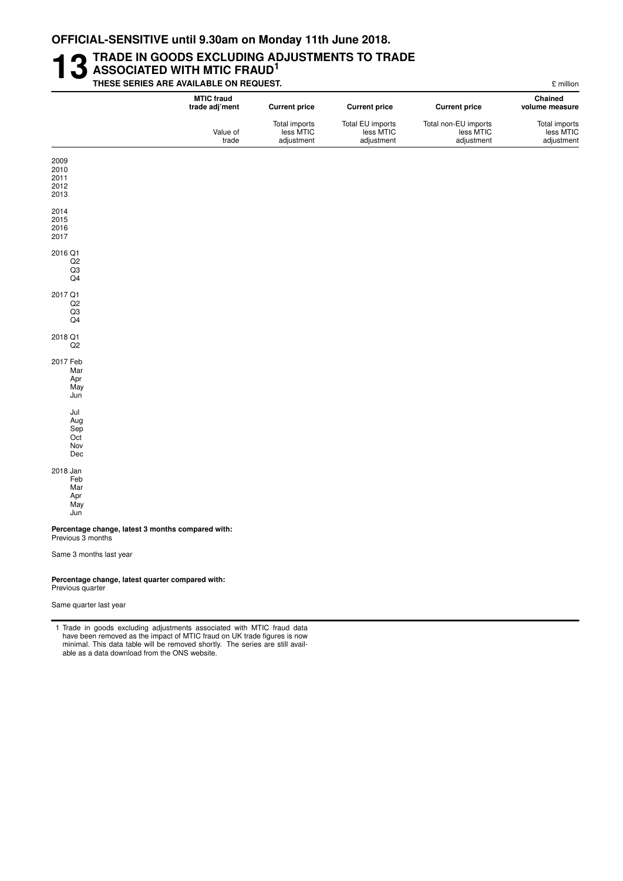**OFFICIAL-SENSITIVE until 9.30am on Monday 11th June 2018.**

# 13 TRADE IN GOODS EXCLUDING ADJUSTMENTS TO TRADE ASSOCIATED WITH MTIC FRAUD[1]

**THESE SERIES ARE AVAILABLE ON REQUEST.**

£ million

| | MTIC fraud trade adj'ment | Current price | Current price | Current price | Chained volume measure |
|---|---|---|---|---|---|
| | Value of trade | Total imports less MTIC adjustment | Total EU imports less MTIC adjustment | Total non-EU imports less MTIC adjustment | Total imports less MTIC adjustment |
| 2009 | | | | | |
| 2010 | | | | | |
| 2011 | | | | | |
| 2012 | | | | | |
| 2013 | | | | | |
| 2014 | | | | | |
| 2015 | | | | | |
| 2016 | | | | | |
| 2017 | | | | | |
| 2016 Q1 | | | | | |
| Q2 | | | | | |
| Q3 | | | | | |
| Q4 | | | | | |
| 2017 Q1 | | | | | |
| Q2 | | | | | |
| Q3 | | | | | |
| Q4 | | | | | |
| 2018 Q1 | | | | | |
| Q2 | | | | | |
| 2017 Feb | | | | | |
| Mar | | | | | |
| Apr | | | | | |
| May | | | | | |
| Jun | | | | | |
| Jul | | | | | |
| Aug | | | | | |
| Sep | | | | | |
| Oct | | | | | |
| Nov | | | | | |
| Dec | | | | | |
| 2018 Jan | | | | | |
| Feb | | | | | |
| Mar | | | | | |
| Apr | | | | | |
| May | | | | | |
| Jun | | | | | |
| **Percentage change, latest 3 months compared with:** | | | | | |
| Previous 3 months | | | | | |
| Same 3 months last year | | | | | |
| **Percentage change, latest quarter compared with:** | | | | | |
| Previous quarter | | | | | |
| Same quarter last year | | | | | |

1 Trade in goods excluding adjustments associated with MTIC fraud data have been removed as the impact of MTIC fraud on UK trade figures is now minimal. This data table will be removed shortly. The series are still available as a data download from the ONS website.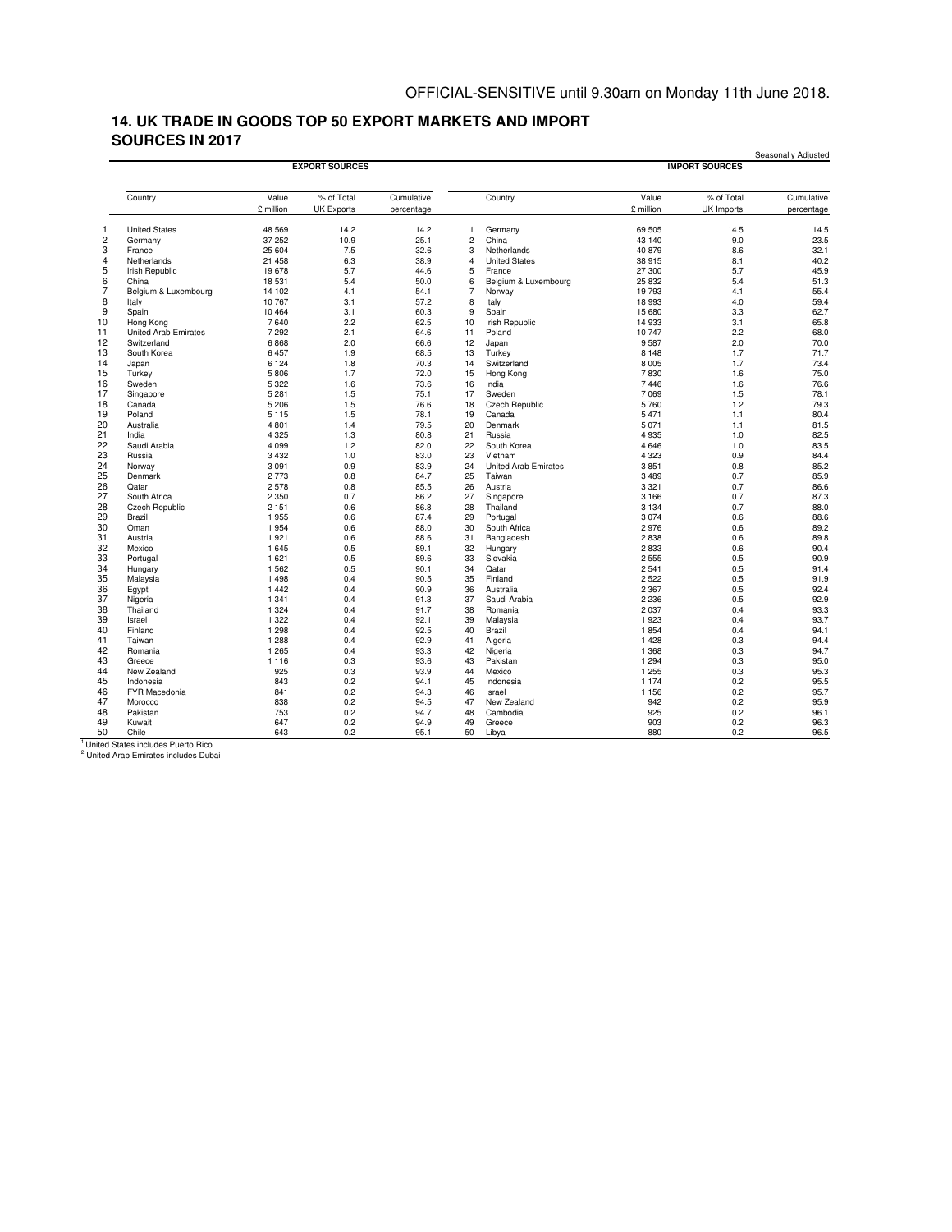OFFICIAL-SENSITIVE until 9.30am on Monday 11th June 2018.

## 14. UK TRADE IN GOODS TOP 50 EXPORT MARKETS AND IMPORT SOURCES IN 2017

Seasonally Adjusted

| | EXPORT SOURCES | | | | | IMPORT SOURCES | | | |
|---|---|---|---|---|---|---|---|---|---|
| | Country | Value £ million | % of Total UK Exports | Cumulative percentage | | Country | Value £ million | % of Total UK Imports | Cumulative percentage |
| 1 | United States | 48 569 | 14.2 | 14.2 | 1 | Germany | 69 505 | 14.5 | 14.5 |
| 2 | Germany | 37 252 | 10.9 | 25.1 | 2 | China | 43 140 | 9.0 | 23.5 |
| 3 | France | 25 604 | 7.5 | 32.6 | 3 | Netherlands | 40 879 | 8.6 | 32.1 |
| 4 | Netherlands | 21 458 | 6.3 | 38.9 | 4 | United States | 38 915 | 8.1 | 40.2 |
| 5 | Irish Republic | 19 678 | 5.7 | 44.6 | 5 | France | 27 300 | 5.7 | 45.9 |
| 6 | China | 18 531 | 5.4 | 50.0 | 6 | Belgium & Luxembourg | 25 832 | 5.4 | 51.3 |
| 7 | Belgium & Luxembourg | 14 102 | 4.1 | 54.1 | 7 | Norway | 19 793 | 4.1 | 55.4 |
| 8 | Italy | 10 767 | 3.1 | 57.2 | 8 | Italy | 18 993 | 4.0 | 59.4 |
| 9 | Spain | 10 464 | 3.1 | 60.3 | 9 | Spain | 15 680 | 3.3 | 62.7 |
| 10 | Hong Kong | 7 640 | 2.2 | 62.5 | 10 | Irish Republic | 14 933 | 3.1 | 65.8 |
| 11 | United Arab Emirates | 7 292 | 2.1 | 64.6 | 11 | Poland | 10 747 | 2.2 | 68.0 |
| 12 | Switzerland | 6 868 | 2.0 | 66.6 | 12 | Japan | 9 587 | 2.0 | 70.0 |
| 13 | South Korea | 6 457 | 1.9 | 68.5 | 13 | Turkey | 8 148 | 1.7 | 71.7 |
| 14 | Japan | 6 124 | 1.8 | 70.3 | 14 | Switzerland | 8 005 | 1.7 | 73.4 |
| 15 | Turkey | 5 806 | 1.7 | 72.0 | 15 | Hong Kong | 7 830 | 1.6 | 75.0 |
| 16 | Sweden | 5 322 | 1.6 | 73.6 | 16 | India | 7 446 | 1.6 | 76.6 |
| 17 | Singapore | 5 281 | 1.5 | 75.1 | 17 | Sweden | 7 069 | 1.5 | 78.1 |
| 18 | Canada | 5 206 | 1.5 | 76.6 | 18 | Czech Republic | 5 760 | 1.2 | 79.3 |
| 19 | Poland | 5 115 | 1.5 | 78.1 | 19 | Canada | 5 471 | 1.1 | 80.4 |
| 20 | Australia | 4 801 | 1.4 | 79.5 | 20 | Denmark | 5 071 | 1.1 | 81.5 |
| 21 | India | 4 325 | 1.3 | 80.8 | 21 | Russia | 4 935 | 1.0 | 82.5 |
| 22 | Saudi Arabia | 4 099 | 1.2 | 82.0 | 22 | South Korea | 4 646 | 1.0 | 83.5 |
| 23 | Russia | 3 432 | 1.0 | 83.0 | 23 | Vietnam | 4 323 | 0.9 | 84.4 |
| 24 | Norway | 3 091 | 0.9 | 83.9 | 24 | United Arab Emirates | 3 851 | 0.8 | 85.2 |
| 25 | Denmark | 2 773 | 0.8 | 84.7 | 25 | Taiwan | 3 489 | 0.7 | 85.9 |
| 26 | Qatar | 2 578 | 0.8 | 85.5 | 26 | Austria | 3 321 | 0.7 | 86.6 |
| 27 | South Africa | 2 350 | 0.7 | 86.2 | 27 | Singapore | 3 166 | 0.7 | 87.3 |
| 28 | Czech Republic | 2 151 | 0.6 | 86.8 | 28 | Thailand | 3 134 | 0.7 | 88.0 |
| 29 | Brazil | 1 955 | 0.6 | 87.4 | 29 | Portugal | 3 074 | 0.6 | 88.6 |
| 30 | Oman | 1 954 | 0.6 | 88.0 | 30 | South Africa | 2 976 | 0.6 | 89.2 |
| 31 | Austria | 1 921 | 0.6 | 88.6 | 31 | Bangladesh | 2 838 | 0.6 | 89.8 |
| 32 | Mexico | 1 645 | 0.5 | 89.1 | 32 | Hungary | 2 833 | 0.6 | 90.4 |
| 33 | Portugal | 1 621 | 0.5 | 89.6 | 33 | Slovakia | 2 555 | 0.5 | 90.9 |
| 34 | Hungary | 1 562 | 0.5 | 90.1 | 34 | Qatar | 2 541 | 0.5 | 91.4 |
| 35 | Malaysia | 1 498 | 0.4 | 90.5 | 35 | Finland | 2 522 | 0.5 | 91.9 |
| 36 | Egypt | 1 442 | 0.4 | 90.9 | 36 | Australia | 2 367 | 0.5 | 92.4 |
| 37 | Nigeria | 1 341 | 0.4 | 91.3 | 37 | Saudi Arabia | 2 236 | 0.5 | 92.9 |
| 38 | Thailand | 1 324 | 0.4 | 91.7 | 38 | Romania | 2 037 | 0.4 | 93.3 |
| 39 | Israel | 1 322 | 0.4 | 92.1 | 39 | Malaysia | 1 923 | 0.4 | 93.7 |
| 40 | Finland | 1 298 | 0.4 | 92.5 | 40 | Brazil | 1 854 | 0.4 | 94.1 |
| 41 | Taiwan | 1 288 | 0.4 | 92.9 | 41 | Algeria | 1 428 | 0.3 | 94.4 |
| 42 | Romania | 1 265 | 0.4 | 93.3 | 42 | Nigeria | 1 368 | 0.3 | 94.7 |
| 43 | Greece | 1 116 | 0.3 | 93.6 | 43 | Pakistan | 1 294 | 0.3 | 95.0 |
| 44 | New Zealand | 925 | 0.3 | 93.9 | 44 | Mexico | 1 255 | 0.3 | 95.3 |
| 45 | Indonesia | 843 | 0.2 | 94.1 | 45 | Indonesia | 1 174 | 0.2 | 95.5 |
| 46 | FYR Macedonia | 841 | 0.2 | 94.3 | 46 | Israel | 1 156 | 0.2 | 95.7 |
| 47 | Morocco | 838 | 0.2 | 94.5 | 47 | New Zealand | 942 | 0.2 | 95.9 |
| 48 | Pakistan | 753 | 0.2 | 94.7 | 48 | Cambodia | 925 | 0.2 | 96.1 |
| 49 | Kuwait | 647 | 0.2 | 94.9 | 49 | Greece | 903 | 0.2 | 96.3 |
| 50 | Chile | 643 | 0.2 | 95.1 | 50 | Libya | 880 | 0.2 | 96.5 |

[1] United States includes Puerto Rico
[2] United Arab Emirates includes Dubai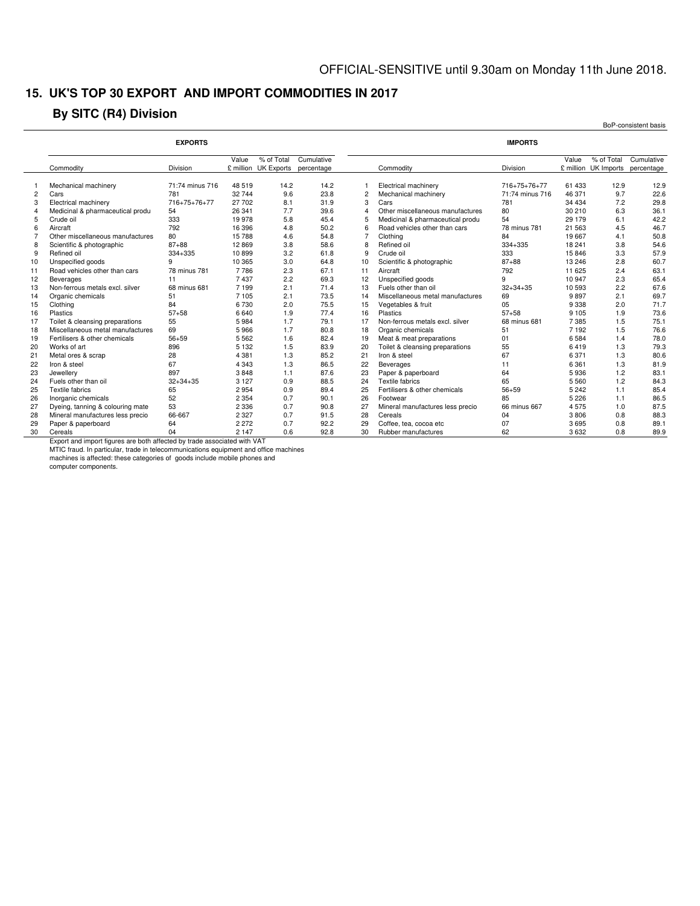OFFICIAL-SENSITIVE until 9.30am on Monday 11th June 2018.

## 15. UK'S TOP 30 EXPORT AND IMPORT COMMODITIES IN 2017

### By SITC (R4) Division

BoP-consistent basis

| | EXPORTS | | | | | | IMPORTS | | | | |
|---|---|---|---|---|---|---|---|---|---|---|---|
| | Commodity | Division | Value £ million | % of Total UK Exports | Cumulative percentage | | Commodity | Division | Value £ million | % of Total UK Imports | Cumulative percentage |
| 1 | Mechanical machinery | 71:74 minus 716 | 48 519 | 14.2 | 14.2 | 1 | Electrical machinery | 716+75+76+77 | 61 433 | 12.9 | 12.9 |
| 2 | Cars | 781 | 32 744 | 9.6 | 23.8 | 2 | Mechanical machinery | 71:74 minus 716 | 46 371 | 9.7 | 22.6 |
| 3 | Electrical machinery | 716+75+76+77 | 27 702 | 8.1 | 31.9 | 3 | Cars | 781 | 34 434 | 7.2 | 29.8 |
| 4 | Medicinal & pharmaceutical produ | 54 | 26 341 | 7.7 | 39.6 | 4 | Other miscellaneous manufactures | 80 | 30 210 | 6.3 | 36.1 |
| 5 | Crude oil | 333 | 19 978 | 5.8 | 45.4 | 5 | Medicinal & pharmaceutical produ | 54 | 29 179 | 6.1 | 42.2 |
| 6 | Aircraft | 792 | 16 396 | 4.8 | 50.2 | 6 | Road vehicles other than cars | 78 minus 781 | 21 563 | 4.5 | 46.7 |
| 7 | Other miscellaneous manufactures | 80 | 15 788 | 4.6 | 54.8 | 7 | Clothing | 84 | 19 667 | 4.1 | 50.8 |
| 8 | Scientific & photographic | 87+88 | 12 869 | 3.8 | 58.6 | 8 | Refined oil | 334+335 | 18 241 | 3.8 | 54.6 |
| 9 | Refined oil | 334+335 | 10 899 | 3.2 | 61.8 | 9 | Crude oil | 333 | 15 846 | 3.3 | 57.9 |
| 10 | Unspecified goods | 9 | 10 365 | 3.0 | 64.8 | 10 | Scientific & photographic | 87+88 | 13 246 | 2.8 | 60.7 |
| 11 | Road vehicles other than cars | 78 minus 781 | 7 786 | 2.3 | 67.1 | 11 | Aircraft | 792 | 11 625 | 2.4 | 63.1 |
| 12 | Beverages | 11 | 7 437 | 2.2 | 69.3 | 12 | Unspecified goods | 9 | 10 947 | 2.3 | 65.4 |
| 13 | Non-ferrous metals excl. silver | 68 minus 681 | 7 199 | 2.1 | 71.4 | 13 | Fuels other than oil | 32+34+35 | 10 593 | 2.2 | 67.6 |
| 14 | Organic chemicals | 51 | 7 105 | 2.1 | 73.5 | 14 | Miscellaneous metal manufactures | 69 | 9 897 | 2.1 | 69.7 |
| 15 | Clothing | 84 | 6 730 | 2.0 | 75.5 | 15 | Vegetables & fruit | 05 | 9 338 | 2.0 | 71.7 |
| 16 | Plastics | 57+58 | 6 640 | 1.9 | 77.4 | 16 | Plastics | 57+58 | 9 105 | 1.9 | 73.6 |
| 17 | Toilet & cleansing preparations | 55 | 5 984 | 1.7 | 79.1 | 17 | Non-ferrous metals excl. silver | 68 minus 681 | 7 385 | 1.5 | 75.1 |
| 18 | Miscellaneous metal manufactures | 69 | 5 966 | 1.7 | 80.8 | 18 | Organic chemicals | 51 | 7 192 | 1.5 | 76.6 |
| 19 | Fertilisers & other chemicals | 56+59 | 5 562 | 1.6 | 82.4 | 19 | Meat & meat preparations | 01 | 6 584 | 1.4 | 78.0 |
| 20 | Works of art | 896 | 5 132 | 1.5 | 83.9 | 20 | Toilet & cleansing preparations | 55 | 6 419 | 1.3 | 79.3 |
| 21 | Metal ores & scrap | 28 | 4 381 | 1.3 | 85.2 | 21 | Iron & steel | 67 | 6 371 | 1.3 | 80.6 |
| 22 | Iron & steel | 67 | 4 343 | 1.3 | 86.5 | 22 | Beverages | 11 | 6 361 | 1.3 | 81.9 |
| 23 | Jewellery | 897 | 3 848 | 1.1 | 87.6 | 23 | Paper & paperboard | 64 | 5 936 | 1.2 | 83.1 |
| 24 | Fuels other than oil | 32+34+35 | 3 127 | 0.9 | 88.5 | 24 | Textile fabrics | 65 | 5 560 | 1.2 | 84.3 |
| 25 | Textile fabrics | 65 | 2 954 | 0.9 | 89.4 | 25 | Fertilisers & other chemicals | 56+59 | 5 242 | 1.1 | 85.4 |
| 26 | Inorganic chemicals | 52 | 2 354 | 0.7 | 90.1 | 26 | Footwear | 85 | 5 226 | 1.1 | 86.5 |
| 27 | Dyeing, tanning & colouring mate | 53 | 2 336 | 0.7 | 90.8 | 27 | Mineral manufactures less precio | 66 minus 667 | 4 575 | 1.0 | 87.5 |
| 28 | Mineral manufactures less precio | 66-667 | 2 327 | 0.7 | 91.5 | 28 | Cereals | 04 | 3 806 | 0.8 | 88.3 |
| 29 | Paper & paperboard | 64 | 2 272 | 0.7 | 92.2 | 29 | Coffee, tea, cocoa etc | 07 | 3 695 | 0.8 | 89.1 |
| 30 | Cereals | 04 | 2 147 | 0.6 | 92.8 | 30 | Rubber manufactures | 62 | 3 632 | 0.8 | 89.9 |

Export and import figures are both affected by trade associated with VAT MTIC fraud. In particular, trade in telecommunications equipment and office machines machines is affected: these categories of goods include mobile phones and computer components.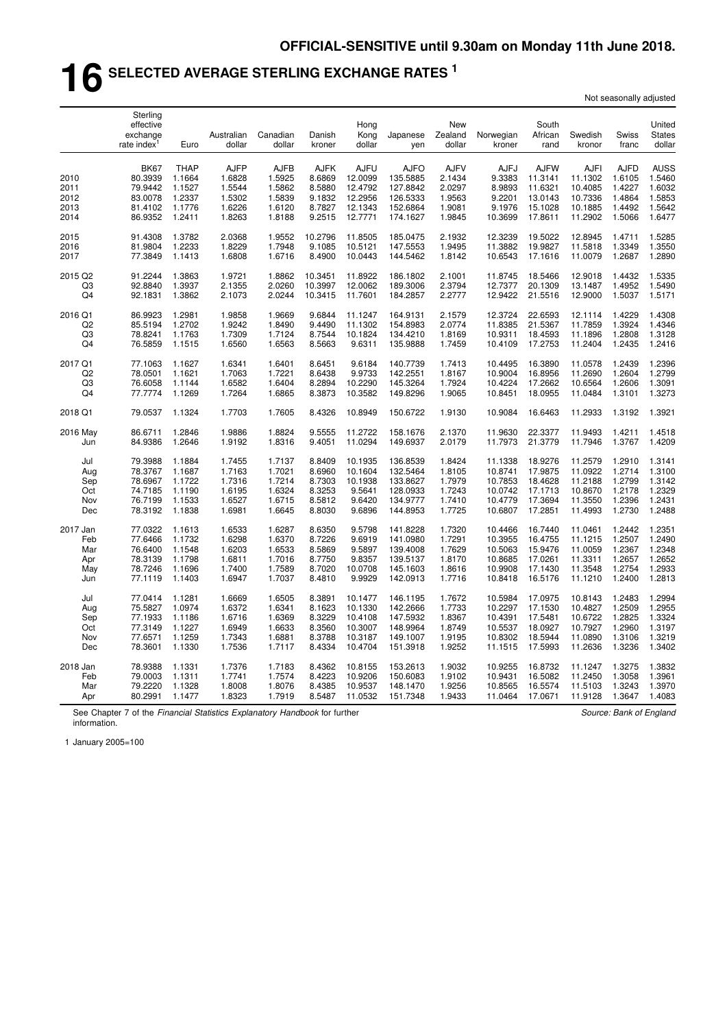**OFFICIAL-SENSITIVE until 9.30am on Monday 11th June 2018.**

# 16 SELECTED AVERAGE STERLING EXCHANGE RATES [1]

Not seasonally adjusted

| | Sterling effective exchange rate index[1] | Euro | Australian dollar | Canadian dollar | Danish kroner | Hong Kong dollar | Japanese yen | New Zealand dollar | Norwegian kroner | South African rand | Swedish kronor | Swiss franc | United States dollar |
|---|---|---|---|---|---|---|---|---|---|---|---|---|---|
| | BK67 | THAP | AJFP | AJFB | AJFK | AJFU | AJFO | AJFV | AJFJ | AJFW | AJFI | AJFD | AUSS |
| 2010 | 80.3939 | 1.1664 | 1.6828 | 1.5925 | 8.6869 | 12.0099 | 135.5885 | 2.1434 | 9.3383 | 11.3141 | 11.1302 | 1.6105 | 1.5460 |
| 2011 | 79.9442 | 1.1527 | 1.5544 | 1.5862 | 8.5880 | 12.4792 | 127.8842 | 2.0297 | 8.9893 | 11.6321 | 10.4085 | 1.4227 | 1.6032 |
| 2012 | 83.0078 | 1.2337 | 1.5302 | 1.5839 | 9.1832 | 12.2956 | 126.5333 | 1.9563 | 9.2201 | 13.0143 | 10.7336 | 1.4864 | 1.5853 |
| 2013 | 81.4102 | 1.1776 | 1.6226 | 1.6120 | 8.7827 | 12.1343 | 152.6864 | 1.9081 | 9.1976 | 15.1028 | 10.1885 | 1.4492 | 1.5642 |
| 2014 | 86.9352 | 1.2411 | 1.8263 | 1.8188 | 9.2515 | 12.7771 | 174.1627 | 1.9845 | 10.3699 | 17.8611 | 11.2902 | 1.5066 | 1.6477 |
| 2015 | 91.4308 | 1.3782 | 2.0368 | 1.9552 | 10.2796 | 11.8505 | 185.0475 | 2.1932 | 12.3239 | 19.5022 | 12.8945 | 1.4711 | 1.5285 |
| 2016 | 81.9804 | 1.2233 | 1.8229 | 1.7948 | 9.1085 | 10.5121 | 147.5553 | 1.9495 | 11.3882 | 19.9827 | 11.5818 | 1.3349 | 1.3550 |
| 2017 | 77.3849 | 1.1413 | 1.6808 | 1.6716 | 8.4900 | 10.0443 | 144.5462 | 1.8142 | 10.6543 | 17.1616 | 11.0079 | 1.2687 | 1.2890 |
| 2015 Q2 | 91.2244 | 1.3863 | 1.9721 | 1.8862 | 10.3451 | 11.8922 | 186.1802 | 2.1001 | 11.8745 | 18.5466 | 12.9018 | 1.4432 | 1.5335 |
| Q3 | 92.8840 | 1.3937 | 2.1355 | 2.0260 | 10.3997 | 12.0062 | 189.3006 | 2.3794 | 12.7377 | 20.1309 | 13.1487 | 1.4952 | 1.5490 |
| Q4 | 92.1831 | 1.3862 | 2.1073 | 2.0244 | 10.3415 | 11.7601 | 184.2857 | 2.2777 | 12.9422 | 21.5516 | 12.9000 | 1.5037 | 1.5171 |
| 2016 Q1 | 86.9923 | 1.2981 | 1.9858 | 1.9669 | 9.6844 | 11.1247 | 164.9131 | 2.1579 | 12.3724 | 22.6593 | 12.1114 | 1.4229 | 1.4308 |
| Q2 | 85.5194 | 1.2702 | 1.9242 | 1.8490 | 9.4490 | 11.1302 | 154.8983 | 2.0774 | 11.8385 | 21.5367 | 11.7859 | 1.3924 | 1.4346 |
| Q3 | 78.8241 | 1.1763 | 1.7309 | 1.7124 | 8.7544 | 10.1824 | 134.4210 | 1.8169 | 10.9311 | 18.4593 | 11.1896 | 1.2808 | 1.3128 |
| Q4 | 76.5859 | 1.1515 | 1.6560 | 1.6563 | 8.5663 | 9.6311 | 135.9888 | 1.7459 | 10.4109 | 17.2753 | 11.2404 | 1.2435 | 1.2416 |
| 2017 Q1 | 77.1063 | 1.1627 | 1.6341 | 1.6401 | 8.6451 | 9.6184 | 140.7739 | 1.7413 | 10.4495 | 16.3890 | 11.0578 | 1.2439 | 1.2396 |
| Q2 | 78.0501 | 1.1621 | 1.7063 | 1.7221 | 8.6438 | 9.9733 | 142.2551 | 1.8167 | 10.9004 | 16.8956 | 11.2690 | 1.2604 | 1.2799 |
| Q3 | 76.6058 | 1.1144 | 1.6582 | 1.6404 | 8.2894 | 10.2290 | 145.3264 | 1.7924 | 10.4224 | 17.2662 | 10.6564 | 1.2606 | 1.3091 |
| Q4 | 77.7774 | 1.1269 | 1.7264 | 1.6865 | 8.3873 | 10.3582 | 149.8296 | 1.9065 | 10.8451 | 18.0955 | 11.0484 | 1.3101 | 1.3273 |
| 2018 Q1 | 79.0537 | 1.1324 | 1.7703 | 1.7605 | 8.4326 | 10.8949 | 150.6722 | 1.9130 | 10.9084 | 16.6463 | 11.2933 | 1.3192 | 1.3921 |
| 2016 May | 86.6711 | 1.2846 | 1.9886 | 1.8824 | 9.5555 | 11.2722 | 158.1676 | 2.1370 | 11.9630 | 22.3377 | 11.9493 | 1.4211 | 1.4518 |
| Jun | 84.9386 | 1.2646 | 1.9192 | 1.8316 | 9.4051 | 11.0294 | 149.6937 | 2.0179 | 11.7973 | 21.3779 | 11.7946 | 1.3767 | 1.4209 |
| Jul | 79.3988 | 1.1884 | 1.7455 | 1.7137 | 8.8409 | 10.1935 | 136.8539 | 1.8424 | 11.1338 | 18.9276 | 11.2579 | 1.2910 | 1.3141 |
| Aug | 78.3767 | 1.1687 | 1.7163 | 1.7021 | 8.6960 | 10.1604 | 132.5464 | 1.8105 | 10.8741 | 17.9875 | 11.0922 | 1.2714 | 1.3100 |
| Sep | 78.6967 | 1.1722 | 1.7316 | 1.7214 | 8.7303 | 10.1938 | 133.8627 | 1.7979 | 10.7853 | 18.4628 | 11.2188 | 1.2799 | 1.3142 |
| Oct | 74.7185 | 1.1190 | 1.6195 | 1.6324 | 8.3253 | 9.5641 | 128.0933 | 1.7243 | 10.0742 | 17.1713 | 10.8670 | 1.2178 | 1.2329 |
| Nov | 76.7199 | 1.1533 | 1.6527 | 1.6715 | 8.5812 | 9.6420 | 134.9777 | 1.7410 | 10.4779 | 17.3694 | 11.3550 | 1.2396 | 1.2431 |
| Dec | 78.3192 | 1.1838 | 1.6981 | 1.6645 | 8.8030 | 9.6896 | 144.8953 | 1.7725 | 10.6807 | 17.2851 | 11.4993 | 1.2730 | 1.2488 |
| 2017 Jan | 77.0322 | 1.1613 | 1.6533 | 1.6287 | 8.6350 | 9.5798 | 141.8228 | 1.7320 | 10.4466 | 16.7440 | 11.0461 | 1.2442 | 1.2351 |
| Feb | 77.6466 | 1.1732 | 1.6298 | 1.6370 | 8.7226 | 9.6919 | 141.0980 | 1.7291 | 10.3955 | 16.4755 | 11.1215 | 1.2507 | 1.2490 |
| Mar | 76.6400 | 1.1548 | 1.6203 | 1.6533 | 8.5869 | 9.5897 | 139.4008 | 1.7629 | 10.5063 | 15.9476 | 11.0059 | 1.2367 | 1.2348 |
| Apr | 78.3139 | 1.1798 | 1.6811 | 1.7016 | 8.7750 | 9.8357 | 139.5137 | 1.8170 | 10.8685 | 17.0261 | 11.3311 | 1.2657 | 1.2652 |
| May | 78.7246 | 1.1696 | 1.7400 | 1.7589 | 8.7020 | 10.0708 | 145.1603 | 1.8616 | 10.9908 | 17.1430 | 11.3548 | 1.2754 | 1.2933 |
| Jun | 77.1119 | 1.1403 | 1.6947 | 1.7037 | 8.4810 | 9.9929 | 142.0913 | 1.7716 | 10.8418 | 16.5176 | 11.1210 | 1.2400 | 1.2813 |
| Jul | 77.0414 | 1.1281 | 1.6669 | 1.6505 | 8.3891 | 10.1477 | 146.1195 | 1.7672 | 10.5984 | 17.0975 | 10.8143 | 1.2483 | 1.2994 |
| Aug | 75.5827 | 1.0974 | 1.6372 | 1.6341 | 8.1623 | 10.1330 | 142.2666 | 1.7733 | 10.2297 | 17.1530 | 10.4827 | 1.2509 | 1.2955 |
| Sep | 77.1933 | 1.1186 | 1.6716 | 1.6369 | 8.3229 | 10.4108 | 147.5932 | 1.8367 | 10.4391 | 17.5481 | 10.6722 | 1.2825 | 1.3324 |
| Oct | 77.3149 | 1.1227 | 1.6949 | 1.6633 | 8.3560 | 10.3007 | 148.9964 | 1.8749 | 10.5537 | 18.0927 | 10.7927 | 1.2960 | 1.3197 |
| Nov | 77.6571 | 1.1259 | 1.7343 | 1.6881 | 8.3788 | 10.3187 | 149.1007 | 1.9195 | 10.8302 | 18.5944 | 11.0890 | 1.3106 | 1.3219 |
| Dec | 78.3601 | 1.1330 | 1.7536 | 1.7117 | 8.4334 | 10.4704 | 151.3918 | 1.9252 | 11.1515 | 17.5993 | 11.2636 | 1.3236 | 1.3402 |
| 2018 Jan | 78.9388 | 1.1331 | 1.7376 | 1.7183 | 8.4362 | 10.8155 | 153.2613 | 1.9032 | 10.9255 | 16.8732 | 11.1247 | 1.3275 | 1.3832 |
| Feb | 79.0003 | 1.1311 | 1.7741 | 1.7574 | 8.4223 | 10.9206 | 150.6083 | 1.9102 | 10.9431 | 16.5082 | 11.2450 | 1.3058 | 1.3961 |
| Mar | 79.2220 | 1.1328 | 1.8008 | 1.8076 | 8.4385 | 10.9537 | 148.1470 | 1.9256 | 10.8565 | 16.5574 | 11.5103 | 1.3243 | 1.3970 |
| Apr | 80.2991 | 1.1477 | 1.8323 | 1.7919 | 8.5487 | 11.0532 | 151.7348 | 1.9433 | 11.0464 | 17.0671 | 11.9128 | 1.3647 | 1.4083 |

See Chapter 7 of the *Financial Statistics Explanatory Handbook* for further information.

*Source: Bank of England*

1 January 2005=100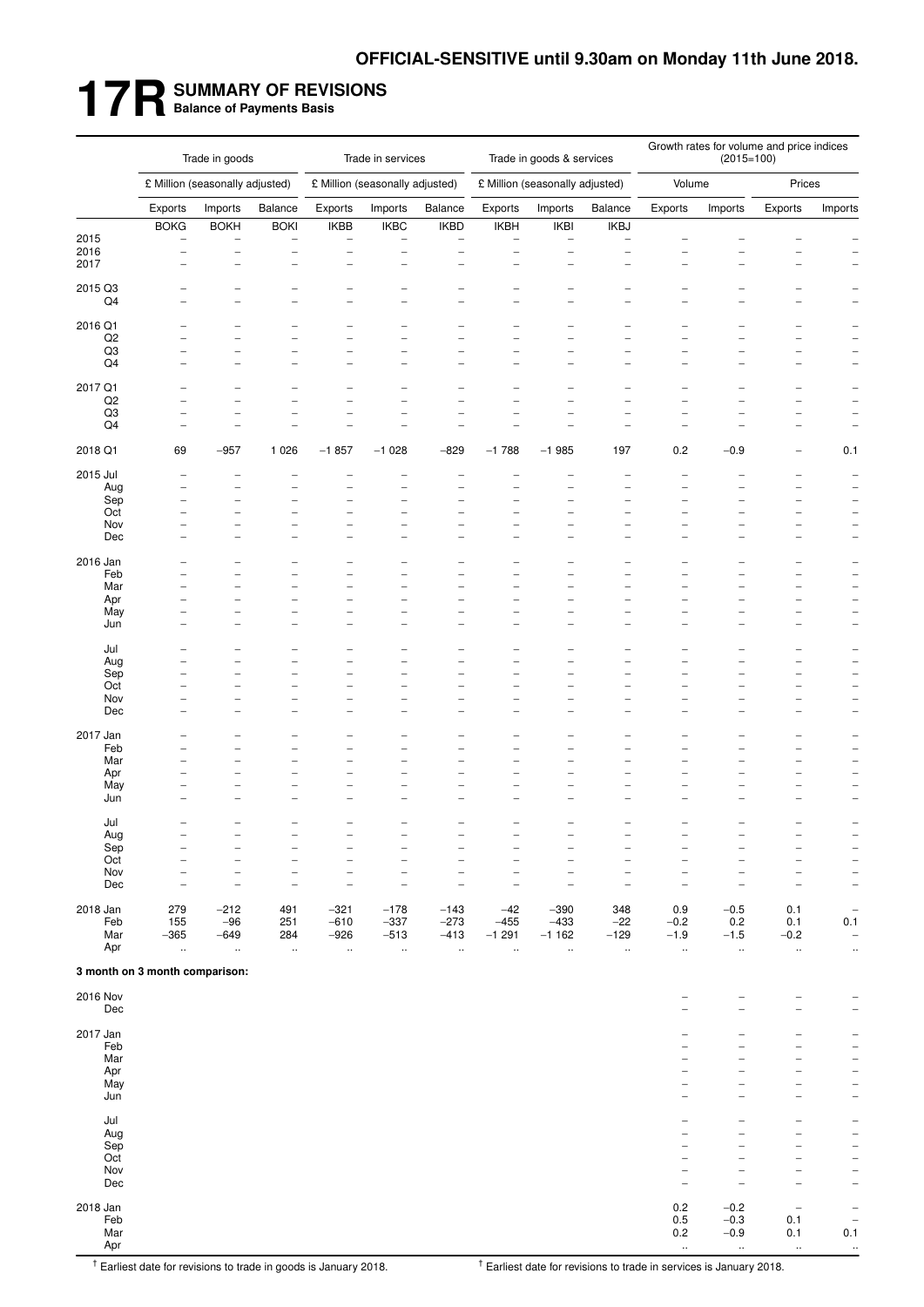**OFFICIAL-SENSITIVE until 9.30am on Monday 11th June 2018.**

# 17R SUMMARY OF REVISIONS
**Balance of Payments Basis**

| | Trade in goods | | | Trade in services | | | Trade in goods & services | | | Growth rates for volume and price indices (2015=100) | | | |
|---|---|---|---|---|---|---|---|---|---|---|---|---|---|
| | £ Million (seasonally adjusted) | | | £ Million (seasonally adjusted) | | | £ Million (seasonally adjusted) | | | Volume | | Prices | |
| | Exports | Imports | Balance | Exports | Imports | Balance | Exports | Imports | Balance | Exports | Imports | Exports | Imports |
| | BOKG | BOKH | BOKI | IKBB | IKBC | IKBD | IKBH | IKBI | IKBJ | | | | |
| 2015 | – | – | – | – | – | – | – | – | – | – | – | – | – |
| 2016 | – | – | – | – | – | – | – | – | – | – | – | – | – |
| 2017 | – | – | – | – | – | – | – | – | – | – | – | – | – |
| 2015 Q3 | – | – | – | – | – | – | – | – | – | – | – | – | – |
| Q4 | – | – | – | – | – | – | – | – | – | – | – | – | – |
| 2016 Q1 | – | – | – | – | – | – | – | – | – | – | – | – | – |
| Q2 | – | – | – | – | – | – | – | – | – | – | – | – | – |
| Q3 | – | – | – | – | – | – | – | – | – | – | – | – | – |
| Q4 | – | – | – | – | – | – | – | – | – | – | – | – | – |
| 2017 Q1 | – | – | – | – | – | – | – | – | – | – | – | – | – |
| Q2 | – | – | – | – | – | – | – | – | – | – | – | – | – |
| Q3 | – | – | – | – | – | – | – | – | – | – | – | – | – |
| Q4 | – | – | – | – | – | – | – | – | – | – | – | – | – |
| 2018 Q1 | 69 | −957 | 1 026 | −1 857 | −1 028 | −829 | −1 788 | −1 985 | 197 | 0.2 | −0.9 | – | 0.1 |
| 2015 Jul | – | – | – | – | – | – | – | – | – | – | – | – | – |
| Aug | – | – | – | – | – | – | – | – | – | – | – | – | – |
| Sep | – | – | – | – | – | – | – | – | – | – | – | – | – |
| Oct | – | – | – | – | – | – | – | – | – | – | – | – | – |
| Nov | – | – | – | – | – | – | – | – | – | – | – | – | – |
| Dec | – | – | – | – | – | – | – | – | – | – | – | – | – |
| 2016 Jan | – | – | – | – | – | – | – | – | – | – | – | – | – |
| Feb | – | – | – | – | – | – | – | – | – | – | – | – | – |
| Mar | – | – | – | – | – | – | – | – | – | – | – | – | – |
| Apr | – | – | – | – | – | – | – | – | – | – | – | – | – |
| May | – | – | – | – | – | – | – | – | – | – | – | – | – |
| Jun | – | – | – | – | – | – | – | – | – | – | – | – | – |
| Jul | – | – | – | – | – | – | – | – | – | – | – | – | – |
| Aug | – | – | – | – | – | – | – | – | – | – | – | – | – |
| Sep | – | – | – | – | – | – | – | – | – | – | – | – | – |
| Oct | – | – | – | – | – | – | – | – | – | – | – | – | – |
| Nov | – | – | – | – | – | – | – | – | – | – | – | – | – |
| Dec | – | – | – | – | – | – | – | – | – | – | – | – | – |
| 2017 Jan | – | – | – | – | – | – | – | – | – | – | – | – | – |
| Feb | – | – | – | – | – | – | – | – | – | – | – | – | – |
| Mar | – | – | – | – | – | – | – | – | – | – | – | – | – |
| Apr | – | – | – | – | – | – | – | – | – | – | – | – | – |
| May | – | – | – | – | – | – | – | – | – | – | – | – | – |
| Jun | – | – | – | – | – | – | – | – | – | – | – | – | – |
| Jul | – | – | – | – | – | – | – | – | – | – | – | – | – |
| Aug | – | – | – | – | – | – | – | – | – | – | – | – | – |
| Sep | – | – | – | – | – | – | – | – | – | – | – | – | – |
| Oct | – | – | – | – | – | – | – | – | – | – | – | – | – |
| Nov | – | – | – | – | – | – | – | – | – | – | – | – | – |
| Dec | – | – | – | – | – | – | – | – | – | – | – | – | – |
| 2018 Jan | 279 | −212 | 491 | −321 | −178 | −143 | −42 | −390 | 348 | 0.9 | −0.5 | 0.1 | – |
| Feb | 155 | −96 | 251 | −610 | −337 | −273 | −455 | −433 | −22 | −0.2 | 0.2 | 0.1 | 0.1 |
| Mar | −365 | −649 | 284 | −926 | −513 | −413 | −1 291 | −1 162 | −129 | −1.9 | −1.5 | −0.2 | – |
| Apr | .. | .. | .. | .. | .. | .. | .. | .. | .. | .. | .. | .. | .. |
| **3 month on 3 month comparison:** | | | | | | | | | | | | | |
| 2016 Nov | | | | | | | | | | – | – | – | – |
| Dec | | | | | | | | | | – | – | – | – |
| 2017 Jan | | | | | | | | | | – | – | – | – |
| Feb | | | | | | | | | | – | – | – | – |
| Mar | | | | | | | | | | – | – | – | – |
| Apr | | | | | | | | | | – | – | – | – |
| May | | | | | | | | | | – | – | – | – |
| Jun | | | | | | | | | | – | – | – | – |
| Jul | | | | | | | | | | – | – | – | – |
| Aug | | | | | | | | | | – | – | – | – |
| Sep | | | | | | | | | | – | – | – | – |
| Oct | | | | | | | | | | – | – | – | – |
| Nov | | | | | | | | | | – | – | – | – |
| Dec | | | | | | | | | | – | – | – | – |
| 2018 Jan | | | | | | | | | | 0.2 | −0.2 | – | – |
| Feb | | | | | | | | | | 0.5 | −0.3 | 0.1 | – |
| Mar | | | | | | | | | | 0.2 | −0.9 | 0.1 | 0.1 |
| Apr | | | | | | | | | | .. | .. | .. | .. |

† Earliest date for revisions to trade in goods is January 2018.

† Earliest date for revisions to trade in services is January 2018.